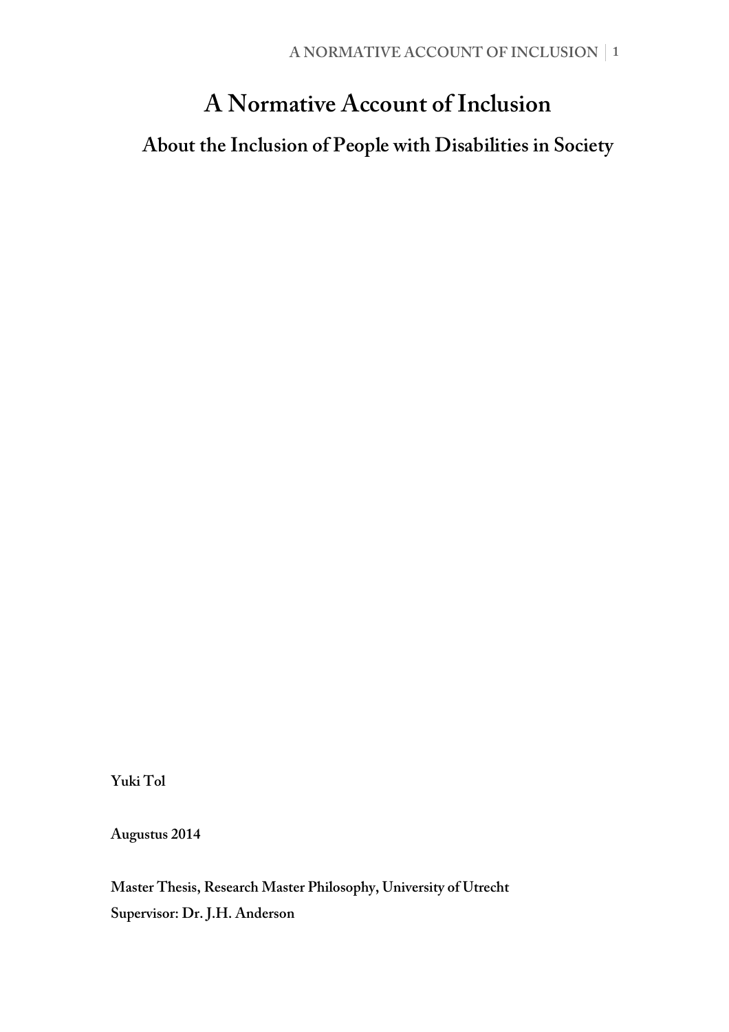# A Normative Account of Inclusion

## About the Inclusion of People with Disabilities in Society

**Yuki Tol**

**Augustus 2014**

**Master Thesis, Research Master Philosophy, University of Utrecht**
**Supervisor: Dr. J.H. Anderson**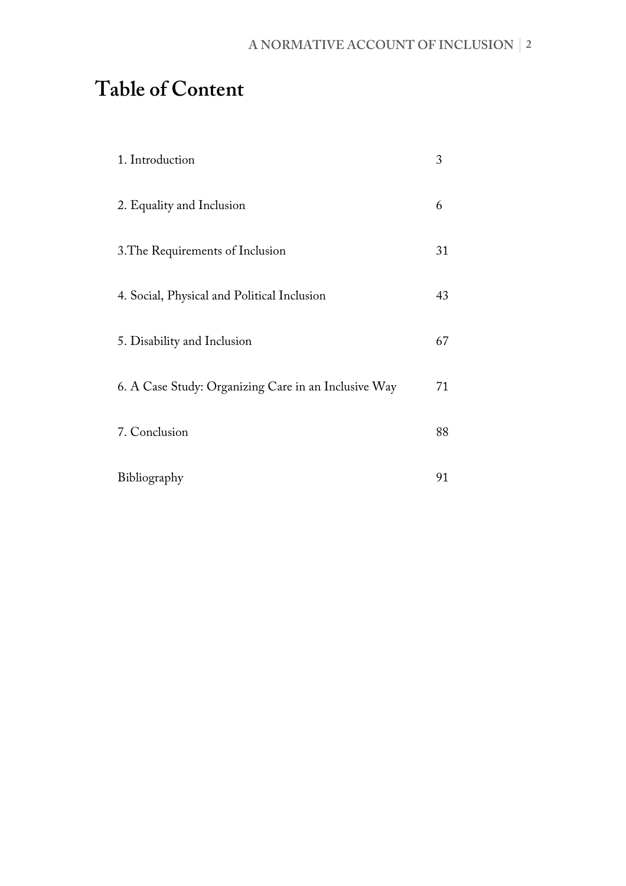# Table of Content

| | |
|---|---|
| 1. Introduction | 3 |
| 2. Equality and Inclusion | 6 |
| 3.The Requirements of Inclusion | 31 |
| 4. Social, Physical and Political Inclusion | 43 |
| 5. Disability and Inclusion | 67 |
| 6. A Case Study: Organizing Care in an Inclusive Way | 71 |
| 7. Conclusion | 88 |
| Bibliography | 91 |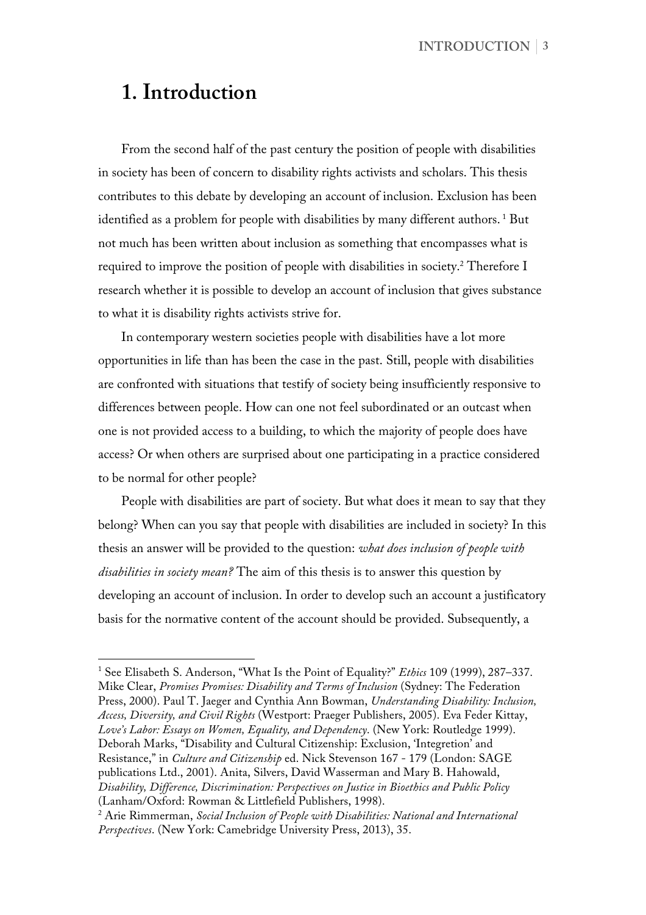# 1. Introduction

From the second half of the past century the position of people with disabilities in society has been of concern to disability rights activists and scholars. This thesis contributes to this debate by developing an account of inclusion. Exclusion has been identified as a problem for people with disabilities by many different authors. [1] But not much has been written about inclusion as something that encompasses what is required to improve the position of people with disabilities in society.[2] Therefore I research whether it is possible to develop an account of inclusion that gives substance to what it is disability rights activists strive for.

In contemporary western societies people with disabilities have a lot more opportunities in life than has been the case in the past. Still, people with disabilities are confronted with situations that testify of society being insufficiently responsive to differences between people. How can one not feel subordinated or an outcast when one is not provided access to a building, to which the majority of people does have access? Or when others are surprised about one participating in a practice considered to be normal for other people?

People with disabilities are part of society. But what does it mean to say that they belong? When can you say that people with disabilities are included in society? In this thesis an answer will be provided to the question: *what does inclusion of people with disabilities in society mean?* The aim of this thesis is to answer this question by developing an account of inclusion. In order to develop such an account a justificatory basis for the normative content of the account should be provided. Subsequently, a

---

[1] See Elisabeth S. Anderson, "What Is the Point of Equality?" *Ethics* 109 (1999), 287–337. Mike Clear, *Promises Promises: Disability and Terms of Inclusion* (Sydney: The Federation Press, 2000). Paul T. Jaeger and Cynthia Ann Bowman, *Understanding Disability: Inclusion, Access, Diversity, and Civil Rights* (Westport: Praeger Publishers, 2005). Eva Feder Kittay, *Love's Labor: Essays on Women, Equality, and Dependency.* (New York: Routledge 1999). Deborah Marks, "Disability and Cultural Citizenship: Exclusion, 'Integretion' and Resistance," in *Culture and Citizenship* ed. Nick Stevenson 167 - 179 (London: SAGE publications Ltd., 2001). Anita, Silvers, David Wasserman and Mary B. Hahowald, *Disability, Difference, Discrimination: Perspectives on Justice in Bioethics and Public Policy* (Lanham/Oxford: Rowman & Littlefield Publishers, 1998).

[2] Arie Rimmerman, *Social Inclusion of People with Disabilities: National and International Perspectives*. (New York: Camebridge University Press, 2013), 35.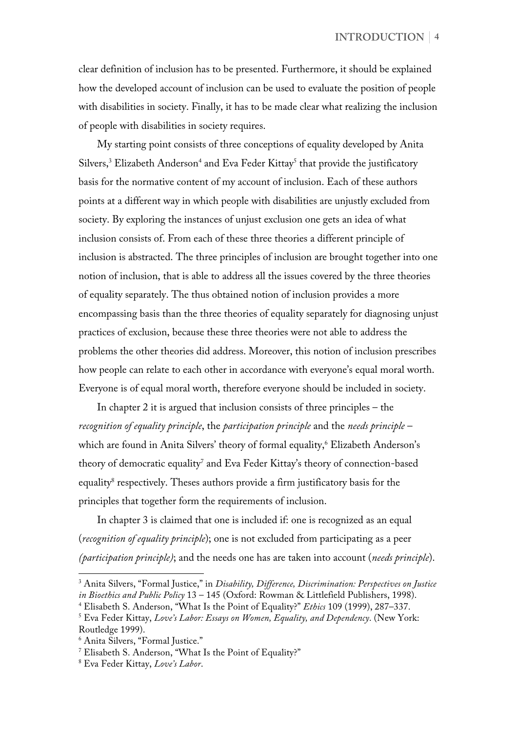clear definition of inclusion has to be presented. Furthermore, it should be explained how the developed account of inclusion can be used to evaluate the position of people with disabilities in society. Finally, it has to be made clear what realizing the inclusion of people with disabilities in society requires.

My starting point consists of three conceptions of equality developed by Anita Silvers,[3] Elizabeth Anderson[4] and Eva Feder Kittay[5] that provide the justificatory basis for the normative content of my account of inclusion. Each of these authors points at a different way in which people with disabilities are unjustly excluded from society. By exploring the instances of unjust exclusion one gets an idea of what inclusion consists of. From each of these three theories a different principle of inclusion is abstracted. The three principles of inclusion are brought together into one notion of inclusion, that is able to address all the issues covered by the three theories of equality separately. The thus obtained notion of inclusion provides a more encompassing basis than the three theories of equality separately for diagnosing unjust practices of exclusion, because these three theories were not able to address the problems the other theories did address. Moreover, this notion of inclusion prescribes how people can relate to each other in accordance with everyone's equal moral worth. Everyone is of equal moral worth, therefore everyone should be included in society.

In chapter 2 it is argued that inclusion consists of three principles – the *recognition of equality principle*, the *participation principle* and the *needs principle* – which are found in Anita Silvers' theory of formal equality,[6] Elizabeth Anderson's theory of democratic equality[7] and Eva Feder Kittay's theory of connection-based equality[8] respectively. Theses authors provide a firm justificatory basis for the principles that together form the requirements of inclusion.

In chapter 3 is claimed that one is included if: one is recognized as an equal (*recognition of equality principle*); one is not excluded from participating as a peer *(participation principle)*; and the needs one has are taken into account (*needs principle*).

---

[3] Anita Silvers, "Formal Justice," in *Disability, Difference, Discrimination: Perspectives on Justice in Bioethics and Public Policy* 13 – 145 (Oxford: Rowman & Littlefield Publishers, 1998).

[4] Elisabeth S. Anderson, "What Is the Point of Equality?" *Ethics* 109 (1999), 287–337.

[5] Eva Feder Kittay, *Love's Labor: Essays on Women, Equality, and Dependency*. (New York: Routledge 1999).

[6] Anita Silvers, "Formal Justice."

[7] Elisabeth S. Anderson, "What Is the Point of Equality?"

[8] Eva Feder Kittay, *Love's Labor*.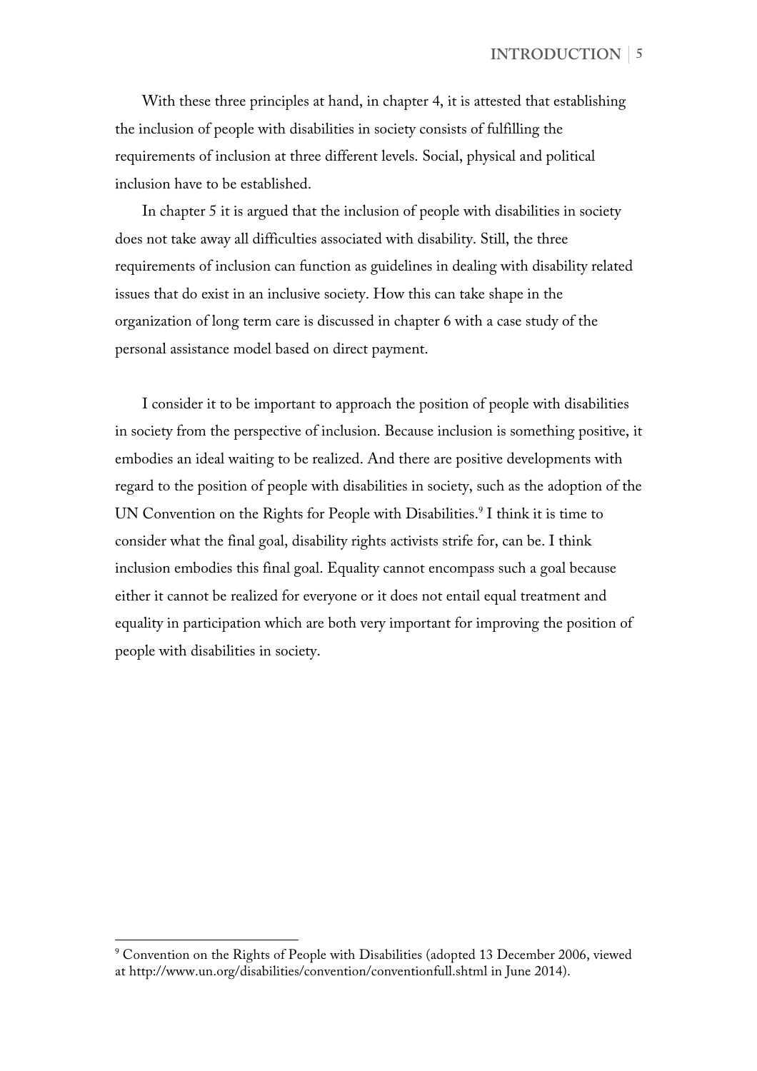With these three principles at hand, in chapter 4, it is attested that establishing the inclusion of people with disabilities in society consists of fulfilling the requirements of inclusion at three different levels. Social, physical and political inclusion have to be established.

In chapter 5 it is argued that the inclusion of people with disabilities in society does not take away all difficulties associated with disability. Still, the three requirements of inclusion can function as guidelines in dealing with disability related issues that do exist in an inclusive society. How this can take shape in the organization of long term care is discussed in chapter 6 with a case study of the personal assistance model based on direct payment.

I consider it to be important to approach the position of people with disabilities in society from the perspective of inclusion. Because inclusion is something positive, it embodies an ideal waiting to be realized. And there are positive developments with regard to the position of people with disabilities in society, such as the adoption of the UN Convention on the Rights for People with Disabilities.[9] I think it is time to consider what the final goal, disability rights activists strife for, can be. I think inclusion embodies this final goal. Equality cannot encompass such a goal because either it cannot be realized for everyone or it does not entail equal treatment and equality in participation which are both very important for improving the position of people with disabilities in society.

[9] Convention on the Rights of People with Disabilities (adopted 13 December 2006, viewed at http://www.un.org/disabilities/convention/conventionfull.shtml in June 2014).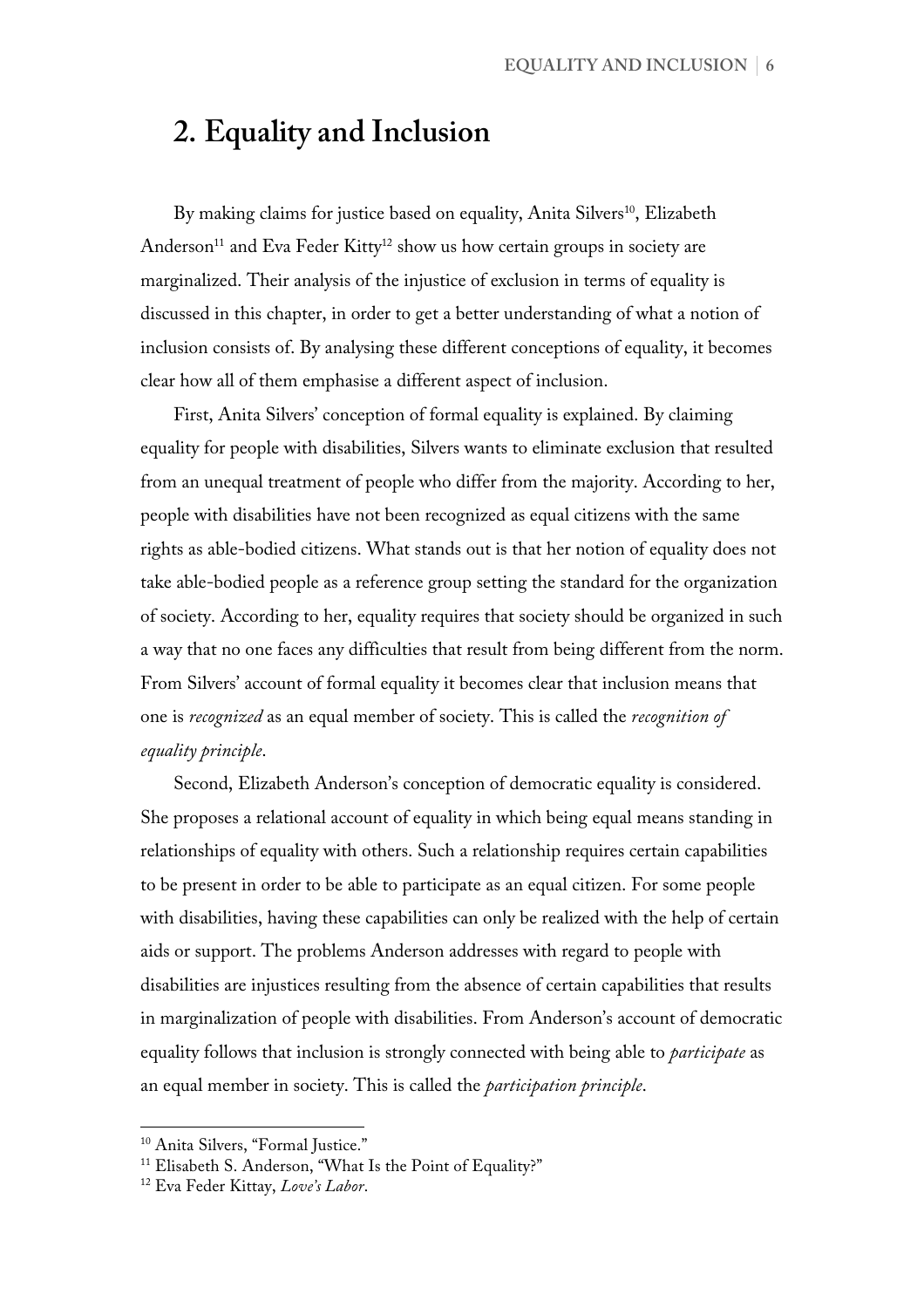## 2. Equality and Inclusion

By making claims for justice based on equality, Anita Silvers[10], Elizabeth Anderson[11] and Eva Feder Kitty[12] show us how certain groups in society are marginalized. Their analysis of the injustice of exclusion in terms of equality is discussed in this chapter, in order to get a better understanding of what a notion of inclusion consists of. By analysing these different conceptions of equality, it becomes clear how all of them emphasise a different aspect of inclusion.

First, Anita Silvers' conception of formal equality is explained. By claiming equality for people with disabilities, Silvers wants to eliminate exclusion that resulted from an unequal treatment of people who differ from the majority. According to her, people with disabilities have not been recognized as equal citizens with the same rights as able-bodied citizens. What stands out is that her notion of equality does not take able-bodied people as a reference group setting the standard for the organization of society. According to her, equality requires that society should be organized in such a way that no one faces any difficulties that result from being different from the norm. From Silvers' account of formal equality it becomes clear that inclusion means that one is *recognized* as an equal member of society. This is called the *recognition of equality principle*.

Second, Elizabeth Anderson's conception of democratic equality is considered. She proposes a relational account of equality in which being equal means standing in relationships of equality with others. Such a relationship requires certain capabilities to be present in order to be able to participate as an equal citizen. For some people with disabilities, having these capabilities can only be realized with the help of certain aids or support. The problems Anderson addresses with regard to people with disabilities are injustices resulting from the absence of certain capabilities that results in marginalization of people with disabilities. From Anderson's account of democratic equality follows that inclusion is strongly connected with being able to *participate* as an equal member in society. This is called the *participation principle*.

---

[10] Anita Silvers, "Formal Justice."

[11] Elisabeth S. Anderson, "What Is the Point of Equality?"

[12] Eva Feder Kittay, *Love's Labor*.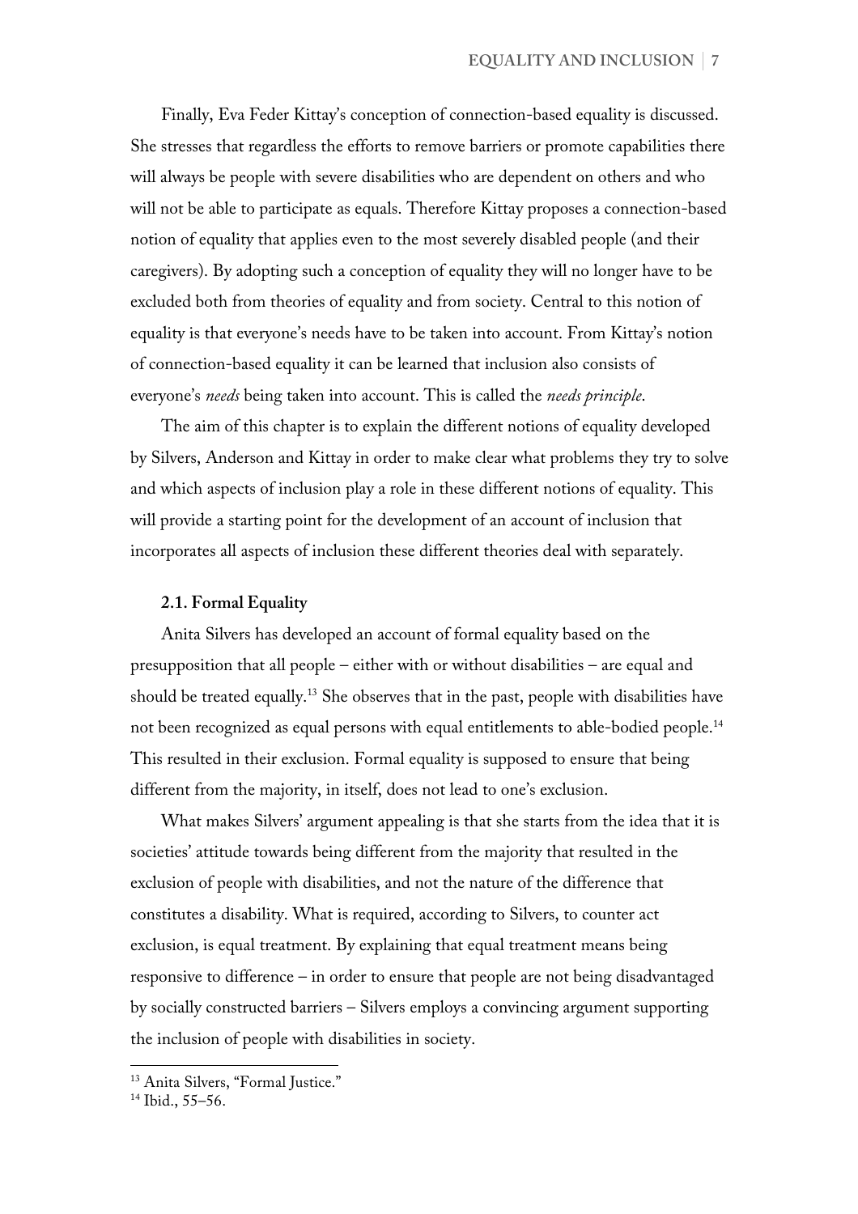Finally, Eva Feder Kittay's conception of connection-based equality is discussed. She stresses that regardless the efforts to remove barriers or promote capabilities there will always be people with severe disabilities who are dependent on others and who will not be able to participate as equals. Therefore Kittay proposes a connection-based notion of equality that applies even to the most severely disabled people (and their caregivers). By adopting such a conception of equality they will no longer have to be excluded both from theories of equality and from society. Central to this notion of equality is that everyone's needs have to be taken into account. From Kittay's notion of connection-based equality it can be learned that inclusion also consists of everyone's *needs* being taken into account. This is called the *needs principle*.

The aim of this chapter is to explain the different notions of equality developed by Silvers, Anderson and Kittay in order to make clear what problems they try to solve and which aspects of inclusion play a role in these different notions of equality. This will provide a starting point for the development of an account of inclusion that incorporates all aspects of inclusion these different theories deal with separately.

### 2.1. Formal Equality

Anita Silvers has developed an account of formal equality based on the presupposition that all people – either with or without disabilities – are equal and should be treated equally.[13] She observes that in the past, people with disabilities have not been recognized as equal persons with equal entitlements to able-bodied people.[14] This resulted in their exclusion. Formal equality is supposed to ensure that being different from the majority, in itself, does not lead to one's exclusion.

What makes Silvers' argument appealing is that she starts from the idea that it is societies' attitude towards being different from the majority that resulted in the exclusion of people with disabilities, and not the nature of the difference that constitutes a disability. What is required, according to Silvers, to counter act exclusion, is equal treatment. By explaining that equal treatment means being responsive to difference – in order to ensure that people are not being disadvantaged by socially constructed barriers – Silvers employs a convincing argument supporting the inclusion of people with disabilities in society.

---

[13] Anita Silvers, "Formal Justice."

[14] Ibid., 55–56.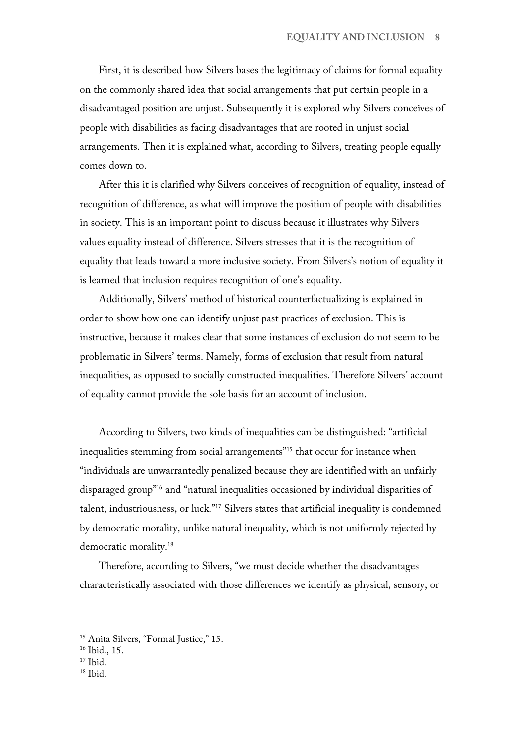First, it is described how Silvers bases the legitimacy of claims for formal equality on the commonly shared idea that social arrangements that put certain people in a disadvantaged position are unjust. Subsequently it is explored why Silvers conceives of people with disabilities as facing disadvantages that are rooted in unjust social arrangements. Then it is explained what, according to Silvers, treating people equally comes down to.

After this it is clarified why Silvers conceives of recognition of equality, instead of recognition of difference, as what will improve the position of people with disabilities in society. This is an important point to discuss because it illustrates why Silvers values equality instead of difference. Silvers stresses that it is the recognition of equality that leads toward a more inclusive society. From Silvers's notion of equality it is learned that inclusion requires recognition of one's equality.

Additionally, Silvers' method of historical counterfactualizing is explained in order to show how one can identify unjust past practices of exclusion. This is instructive, because it makes clear that some instances of exclusion do not seem to be problematic in Silvers' terms. Namely, forms of exclusion that result from natural inequalities, as opposed to socially constructed inequalities. Therefore Silvers' account of equality cannot provide the sole basis for an account of inclusion.

According to Silvers, two kinds of inequalities can be distinguished: "artificial inequalities stemming from social arrangements"[15] that occur for instance when "individuals are unwarrantedly penalized because they are identified with an unfairly disparaged group"[16] and "natural inequalities occasioned by individual disparities of talent, industriousness, or luck."[17] Silvers states that artificial inequality is condemned by democratic morality, unlike natural inequality, which is not uniformly rejected by democratic morality.[18]

Therefore, according to Silvers, "we must decide whether the disadvantages characteristically associated with those differences we identify as physical, sensory, or

---

[15] Anita Silvers, "Formal Justice," 15.

[16] Ibid., 15.

[17] Ibid.

[18] Ibid.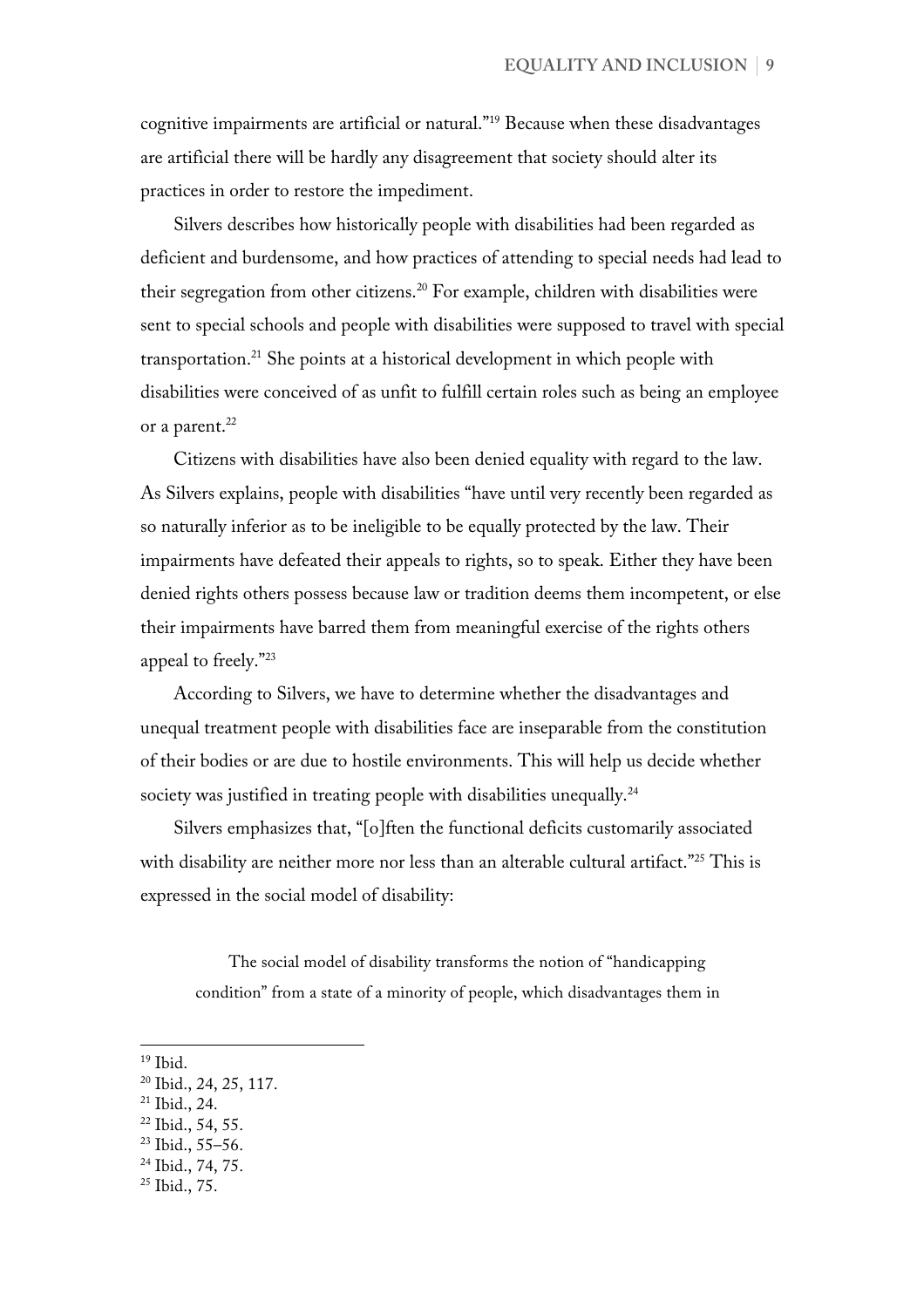cognitive impairments are artificial or natural."[19] Because when these disadvantages are artificial there will be hardly any disagreement that society should alter its practices in order to restore the impediment.

Silvers describes how historically people with disabilities had been regarded as deficient and burdensome, and how practices of attending to special needs had lead to their segregation from other citizens.[20] For example, children with disabilities were sent to special schools and people with disabilities were supposed to travel with special transportation.[21] She points at a historical development in which people with disabilities were conceived of as unfit to fulfill certain roles such as being an employee or a parent.[22]

Citizens with disabilities have also been denied equality with regard to the law. As Silvers explains, people with disabilities "have until very recently been regarded as so naturally inferior as to be ineligible to be equally protected by the law. Their impairments have defeated their appeals to rights, so to speak. Either they have been denied rights others possess because law or tradition deems them incompetent, or else their impairments have barred them from meaningful exercise of the rights others appeal to freely."[23]

According to Silvers, we have to determine whether the disadvantages and unequal treatment people with disabilities face are inseparable from the constitution of their bodies or are due to hostile environments. This will help us decide whether society was justified in treating people with disabilities unequally.[24]

Silvers emphasizes that, "[o]ften the functional deficits customarily associated with disability are neither more nor less than an alterable cultural artifact."[25] This is expressed in the social model of disability:

> The social model of disability transforms the notion of "handicapping condition" from a state of a minority of people, which disadvantages them in

---

[19] Ibid.

[20] Ibid., 24, 25, 117.

[21] Ibid., 24.

[22] Ibid., 54, 55.

[23] Ibid., 55–56.

[24] Ibid., 74, 75.

[25] Ibid., 75.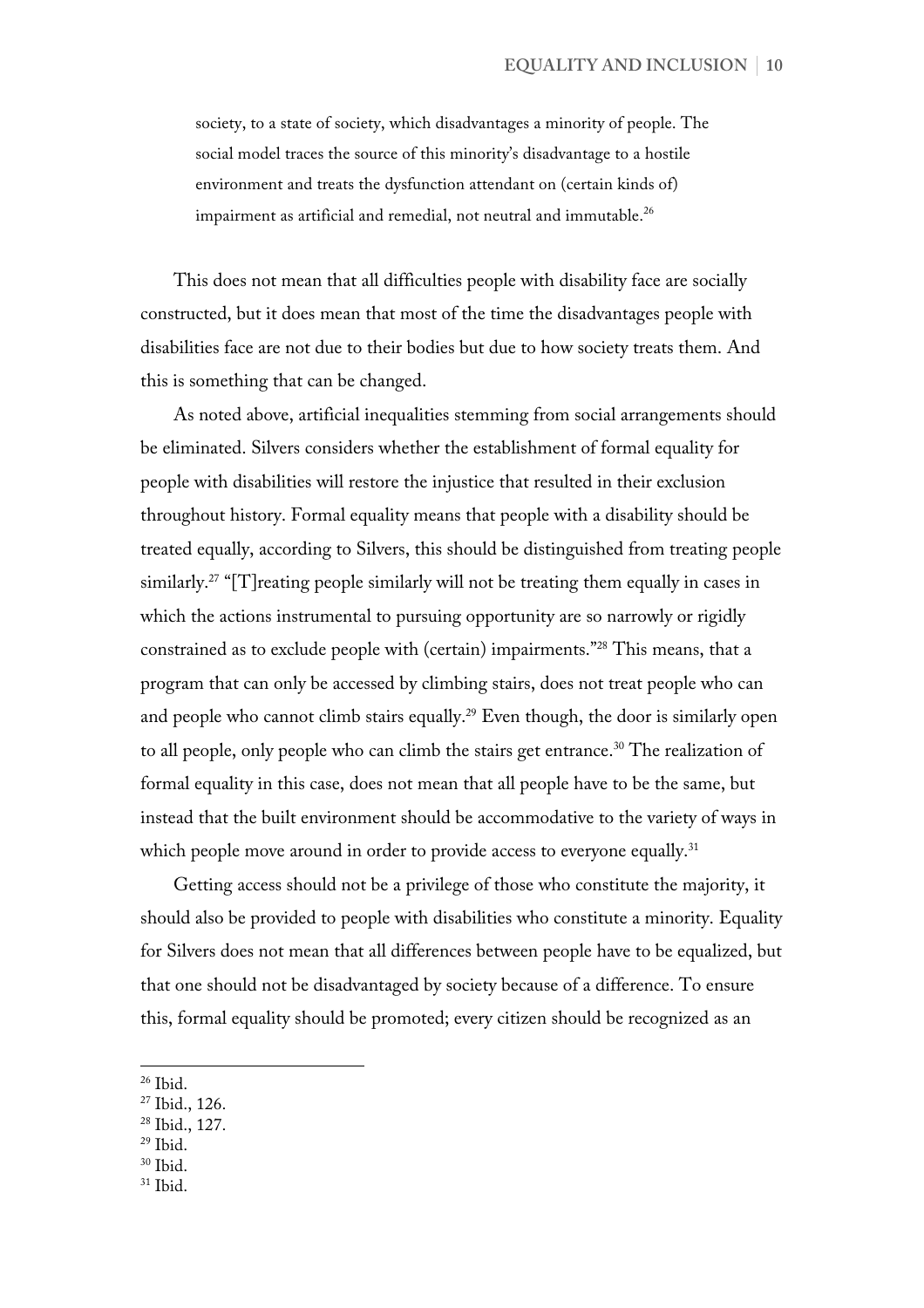> society, to a state of society, which disadvantages a minority of people. The social model traces the source of this minority's disadvantage to a hostile environment and treats the dysfunction attendant on (certain kinds of) impairment as artificial and remedial, not neutral and immutable.[26]

This does not mean that all difficulties people with disability face are socially constructed, but it does mean that most of the time the disadvantages people with disabilities face are not due to their bodies but due to how society treats them. And this is something that can be changed.

As noted above, artificial inequalities stemming from social arrangements should be eliminated. Silvers considers whether the establishment of formal equality for people with disabilities will restore the injustice that resulted in their exclusion throughout history. Formal equality means that people with a disability should be treated equally, according to Silvers, this should be distinguished from treating people similarly.[27] "[T]reating people similarly will not be treating them equally in cases in which the actions instrumental to pursuing opportunity are so narrowly or rigidly constrained as to exclude people with (certain) impairments."[28] This means, that a program that can only be accessed by climbing stairs, does not treat people who can and people who cannot climb stairs equally.[29] Even though, the door is similarly open to all people, only people who can climb the stairs get entrance.[30] The realization of formal equality in this case, does not mean that all people have to be the same, but instead that the built environment should be accommodative to the variety of ways in which people move around in order to provide access to everyone equally.[31]

Getting access should not be a privilege of those who constitute the majority, it should also be provided to people with disabilities who constitute a minority. Equality for Silvers does not mean that all differences between people have to be equalized, but that one should not be disadvantaged by society because of a difference. To ensure this, formal equality should be promoted; every citizen should be recognized as an

---

[26] Ibid.
[27] Ibid., 126.
[28] Ibid., 127.
[29] Ibid.
[30] Ibid.
[31] Ibid.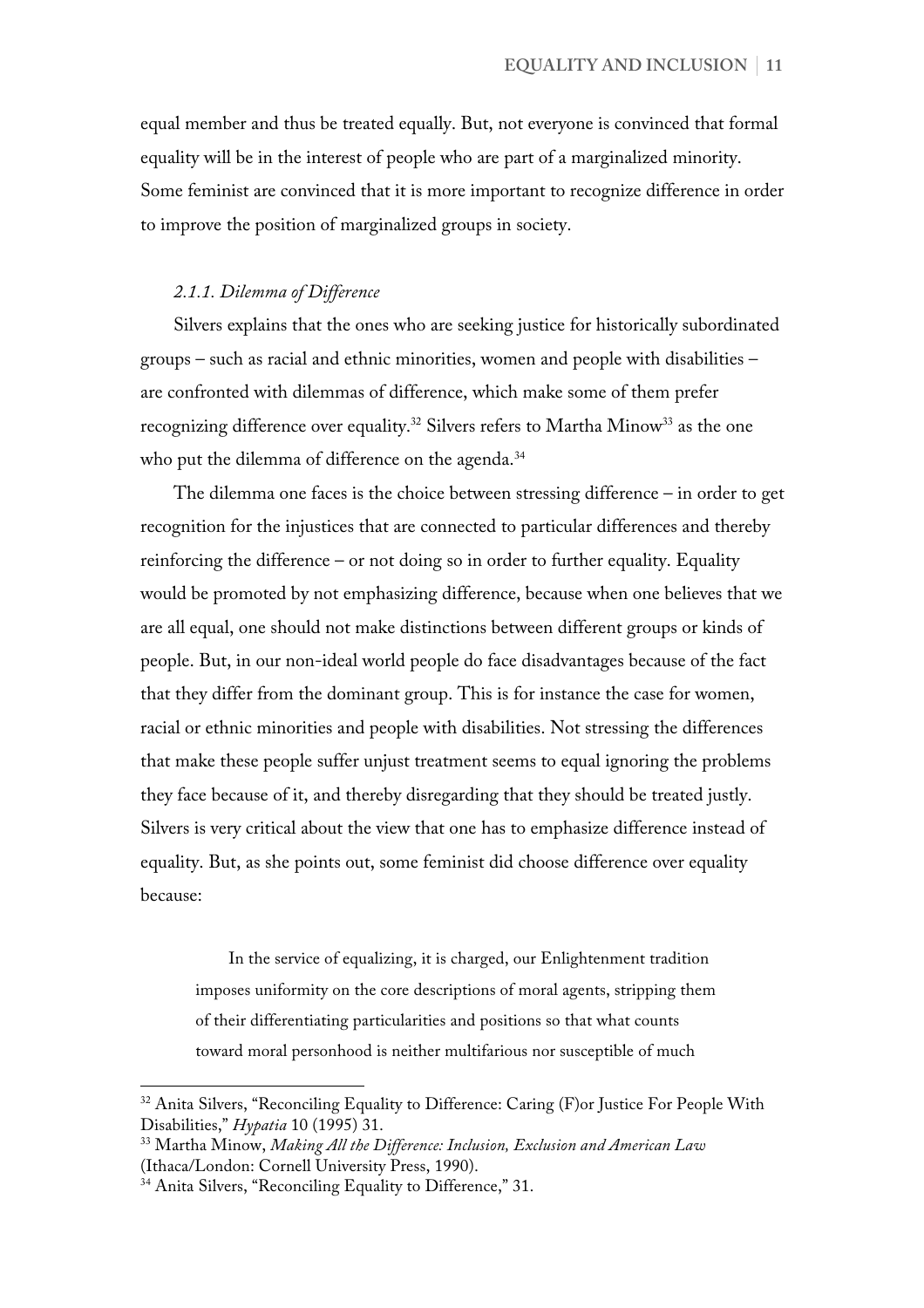equal member and thus be treated equally. But, not everyone is convinced that formal equality will be in the interest of people who are part of a marginalized minority. Some feminist are convinced that it is more important to recognize difference in order to improve the position of marginalized groups in society.

### *2.1.1. Dilemma of Difference*

Silvers explains that the ones who are seeking justice for historically subordinated groups – such as racial and ethnic minorities, women and people with disabilities – are confronted with dilemmas of difference, which make some of them prefer recognizing difference over equality.[32] Silvers refers to Martha Minow[33] as the one who put the dilemma of difference on the agenda.[34]

The dilemma one faces is the choice between stressing difference – in order to get recognition for the injustices that are connected to particular differences and thereby reinforcing the difference – or not doing so in order to further equality. Equality would be promoted by not emphasizing difference, because when one believes that we are all equal, one should not make distinctions between different groups or kinds of people. But, in our non-ideal world people do face disadvantages because of the fact that they differ from the dominant group. This is for instance the case for women, racial or ethnic minorities and people with disabilities. Not stressing the differences that make these people suffer unjust treatment seems to equal ignoring the problems they face because of it, and thereby disregarding that they should be treated justly. Silvers is very critical about the view that one has to emphasize difference instead of equality. But, as she points out, some feminist did choose difference over equality because:

> In the service of equalizing, it is charged, our Enlightenment tradition imposes uniformity on the core descriptions of moral agents, stripping them of their differentiating particularities and positions so that what counts toward moral personhood is neither multifarious nor susceptible of much

---

[32] Anita Silvers, "Reconciling Equality to Difference: Caring (F)or Justice For People With Disabilities," *Hypatia* 10 (1995) 31.

[33] Martha Minow, *Making All the Difference: Inclusion, Exclusion and American Law* (Ithaca/London: Cornell University Press, 1990).

[34] Anita Silvers, "Reconciling Equality to Difference," 31.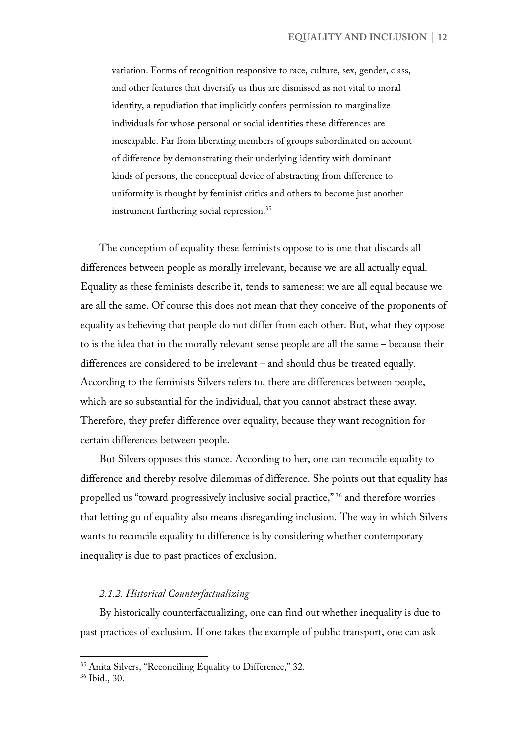> variation. Forms of recognition responsive to race, culture, sex, gender, class, and other features that diversify us thus are dismissed as not vital to moral identity, a repudiation that implicitly confers permission to marginalize individuals for whose personal or social identities these differences are inescapable. Far from liberating members of groups subordinated on account of difference by demonstrating their underlying identity with dominant kinds of persons, the conceptual device of abstracting from difference to uniformity is thought by feminist critics and others to become just another instrument furthering social repression.[35]

The conception of equality these feminists oppose to is one that discards all differences between people as morally irrelevant, because we are all actually equal. Equality as these feminists describe it, tends to sameness: we are all equal because we are all the same. Of course this does not mean that they conceive of the proponents of equality as believing that people do not differ from each other. But, what they oppose to is the idea that in the morally relevant sense people are all the same – because their differences are considered to be irrelevant – and should thus be treated equally. According to the feminists Silvers refers to, there are differences between people, which are so substantial for the individual, that you cannot abstract these away. Therefore, they prefer difference over equality, because they want recognition for certain differences between people.

But Silvers opposes this stance. According to her, one can reconcile equality to difference and thereby resolve dilemmas of difference. She points out that equality has propelled us "toward progressively inclusive social practice,"[36] and therefore worries that letting go of equality also means disregarding inclusion. The way in which Silvers wants to reconcile equality to difference is by considering whether contemporary inequality is due to past practices of exclusion.

#### *2.1.2. Historical Counterfactualizing*

By historically counterfactualizing, one can find out whether inequality is due to past practices of exclusion. If one takes the example of public transport, one can ask

---

[35] Anita Silvers, "Reconciling Equality to Difference," 32.

[36] Ibid., 30.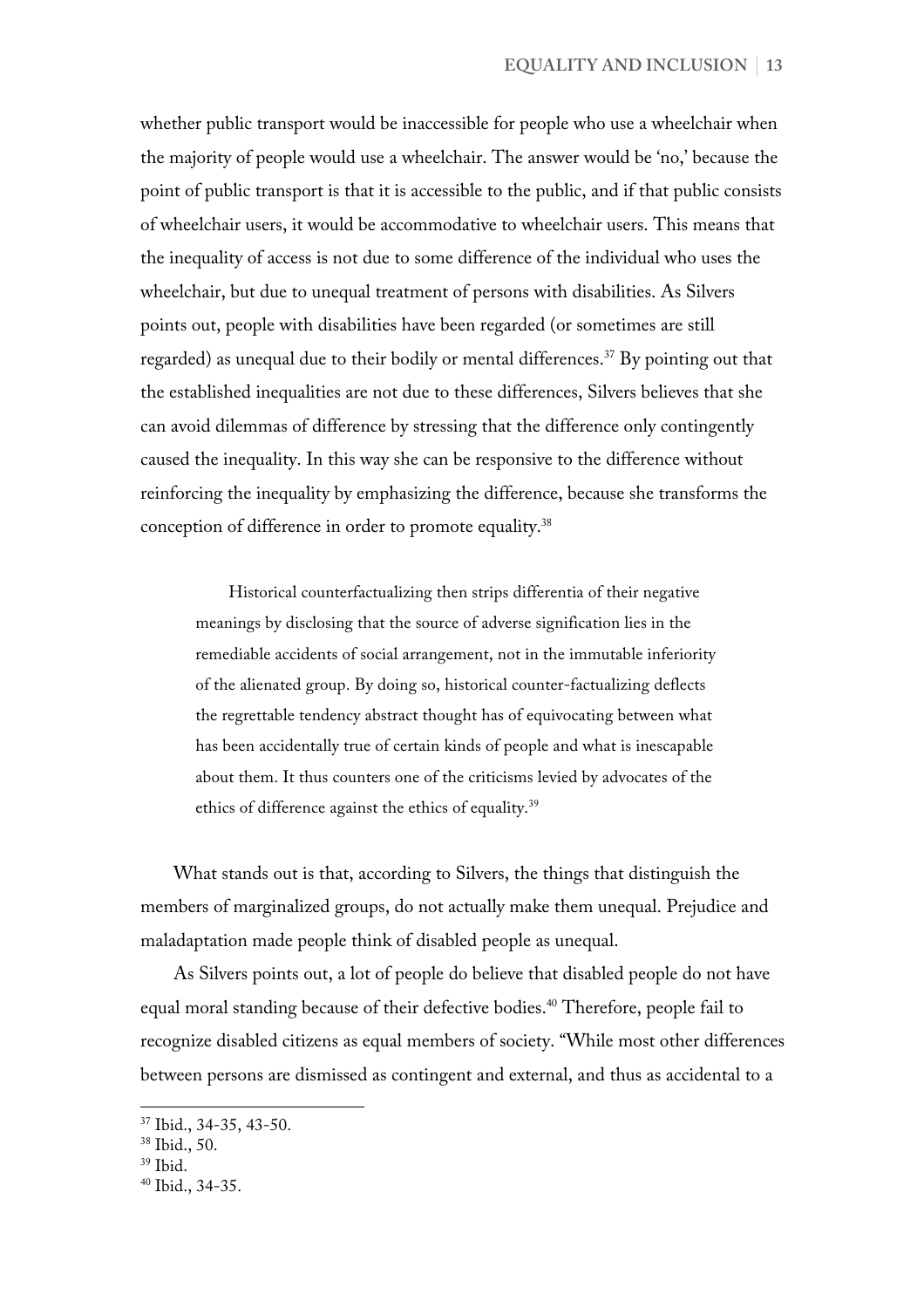whether public transport would be inaccessible for people who use a wheelchair when the majority of people would use a wheelchair. The answer would be 'no,' because the point of public transport is that it is accessible to the public, and if that public consists of wheelchair users, it would be accommodative to wheelchair users. This means that the inequality of access is not due to some difference of the individual who uses the wheelchair, but due to unequal treatment of persons with disabilities. As Silvers points out, people with disabilities have been regarded (or sometimes are still regarded) as unequal due to their bodily or mental differences.[37] By pointing out that the established inequalities are not due to these differences, Silvers believes that she can avoid dilemmas of difference by stressing that the difference only contingently caused the inequality. In this way she can be responsive to the difference without reinforcing the inequality by emphasizing the difference, because she transforms the conception of difference in order to promote equality.[38]

> Historical counterfactualizing then strips differentia of their negative meanings by disclosing that the source of adverse signification lies in the remediable accidents of social arrangement, not in the immutable inferiority of the alienated group. By doing so, historical counter-factualizing deflects the regrettable tendency abstract thought has of equivocating between what has been accidentally true of certain kinds of people and what is inescapable about them. It thus counters one of the criticisms levied by advocates of the ethics of difference against the ethics of equality.[39]

What stands out is that, according to Silvers, the things that distinguish the members of marginalized groups, do not actually make them unequal. Prejudice and maladaptation made people think of disabled people as unequal.

As Silvers points out, a lot of people do believe that disabled people do not have equal moral standing because of their defective bodies.[40] Therefore, people fail to recognize disabled citizens as equal members of society. "While most other differences between persons are dismissed as contingent and external, and thus as accidental to a

---

[37] Ibid., 34-35, 43-50.

[38] Ibid., 50.

[39] Ibid.

[40] Ibid., 34-35.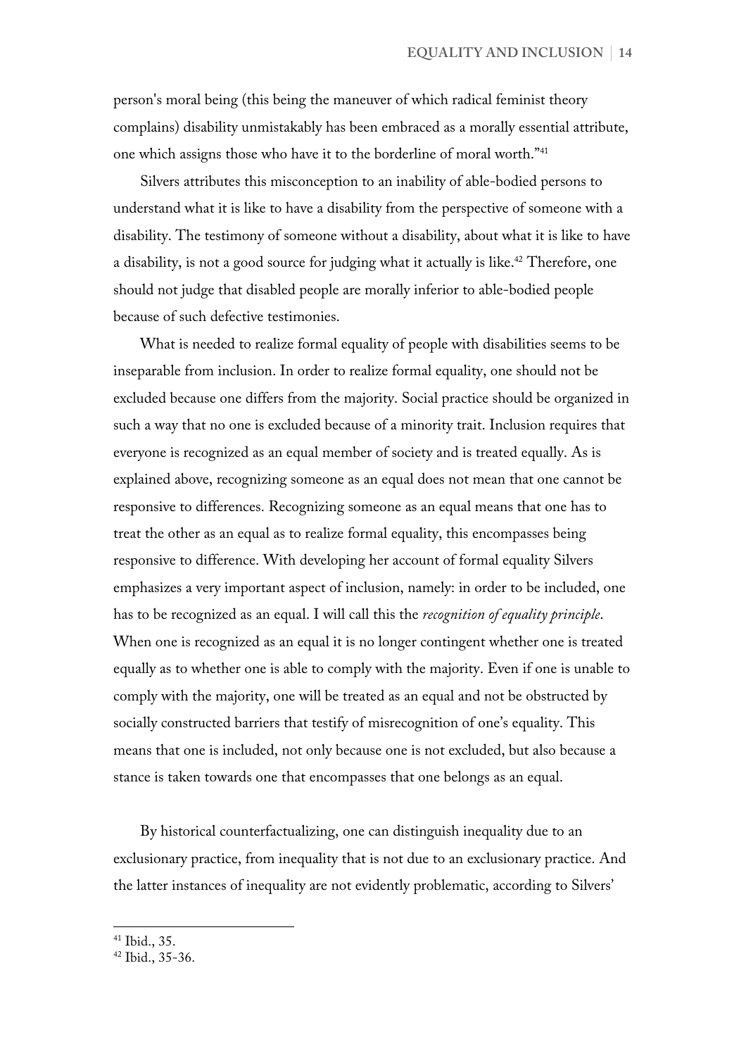person's moral being (this being the maneuver of which radical feminist theory complains) disability unmistakably has been embraced as a morally essential attribute, one which assigns those who have it to the borderline of moral worth."[41]

Silvers attributes this misconception to an inability of able-bodied persons to understand what it is like to have a disability from the perspective of someone with a disability. The testimony of someone without a disability, about what it is like to have a disability, is not a good source for judging what it actually is like.[42] Therefore, one should not judge that disabled people are morally inferior to able-bodied people because of such defective testimonies.

What is needed to realize formal equality of people with disabilities seems to be inseparable from inclusion. In order to realize formal equality, one should not be excluded because one differs from the majority. Social practice should be organized in such a way that no one is excluded because of a minority trait. Inclusion requires that everyone is recognized as an equal member of society and is treated equally. As is explained above, recognizing someone as an equal does not mean that one cannot be responsive to differences. Recognizing someone as an equal means that one has to treat the other as an equal as to realize formal equality, this encompasses being responsive to difference. With developing her account of formal equality Silvers emphasizes a very important aspect of inclusion, namely: in order to be included, one has to be recognized as an equal. I will call this the *recognition of equality principle*. When one is recognized as an equal it is no longer contingent whether one is treated equally as to whether one is able to comply with the majority. Even if one is unable to comply with the majority, one will be treated as an equal and not be obstructed by socially constructed barriers that testify of misrecognition of one's equality. This means that one is included, not only because one is not excluded, but also because a stance is taken towards one that encompasses that one belongs as an equal.

By historical counterfactualizing, one can distinguish inequality due to an exclusionary practice, from inequality that is not due to an exclusionary practice. And the latter instances of inequality are not evidently problematic, according to Silvers'

[41] Ibid., 35.

[42] Ibid., 35-36.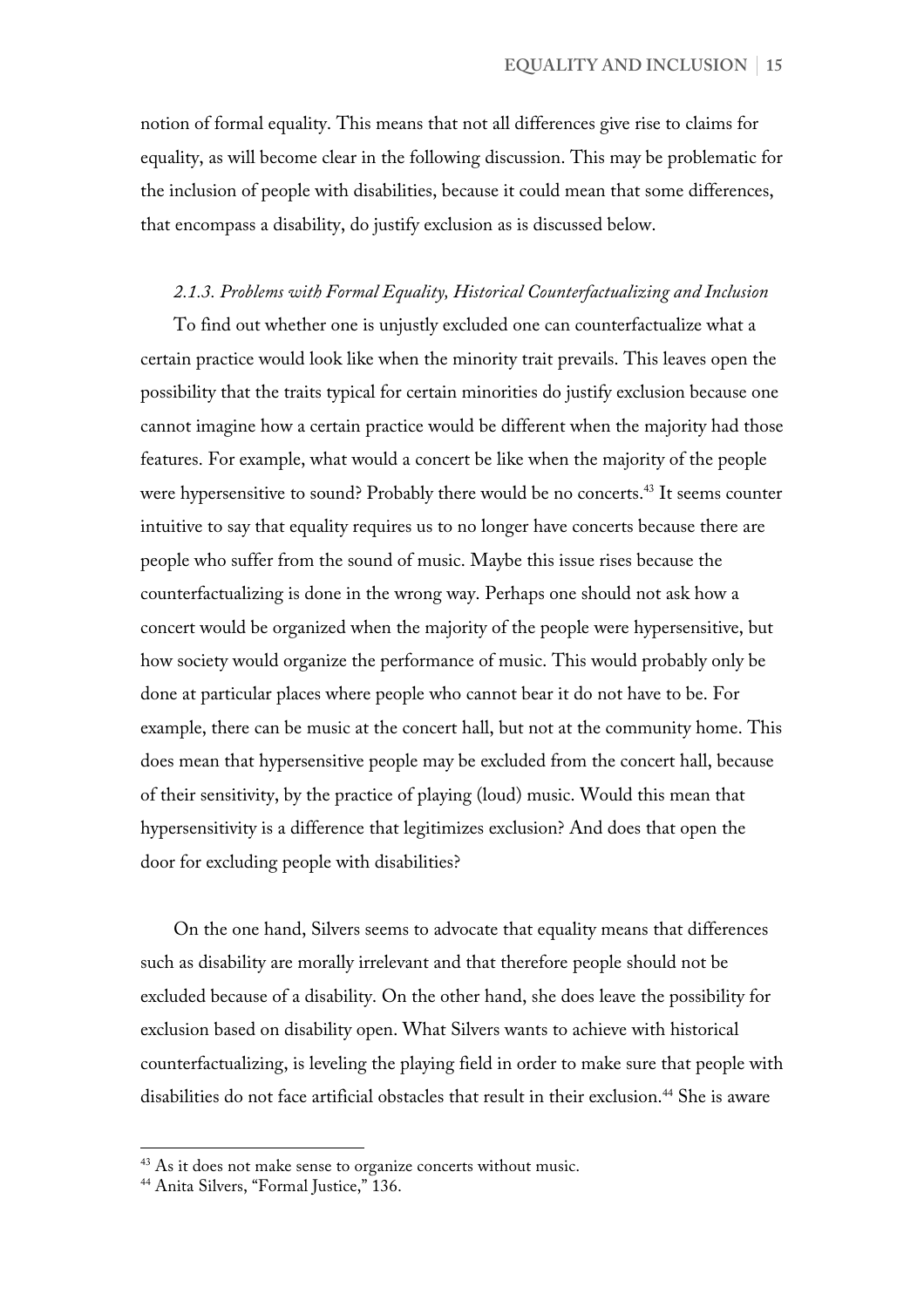notion of formal equality. This means that not all differences give rise to claims for equality, as will become clear in the following discussion. This may be problematic for the inclusion of people with disabilities, because it could mean that some differences, that encompass a disability, do justify exclusion as is discussed below.

### *2.1.3. Problems with Formal Equality, Historical Counterfactualizing and Inclusion*

To find out whether one is unjustly excluded one can counterfactualize what a certain practice would look like when the minority trait prevails. This leaves open the possibility that the traits typical for certain minorities do justify exclusion because one cannot imagine how a certain practice would be different when the majority had those features. For example, what would a concert be like when the majority of the people were hypersensitive to sound? Probably there would be no concerts.[43] It seems counter intuitive to say that equality requires us to no longer have concerts because there are people who suffer from the sound of music. Maybe this issue rises because the counterfactualizing is done in the wrong way. Perhaps one should not ask how a concert would be organized when the majority of the people were hypersensitive, but how society would organize the performance of music. This would probably only be done at particular places where people who cannot bear it do not have to be. For example, there can be music at the concert hall, but not at the community home. This does mean that hypersensitive people may be excluded from the concert hall, because of their sensitivity, by the practice of playing (loud) music. Would this mean that hypersensitivity is a difference that legitimizes exclusion? And does that open the door for excluding people with disabilities?

On the one hand, Silvers seems to advocate that equality means that differences such as disability are morally irrelevant and that therefore people should not be excluded because of a disability. On the other hand, she does leave the possibility for exclusion based on disability open. What Silvers wants to achieve with historical counterfactualizing, is leveling the playing field in order to make sure that people with disabilities do not face artificial obstacles that result in their exclusion.[44] She is aware

---

[43] As it does not make sense to organize concerts without music.

[44] Anita Silvers, "Formal Justice," 136.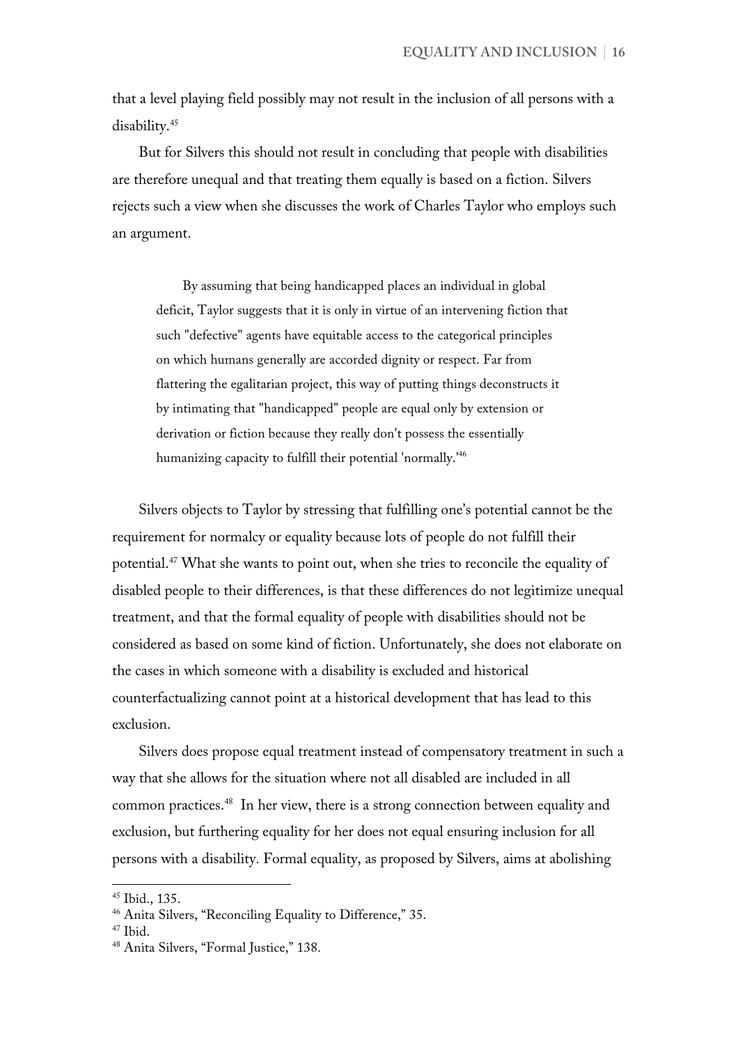that a level playing field possibly may not result in the inclusion of all persons with a disability.[45]

But for Silvers this should not result in concluding that people with disabilities are therefore unequal and that treating them equally is based on a fiction. Silvers rejects such a view when she discusses the work of Charles Taylor who employs such an argument.

> By assuming that being handicapped places an individual in global deficit, Taylor suggests that it is only in virtue of an intervening fiction that such "defective" agents have equitable access to the categorical principles on which humans generally are accorded dignity or respect. Far from flattering the egalitarian project, this way of putting things deconstructs it by intimating that "handicapped" people are equal only by extension or derivation or fiction because they really don't possess the essentially humanizing capacity to fulfill their potential 'normally.'[46]

Silvers objects to Taylor by stressing that fulfilling one's potential cannot be the requirement for normalcy or equality because lots of people do not fulfill their potential.[47] What she wants to point out, when she tries to reconcile the equality of disabled people to their differences, is that these differences do not legitimize unequal treatment, and that the formal equality of people with disabilities should not be considered as based on some kind of fiction. Unfortunately, she does not elaborate on the cases in which someone with a disability is excluded and historical counterfactualizing cannot point at a historical development that has lead to this exclusion.

Silvers does propose equal treatment instead of compensatory treatment in such a way that she allows for the situation where not all disabled are included in all common practices.[48] In her view, there is a strong connection between equality and exclusion, but furthering equality for her does not equal ensuring inclusion for all persons with a disability. Formal equality, as proposed by Silvers, aims at abolishing

---

[45] Ibid., 135.
[46] Anita Silvers, "Reconciling Equality to Difference," 35.
[47] Ibid.
[48] Anita Silvers, "Formal Justice," 138.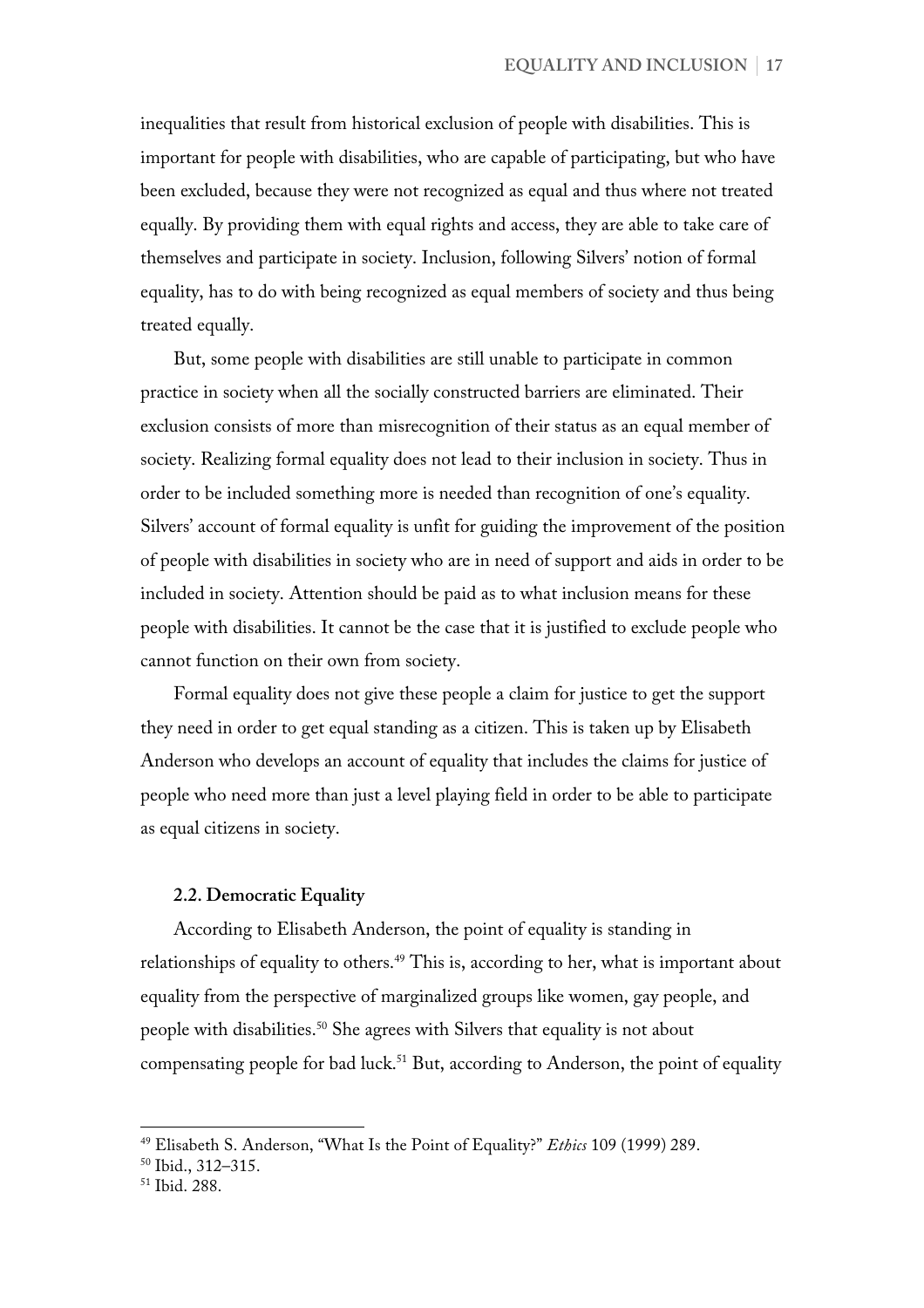inequalities that result from historical exclusion of people with disabilities. This is important for people with disabilities, who are capable of participating, but who have been excluded, because they were not recognized as equal and thus where not treated equally. By providing them with equal rights and access, they are able to take care of themselves and participate in society. Inclusion, following Silvers' notion of formal equality, has to do with being recognized as equal members of society and thus being treated equally.

But, some people with disabilities are still unable to participate in common practice in society when all the socially constructed barriers are eliminated. Their exclusion consists of more than misrecognition of their status as an equal member of society. Realizing formal equality does not lead to their inclusion in society. Thus in order to be included something more is needed than recognition of one's equality. Silvers' account of formal equality is unfit for guiding the improvement of the position of people with disabilities in society who are in need of support and aids in order to be included in society. Attention should be paid as to what inclusion means for these people with disabilities. It cannot be the case that it is justified to exclude people who cannot function on their own from society.

Formal equality does not give these people a claim for justice to get the support they need in order to get equal standing as a citizen. This is taken up by Elisabeth Anderson who develops an account of equality that includes the claims for justice of people who need more than just a level playing field in order to be able to participate as equal citizens in society.

### 2.2. Democratic Equality

According to Elisabeth Anderson, the point of equality is standing in relationships of equality to others.[49] This is, according to her, what is important about equality from the perspective of marginalized groups like women, gay people, and people with disabilities.[50] She agrees with Silvers that equality is not about compensating people for bad luck.[51] But, according to Anderson, the point of equality

---

[49] Elisabeth S. Anderson, "What Is the Point of Equality?" *Ethics* 109 (1999) 289.

[50] Ibid., 312–315.

[51] Ibid. 288.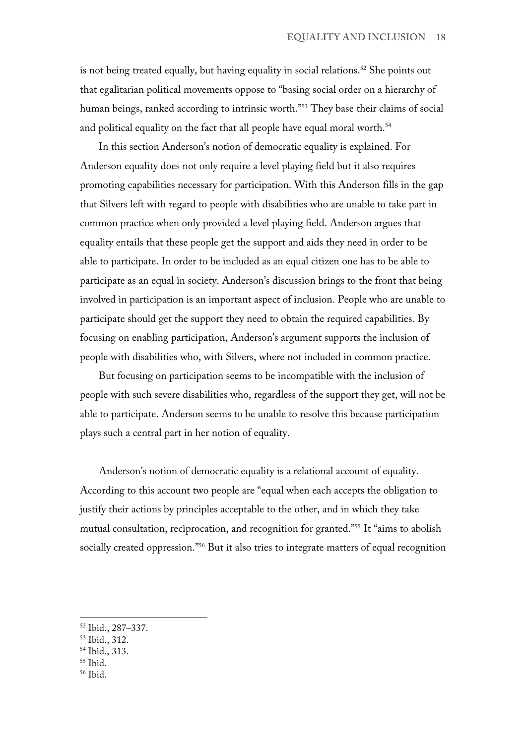is not being treated equally, but having equality in social relations.[52] She points out that egalitarian political movements oppose to "basing social order on a hierarchy of human beings, ranked according to intrinsic worth."[53] They base their claims of social and political equality on the fact that all people have equal moral worth.[54]

In this section Anderson's notion of democratic equality is explained. For Anderson equality does not only require a level playing field but it also requires promoting capabilities necessary for participation. With this Anderson fills in the gap that Silvers left with regard to people with disabilities who are unable to take part in common practice when only provided a level playing field. Anderson argues that equality entails that these people get the support and aids they need in order to be able to participate. In order to be included as an equal citizen one has to be able to participate as an equal in society. Anderson's discussion brings to the front that being involved in participation is an important aspect of inclusion. People who are unable to participate should get the support they need to obtain the required capabilities. By focusing on enabling participation, Anderson's argument supports the inclusion of people with disabilities who, with Silvers, where not included in common practice.

But focusing on participation seems to be incompatible with the inclusion of people with such severe disabilities who, regardless of the support they get, will not be able to participate. Anderson seems to be unable to resolve this because participation plays such a central part in her notion of equality.

Anderson's notion of democratic equality is a relational account of equality. According to this account two people are "equal when each accepts the obligation to justify their actions by principles acceptable to the other, and in which they take mutual consultation, reciprocation, and recognition for granted."[55] It "aims to abolish socially created oppression."[56] But it also tries to integrate matters of equal recognition

---

[52] Ibid., 287–337.
[53] Ibid., 312.
[54] Ibid., 313.
[55] Ibid.
[56] Ibid.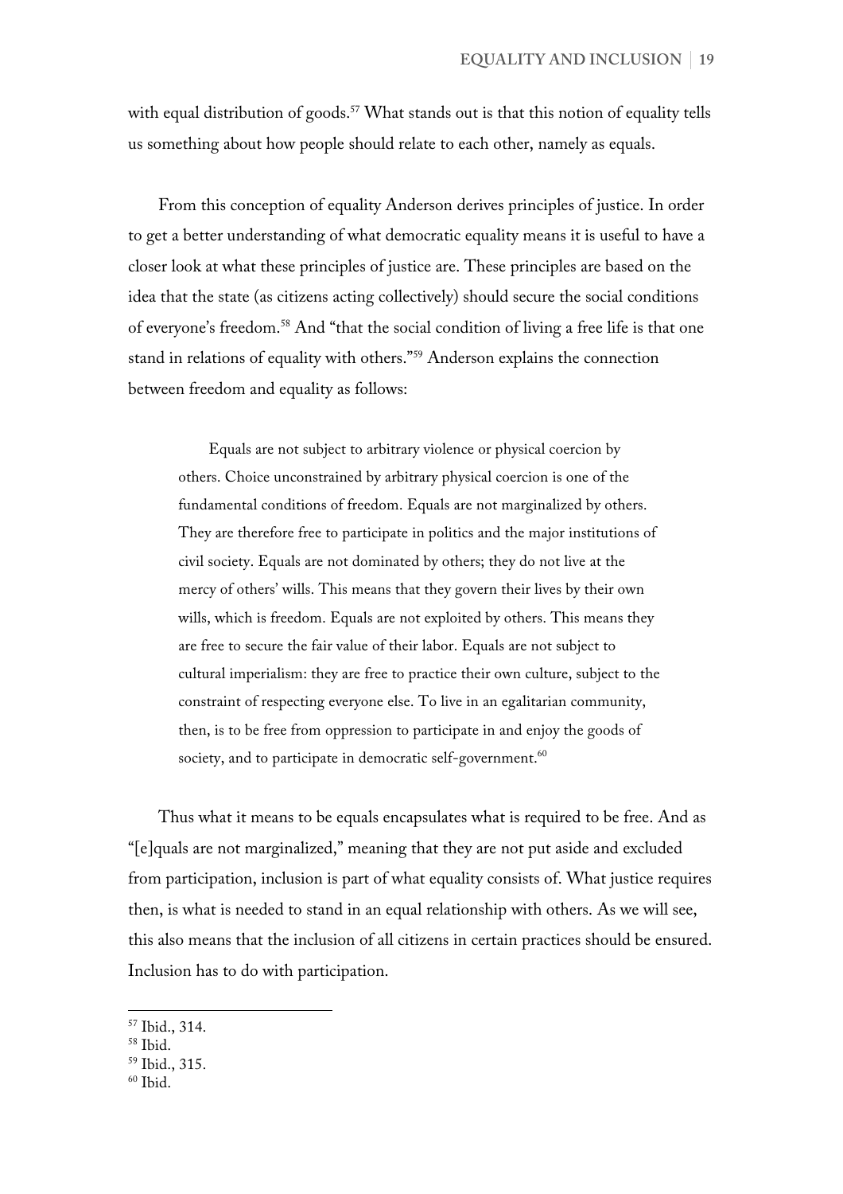with equal distribution of goods.[57] What stands out is that this notion of equality tells us something about how people should relate to each other, namely as equals.

From this conception of equality Anderson derives principles of justice. In order to get a better understanding of what democratic equality means it is useful to have a closer look at what these principles of justice are. These principles are based on the idea that the state (as citizens acting collectively) should secure the social conditions of everyone's freedom.[58] And "that the social condition of living a free life is that one stand in relations of equality with others."[59] Anderson explains the connection between freedom and equality as follows:

> Equals are not subject to arbitrary violence or physical coercion by others. Choice unconstrained by arbitrary physical coercion is one of the fundamental conditions of freedom. Equals are not marginalized by others. They are therefore free to participate in politics and the major institutions of civil society. Equals are not dominated by others; they do not live at the mercy of others' wills. This means that they govern their lives by their own wills, which is freedom. Equals are not exploited by others. This means they are free to secure the fair value of their labor. Equals are not subject to cultural imperialism: they are free to practice their own culture, subject to the constraint of respecting everyone else. To live in an egalitarian community, then, is to be free from oppression to participate in and enjoy the goods of society, and to participate in democratic self-government.[60]

Thus what it means to be equals encapsulates what is required to be free. And as "[e]quals are not marginalized," meaning that they are not put aside and excluded from participation, inclusion is part of what equality consists of. What justice requires then, is what is needed to stand in an equal relationship with others. As we will see, this also means that the inclusion of all citizens in certain practices should be ensured. Inclusion has to do with participation.

---

[57] Ibid., 314.

[58] Ibid.

[59] Ibid., 315.

[60] Ibid.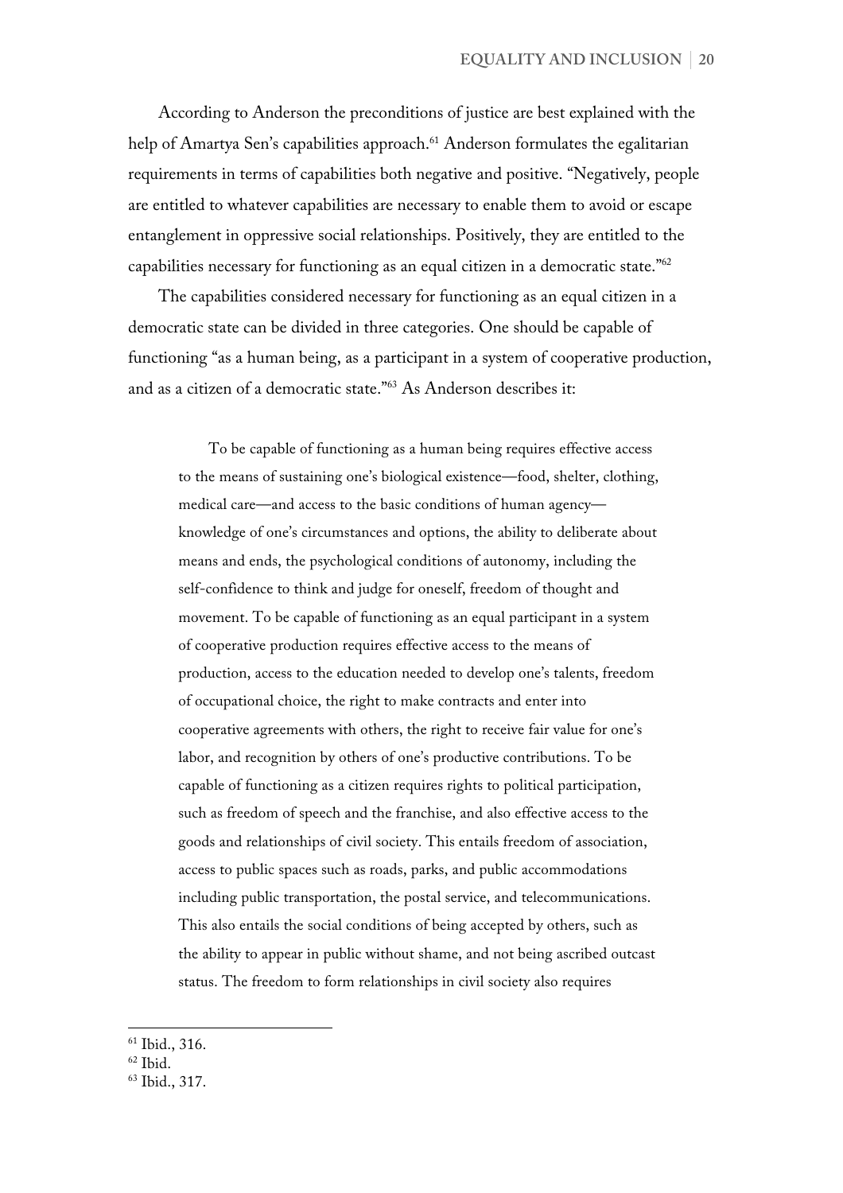According to Anderson the preconditions of justice are best explained with the help of Amartya Sen's capabilities approach.[61] Anderson formulates the egalitarian requirements in terms of capabilities both negative and positive. "Negatively, people are entitled to whatever capabilities are necessary to enable them to avoid or escape entanglement in oppressive social relationships. Positively, they are entitled to the capabilities necessary for functioning as an equal citizen in a democratic state."[62]

The capabilities considered necessary for functioning as an equal citizen in a democratic state can be divided in three categories. One should be capable of functioning "as a human being, as a participant in a system of cooperative production, and as a citizen of a democratic state."[63] As Anderson describes it:

> To be capable of functioning as a human being requires effective access to the means of sustaining one's biological existence—food, shelter, clothing, medical care—and access to the basic conditions of human agency—knowledge of one's circumstances and options, the ability to deliberate about means and ends, the psychological conditions of autonomy, including the self-confidence to think and judge for oneself, freedom of thought and movement. To be capable of functioning as an equal participant in a system of cooperative production requires effective access to the means of production, access to the education needed to develop one's talents, freedom of occupational choice, the right to make contracts and enter into cooperative agreements with others, the right to receive fair value for one's labor, and recognition by others of one's productive contributions. To be capable of functioning as a citizen requires rights to political participation, such as freedom of speech and the franchise, and also effective access to the goods and relationships of civil society. This entails freedom of association, access to public spaces such as roads, parks, and public accommodations including public transportation, the postal service, and telecommunications. This also entails the social conditions of being accepted by others, such as the ability to appear in public without shame, and not being ascribed outcast status. The freedom to form relationships in civil society also requires

[61] Ibid., 316.

[62] Ibid.

[63] Ibid., 317.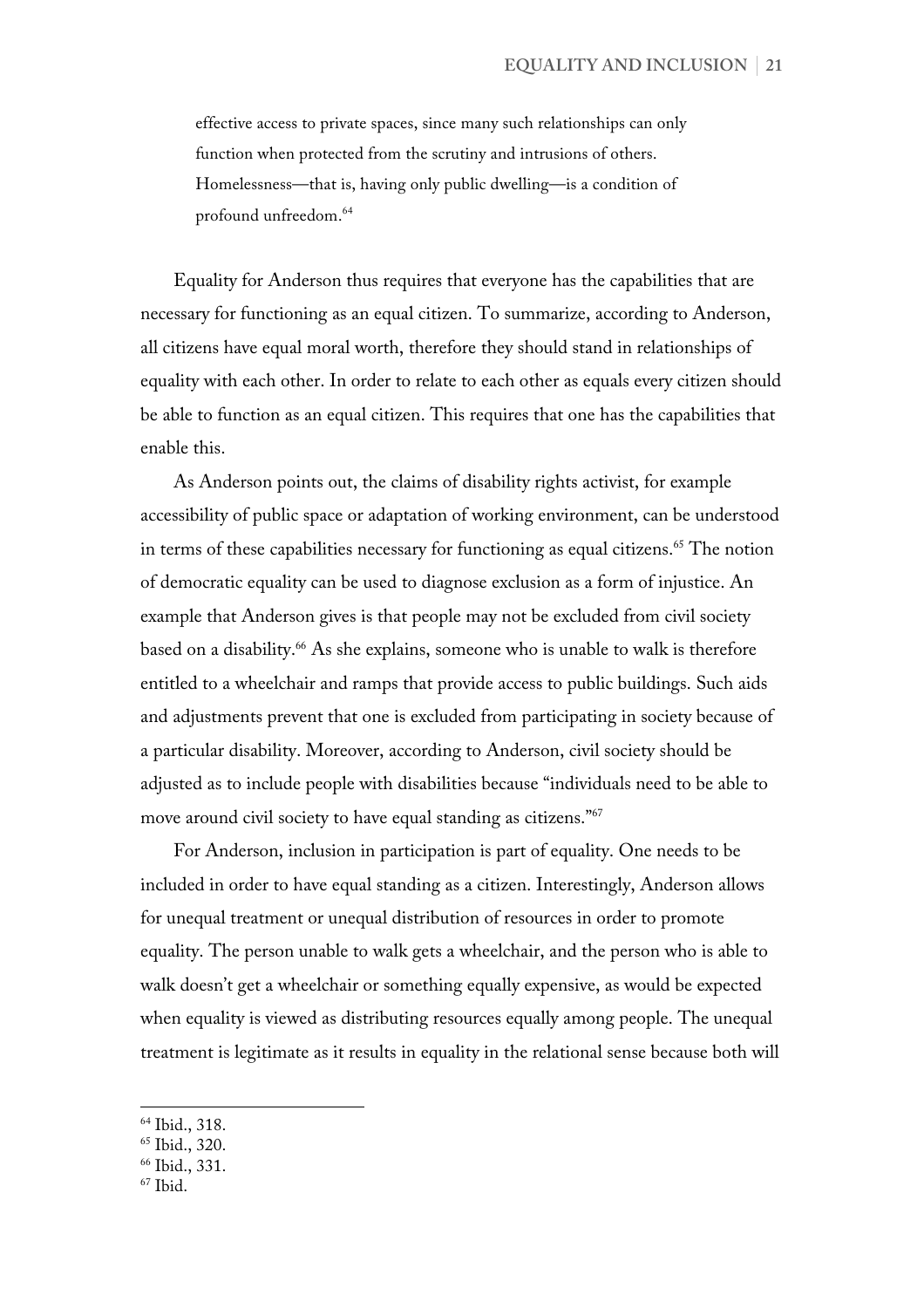> effective access to private spaces, since many such relationships can only function when protected from the scrutiny and intrusions of others. Homelessness—that is, having only public dwelling—is a condition of profound unfreedom.[64]

Equality for Anderson thus requires that everyone has the capabilities that are necessary for functioning as an equal citizen. To summarize, according to Anderson, all citizens have equal moral worth, therefore they should stand in relationships of equality with each other. In order to relate to each other as equals every citizen should be able to function as an equal citizen. This requires that one has the capabilities that enable this.

As Anderson points out, the claims of disability rights activist, for example accessibility of public space or adaptation of working environment, can be understood in terms of these capabilities necessary for functioning as equal citizens.[65] The notion of democratic equality can be used to diagnose exclusion as a form of injustice. An example that Anderson gives is that people may not be excluded from civil society based on a disability.[66] As she explains, someone who is unable to walk is therefore entitled to a wheelchair and ramps that provide access to public buildings. Such aids and adjustments prevent that one is excluded from participating in society because of a particular disability. Moreover, according to Anderson, civil society should be adjusted as to include people with disabilities because "individuals need to be able to move around civil society to have equal standing as citizens."[67]

For Anderson, inclusion in participation is part of equality. One needs to be included in order to have equal standing as a citizen. Interestingly, Anderson allows for unequal treatment or unequal distribution of resources in order to promote equality. The person unable to walk gets a wheelchair, and the person who is able to walk doesn't get a wheelchair or something equally expensive, as would be expected when equality is viewed as distributing resources equally among people. The unequal treatment is legitimate as it results in equality in the relational sense because both will

---

[64] Ibid., 318.

[65] Ibid., 320.

[66] Ibid., 331.

[67] Ibid.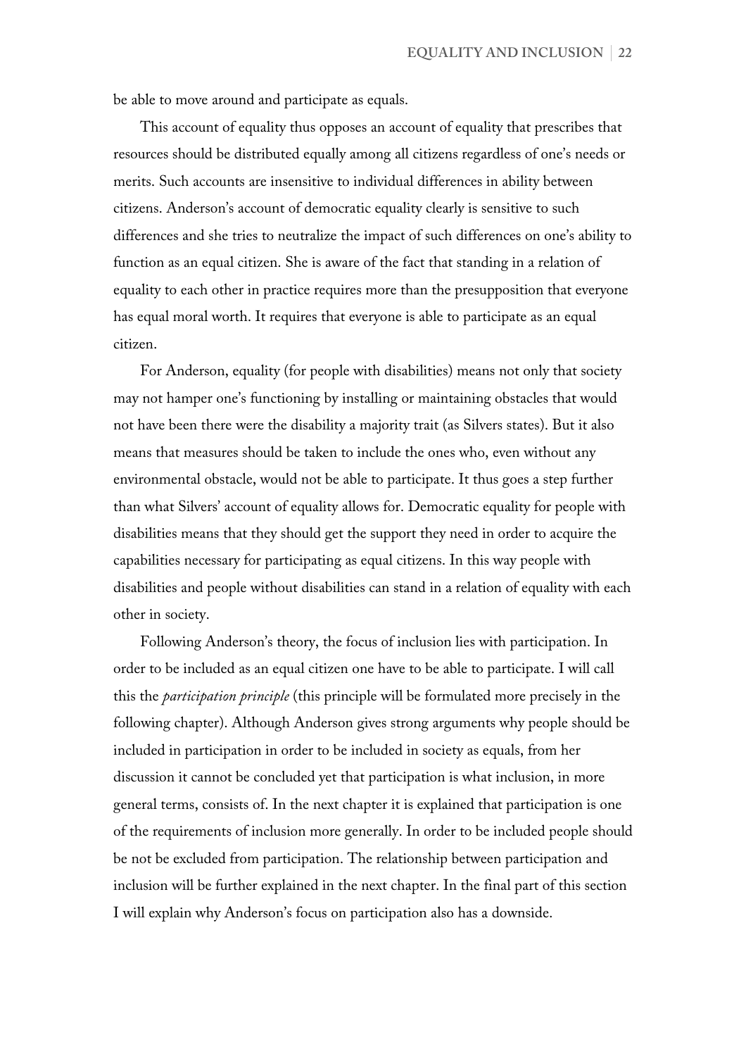be able to move around and participate as equals.

This account of equality thus opposes an account of equality that prescribes that resources should be distributed equally among all citizens regardless of one's needs or merits. Such accounts are insensitive to individual differences in ability between citizens. Anderson's account of democratic equality clearly is sensitive to such differences and she tries to neutralize the impact of such differences on one's ability to function as an equal citizen. She is aware of the fact that standing in a relation of equality to each other in practice requires more than the presupposition that everyone has equal moral worth. It requires that everyone is able to participate as an equal citizen.

For Anderson, equality (for people with disabilities) means not only that society may not hamper one's functioning by installing or maintaining obstacles that would not have been there were the disability a majority trait (as Silvers states). But it also means that measures should be taken to include the ones who, even without any environmental obstacle, would not be able to participate. It thus goes a step further than what Silvers' account of equality allows for. Democratic equality for people with disabilities means that they should get the support they need in order to acquire the capabilities necessary for participating as equal citizens. In this way people with disabilities and people without disabilities can stand in a relation of equality with each other in society.

Following Anderson's theory, the focus of inclusion lies with participation. In order to be included as an equal citizen one have to be able to participate. I will call this the *participation principle* (this principle will be formulated more precisely in the following chapter). Although Anderson gives strong arguments why people should be included in participation in order to be included in society as equals, from her discussion it cannot be concluded yet that participation is what inclusion, in more general terms, consists of. In the next chapter it is explained that participation is one of the requirements of inclusion more generally. In order to be included people should be not be excluded from participation. The relationship between participation and inclusion will be further explained in the next chapter. In the final part of this section I will explain why Anderson's focus on participation also has a downside.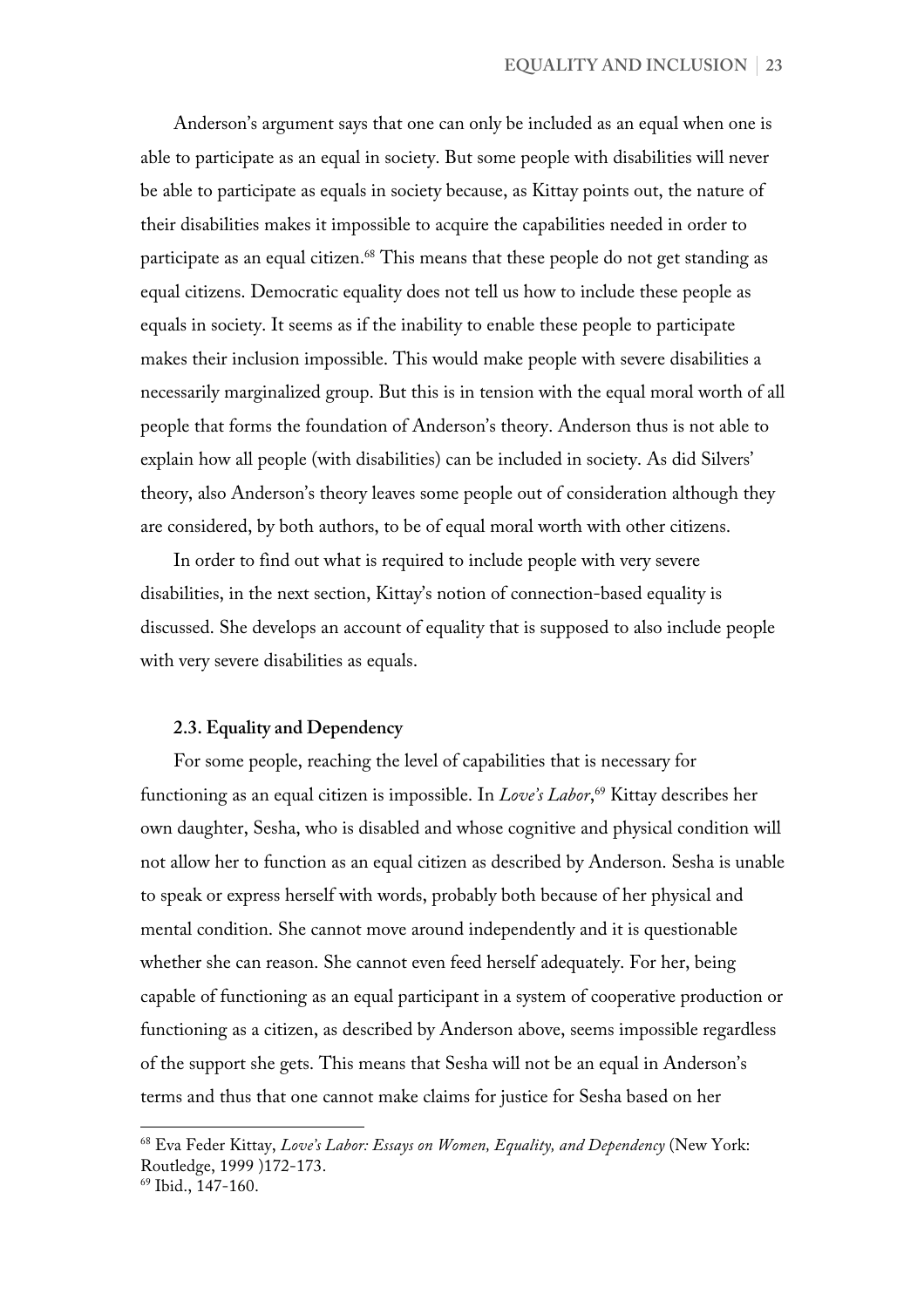Anderson's argument says that one can only be included as an equal when one is able to participate as an equal in society. But some people with disabilities will never be able to participate as equals in society because, as Kittay points out, the nature of their disabilities makes it impossible to acquire the capabilities needed in order to participate as an equal citizen.[68] This means that these people do not get standing as equal citizens. Democratic equality does not tell us how to include these people as equals in society. It seems as if the inability to enable these people to participate makes their inclusion impossible. This would make people with severe disabilities a necessarily marginalized group. But this is in tension with the equal moral worth of all people that forms the foundation of Anderson's theory. Anderson thus is not able to explain how all people (with disabilities) can be included in society. As did Silvers' theory, also Anderson's theory leaves some people out of consideration although they are considered, by both authors, to be of equal moral worth with other citizens.

In order to find out what is required to include people with very severe disabilities, in the next section, Kittay's notion of connection-based equality is discussed. She develops an account of equality that is supposed to also include people with very severe disabilities as equals.

### 2.3. Equality and Dependency

For some people, reaching the level of capabilities that is necessary for functioning as an equal citizen is impossible. In *Love's Labor*,[69] Kittay describes her own daughter, Sesha, who is disabled and whose cognitive and physical condition will not allow her to function as an equal citizen as described by Anderson. Sesha is unable to speak or express herself with words, probably both because of her physical and mental condition. She cannot move around independently and it is questionable whether she can reason. She cannot even feed herself adequately. For her, being capable of functioning as an equal participant in a system of cooperative production or functioning as a citizen, as described by Anderson above, seems impossible regardless of the support she gets. This means that Sesha will not be an equal in Anderson's terms and thus that one cannot make claims for justice for Sesha based on her

---

[68] Eva Feder Kittay, *Love's Labor: Essays on Women, Equality, and Dependency* (New York: Routledge, 1999 )172-173.

[69] Ibid., 147-160.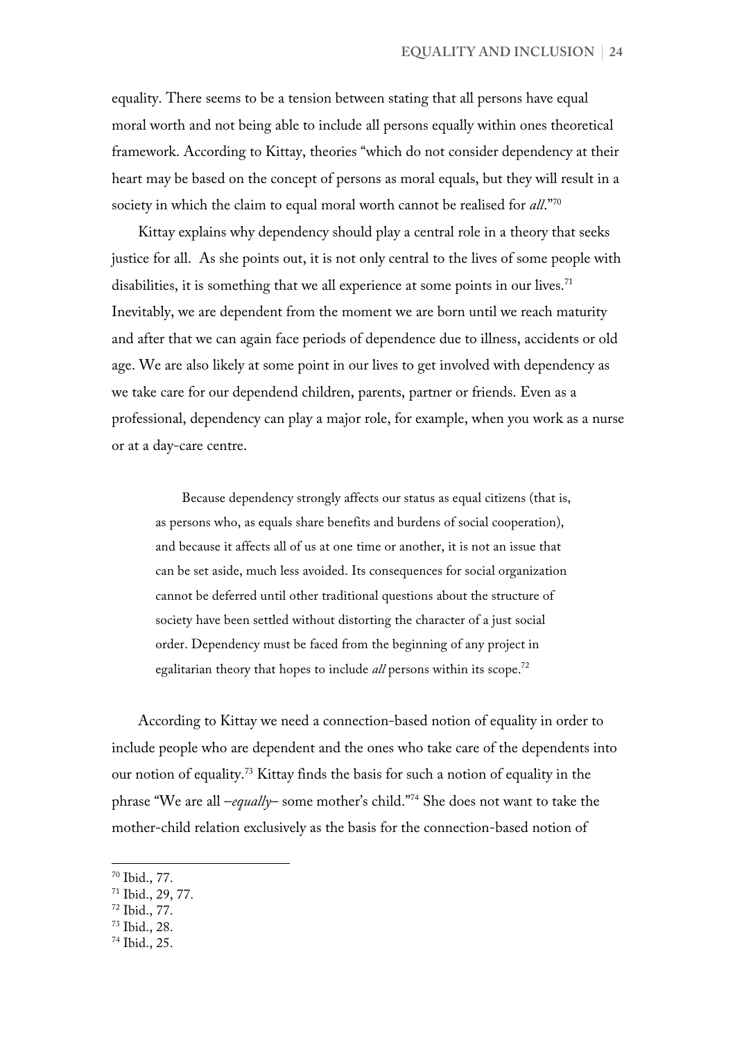equality. There seems to be a tension between stating that all persons have equal moral worth and not being able to include all persons equally within ones theoretical framework. According to Kittay, theories "which do not consider dependency at their heart may be based on the concept of persons as moral equals, but they will result in a society in which the claim to equal moral worth cannot be realised for *all*."[70]

Kittay explains why dependency should play a central role in a theory that seeks justice for all. As she points out, it is not only central to the lives of some people with disabilities, it is something that we all experience at some points in our lives.[71] Inevitably, we are dependent from the moment we are born until we reach maturity and after that we can again face periods of dependence due to illness, accidents or old age. We are also likely at some point in our lives to get involved with dependency as we take care for our dependend children, parents, partner or friends. Even as a professional, dependency can play a major role, for example, when you work as a nurse or at a day-care centre.

> Because dependency strongly affects our status as equal citizens (that is, as persons who, as equals share benefits and burdens of social cooperation), and because it affects all of us at one time or another, it is not an issue that can be set aside, much less avoided. Its consequences for social organization cannot be deferred until other traditional questions about the structure of society have been settled without distorting the character of a just social order. Dependency must be faced from the beginning of any project in egalitarian theory that hopes to include *all* persons within its scope.[72]

According to Kittay we need a connection-based notion of equality in order to include people who are dependent and the ones who take care of the dependents into our notion of equality.[73] Kittay finds the basis for such a notion of equality in the phrase "We are all –*equally*– some mother's child."[74] She does not want to take the mother-child relation exclusively as the basis for the connection-based notion of

---

[70] Ibid., 77.
[71] Ibid., 29, 77.
[72] Ibid., 77.
[73] Ibid., 28.
[74] Ibid., 25.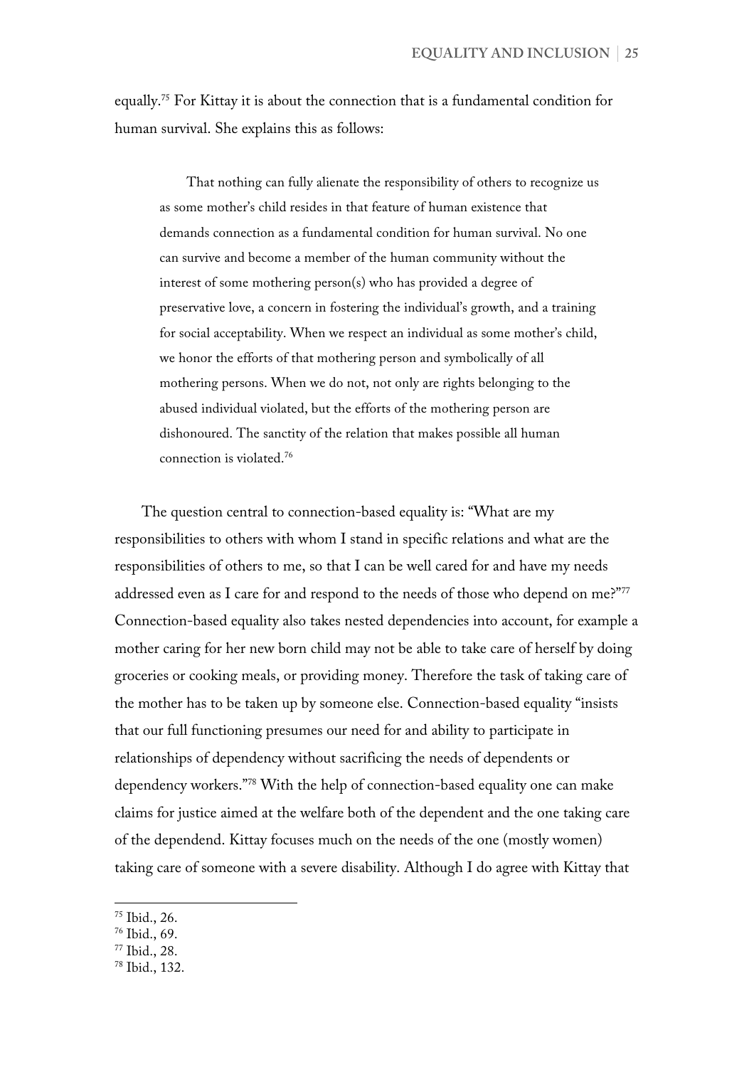equally.[75] For Kittay it is about the connection that is a fundamental condition for human survival. She explains this as follows:

> That nothing can fully alienate the responsibility of others to recognize us as some mother's child resides in that feature of human existence that demands connection as a fundamental condition for human survival. No one can survive and become a member of the human community without the interest of some mothering person(s) who has provided a degree of preservative love, a concern in fostering the individual's growth, and a training for social acceptability. When we respect an individual as some mother's child, we honor the efforts of that mothering person and symbolically of all mothering persons. When we do not, not only are rights belonging to the abused individual violated, but the efforts of the mothering person are dishonoured. The sanctity of the relation that makes possible all human connection is violated.[76]

The question central to connection-based equality is: "What are my responsibilities to others with whom I stand in specific relations and what are the responsibilities of others to me, so that I can be well cared for and have my needs addressed even as I care for and respond to the needs of those who depend on me?"[77] Connection-based equality also takes nested dependencies into account, for example a mother caring for her new born child may not be able to take care of herself by doing groceries or cooking meals, or providing money. Therefore the task of taking care of the mother has to be taken up by someone else. Connection-based equality "insists that our full functioning presumes our need for and ability to participate in relationships of dependency without sacrificing the needs of dependents or dependency workers."[78] With the help of connection-based equality one can make claims for justice aimed at the welfare both of the dependent and the one taking care of the dependend. Kittay focuses much on the needs of the one (mostly women) taking care of someone with a severe disability. Although I do agree with Kittay that

[75] Ibid., 26.
[76] Ibid., 69.
[77] Ibid., 28.
[78] Ibid., 132.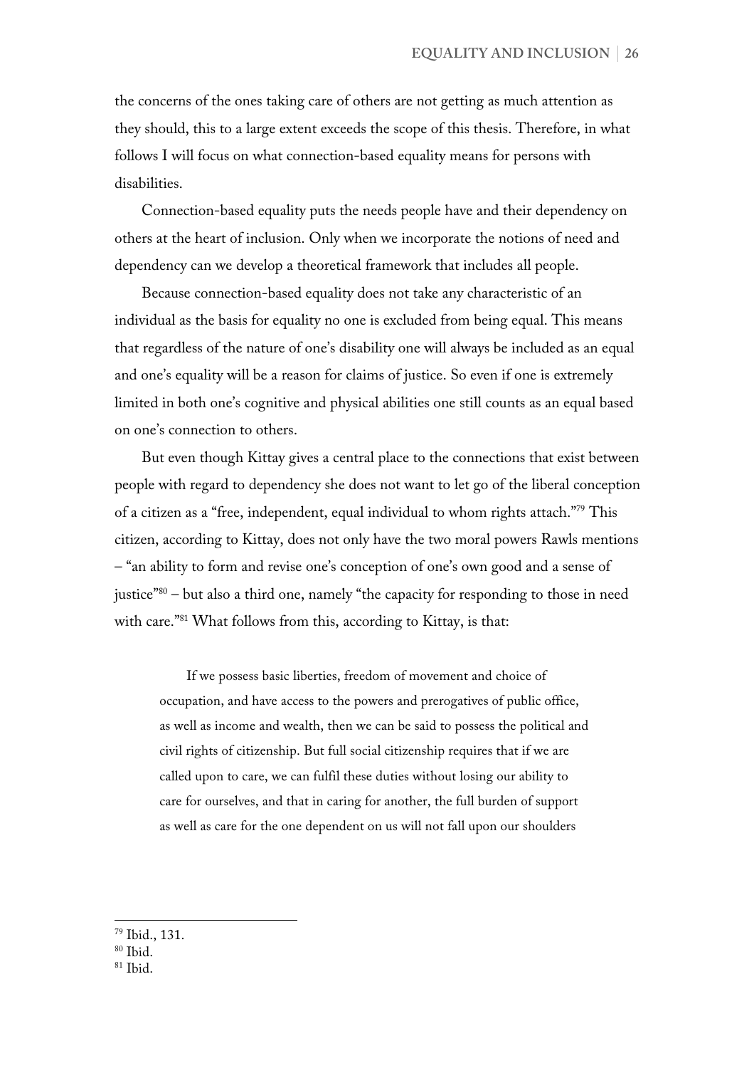the concerns of the ones taking care of others are not getting as much attention as they should, this to a large extent exceeds the scope of this thesis. Therefore, in what follows I will focus on what connection-based equality means for persons with disabilities.

Connection-based equality puts the needs people have and their dependency on others at the heart of inclusion. Only when we incorporate the notions of need and dependency can we develop a theoretical framework that includes all people.

Because connection-based equality does not take any characteristic of an individual as the basis for equality no one is excluded from being equal. This means that regardless of the nature of one's disability one will always be included as an equal and one's equality will be a reason for claims of justice. So even if one is extremely limited in both one's cognitive and physical abilities one still counts as an equal based on one's connection to others.

But even though Kittay gives a central place to the connections that exist between people with regard to dependency she does not want to let go of the liberal conception of a citizen as a "free, independent, equal individual to whom rights attach."[79] This citizen, according to Kittay, does not only have the two moral powers Rawls mentions – "an ability to form and revise one's conception of one's own good and a sense of justice"[80] – but also a third one, namely "the capacity for responding to those in need with care."[81] What follows from this, according to Kittay, is that:

> If we possess basic liberties, freedom of movement and choice of occupation, and have access to the powers and prerogatives of public office, as well as income and wealth, then we can be said to possess the political and civil rights of citizenship. But full social citizenship requires that if we are called upon to care, we can fulfil these duties without losing our ability to care for ourselves, and that in caring for another, the full burden of support as well as care for the one dependent on us will not fall upon our shoulders

---

[79] Ibid., 131.
[80] Ibid.
[81] Ibid.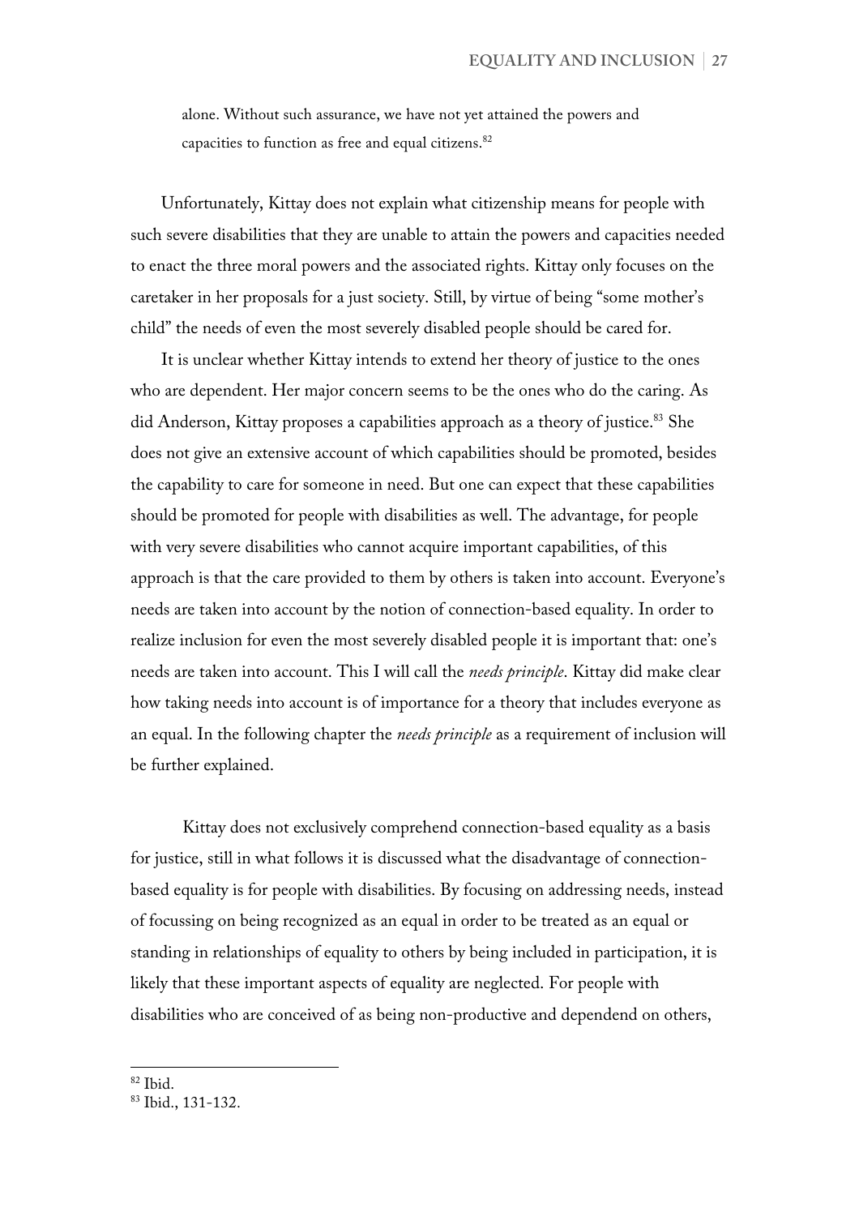> alone. Without such assurance, we have not yet attained the powers and capacities to function as free and equal citizens.[82]

Unfortunately, Kittay does not explain what citizenship means for people with such severe disabilities that they are unable to attain the powers and capacities needed to enact the three moral powers and the associated rights. Kittay only focuses on the caretaker in her proposals for a just society. Still, by virtue of being "some mother's child" the needs of even the most severely disabled people should be cared for.

It is unclear whether Kittay intends to extend her theory of justice to the ones who are dependent. Her major concern seems to be the ones who do the caring. As did Anderson, Kittay proposes a capabilities approach as a theory of justice.[83] She does not give an extensive account of which capabilities should be promoted, besides the capability to care for someone in need. But one can expect that these capabilities should be promoted for people with disabilities as well. The advantage, for people with very severe disabilities who cannot acquire important capabilities, of this approach is that the care provided to them by others is taken into account. Everyone's needs are taken into account by the notion of connection-based equality. In order to realize inclusion for even the most severely disabled people it is important that: one's needs are taken into account. This I will call the *needs principle*. Kittay did make clear how taking needs into account is of importance for a theory that includes everyone as an equal. In the following chapter the *needs principle* as a requirement of inclusion will be further explained.

Kittay does not exclusively comprehend connection-based equality as a basis for justice, still in what follows it is discussed what the disadvantage of connection-based equality is for people with disabilities. By focusing on addressing needs, instead of focussing on being recognized as an equal in order to be treated as an equal or standing in relationships of equality to others by being included in participation, it is likely that these important aspects of equality are neglected. For people with disabilities who are conceived of as being non-productive and dependend on others,

---

[82] Ibid.

[83] Ibid., 131-132.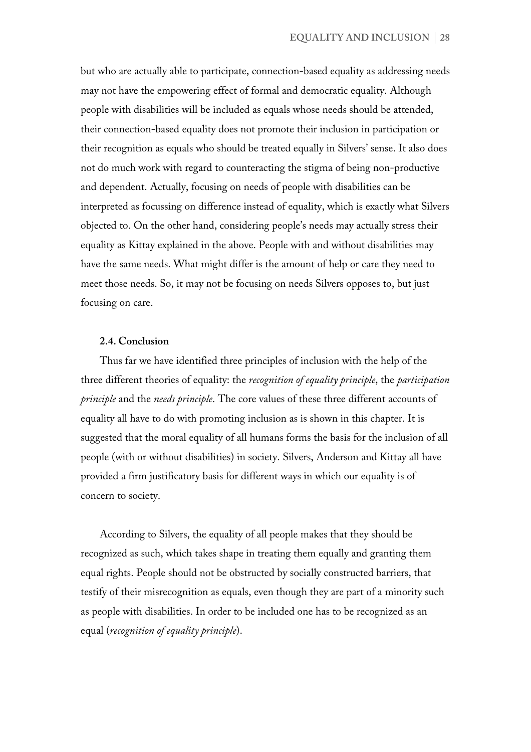but who are actually able to participate, connection-based equality as addressing needs may not have the empowering effect of formal and democratic equality. Although people with disabilities will be included as equals whose needs should be attended, their connection-based equality does not promote their inclusion in participation or their recognition as equals who should be treated equally in Silvers' sense. It also does not do much work with regard to counteracting the stigma of being non-productive and dependent. Actually, focusing on needs of people with disabilities can be interpreted as focussing on difference instead of equality, which is exactly what Silvers objected to. On the other hand, considering people's needs may actually stress their equality as Kittay explained in the above. People with and without disabilities may have the same needs. What might differ is the amount of help or care they need to meet those needs. So, it may not be focusing on needs Silvers opposes to, but just focusing on care.

### 2.4. Conclusion

Thus far we have identified three principles of inclusion with the help of the three different theories of equality: the *recognition of equality principle*, the *participation principle* and the *needs principle*. The core values of these three different accounts of equality all have to do with promoting inclusion as is shown in this chapter. It is suggested that the moral equality of all humans forms the basis for the inclusion of all people (with or without disabilities) in society. Silvers, Anderson and Kittay all have provided a firm justificatory basis for different ways in which our equality is of concern to society.

According to Silvers, the equality of all people makes that they should be recognized as such, which takes shape in treating them equally and granting them equal rights. People should not be obstructed by socially constructed barriers, that testify of their misrecognition as equals, even though they are part of a minority such as people with disabilities. In order to be included one has to be recognized as an equal (*recognition of equality principle*).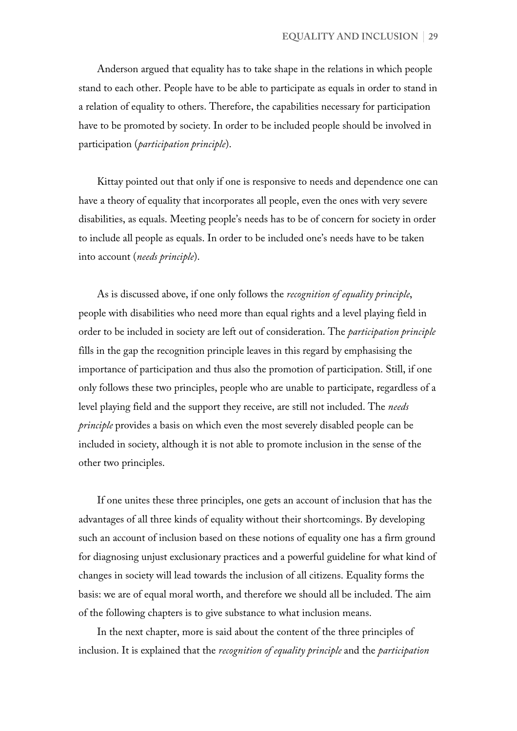Anderson argued that equality has to take shape in the relations in which people stand to each other. People have to be able to participate as equals in order to stand in a relation of equality to others. Therefore, the capabilities necessary for participation have to be promoted by society. In order to be included people should be involved in participation (*participation principle*).

Kittay pointed out that only if one is responsive to needs and dependence one can have a theory of equality that incorporates all people, even the ones with very severe disabilities, as equals. Meeting people's needs has to be of concern for society in order to include all people as equals. In order to be included one's needs have to be taken into account (*needs principle*).

As is discussed above, if one only follows the *recognition of equality principle*, people with disabilities who need more than equal rights and a level playing field in order to be included in society are left out of consideration. The *participation principle* fills in the gap the recognition principle leaves in this regard by emphasising the importance of participation and thus also the promotion of participation. Still, if one only follows these two principles, people who are unable to participate, regardless of a level playing field and the support they receive, are still not included. The *needs principle* provides a basis on which even the most severely disabled people can be included in society, although it is not able to promote inclusion in the sense of the other two principles.

If one unites these three principles, one gets an account of inclusion that has the advantages of all three kinds of equality without their shortcomings. By developing such an account of inclusion based on these notions of equality one has a firm ground for diagnosing unjust exclusionary practices and a powerful guideline for what kind of changes in society will lead towards the inclusion of all citizens. Equality forms the basis: we are of equal moral worth, and therefore we should all be included. The aim of the following chapters is to give substance to what inclusion means.

In the next chapter, more is said about the content of the three principles of inclusion. It is explained that the *recognition of equality principle* and the *participation*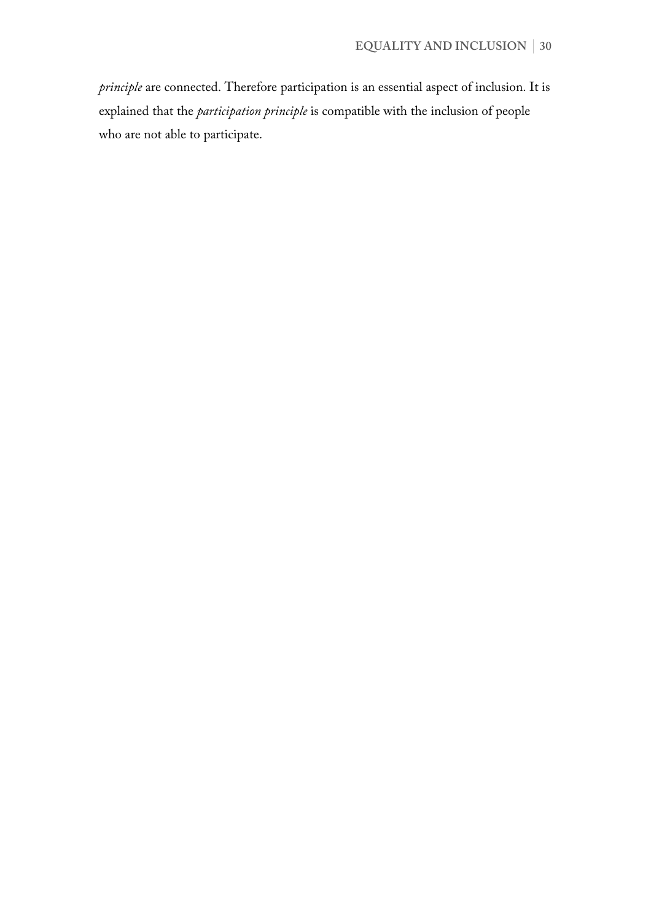*principle* are connected. Therefore participation is an essential aspect of inclusion. It is explained that the *participation principle* is compatible with the inclusion of people who are not able to participate.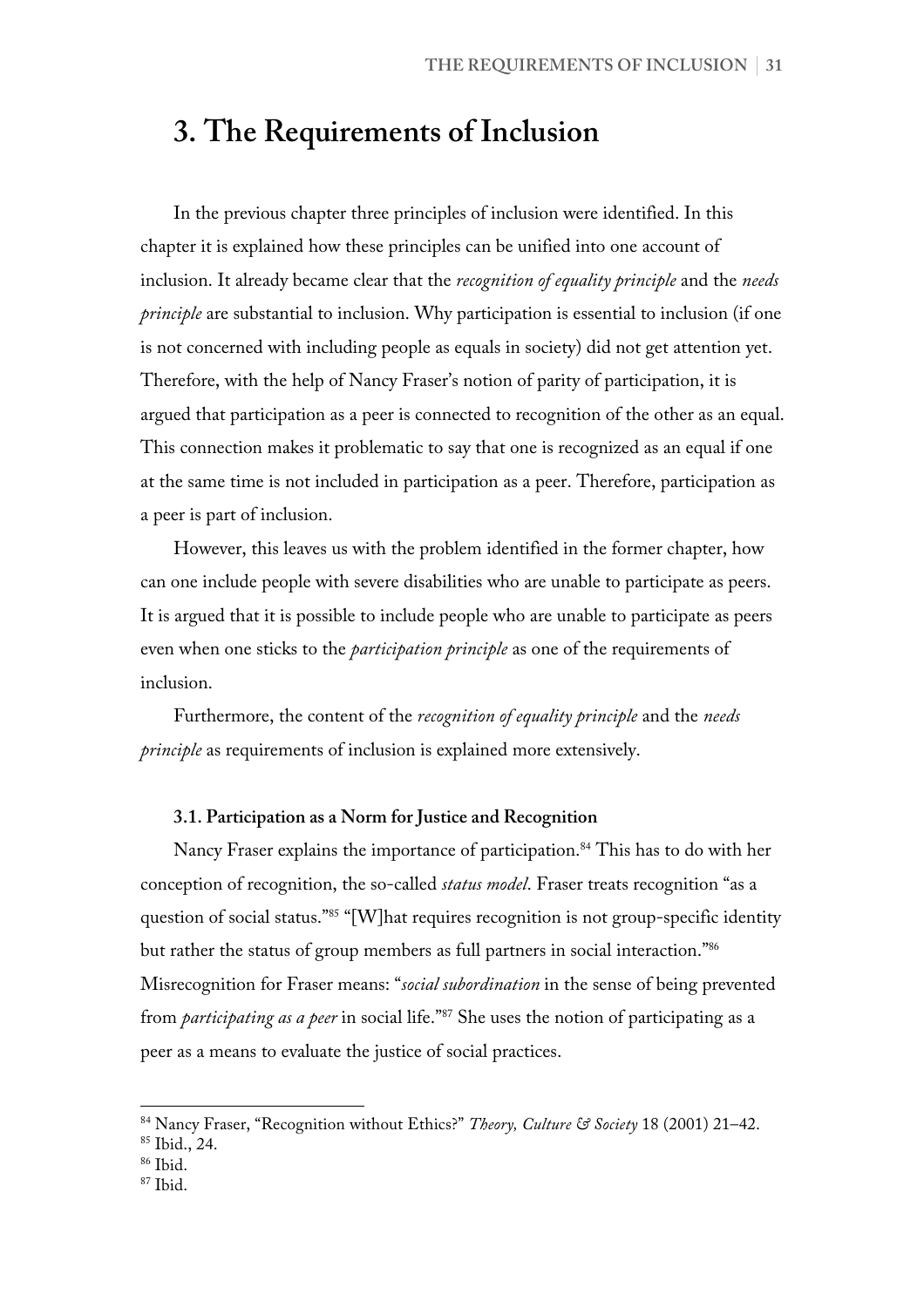# 3. The Requirements of Inclusion

In the previous chapter three principles of inclusion were identified. In this chapter it is explained how these principles can be unified into one account of inclusion. It already became clear that the *recognition of equality principle* and the *needs principle* are substantial to inclusion. Why participation is essential to inclusion (if one is not concerned with including people as equals in society) did not get attention yet. Therefore, with the help of Nancy Fraser's notion of parity of participation, it is argued that participation as a peer is connected to recognition of the other as an equal. This connection makes it problematic to say that one is recognized as an equal if one at the same time is not included in participation as a peer. Therefore, participation as a peer is part of inclusion.

However, this leaves us with the problem identified in the former chapter, how can one include people with severe disabilities who are unable to participate as peers. It is argued that it is possible to include people who are unable to participate as peers even when one sticks to the *participation principle* as one of the requirements of inclusion.

Furthermore, the content of the *recognition of equality principle* and the *needs principle* as requirements of inclusion is explained more extensively.

### 3.1. Participation as a Norm for Justice and Recognition

Nancy Fraser explains the importance of participation.[84] This has to do with her conception of recognition, the so-called *status model*. Fraser treats recognition "as a question of social status."[85] "[W]hat requires recognition is not group-specific identity but rather the status of group members as full partners in social interaction."[86] Misrecognition for Fraser means: "*social subordination* in the sense of being prevented from *participating as a peer* in social life."[87] She uses the notion of participating as a peer as a means to evaluate the justice of social practices.

---

[84] Nancy Fraser, "Recognition without Ethics?" *Theory, Culture & Society* 18 (2001) 21–42.

[85] Ibid., 24.

[86] Ibid.

[87] Ibid.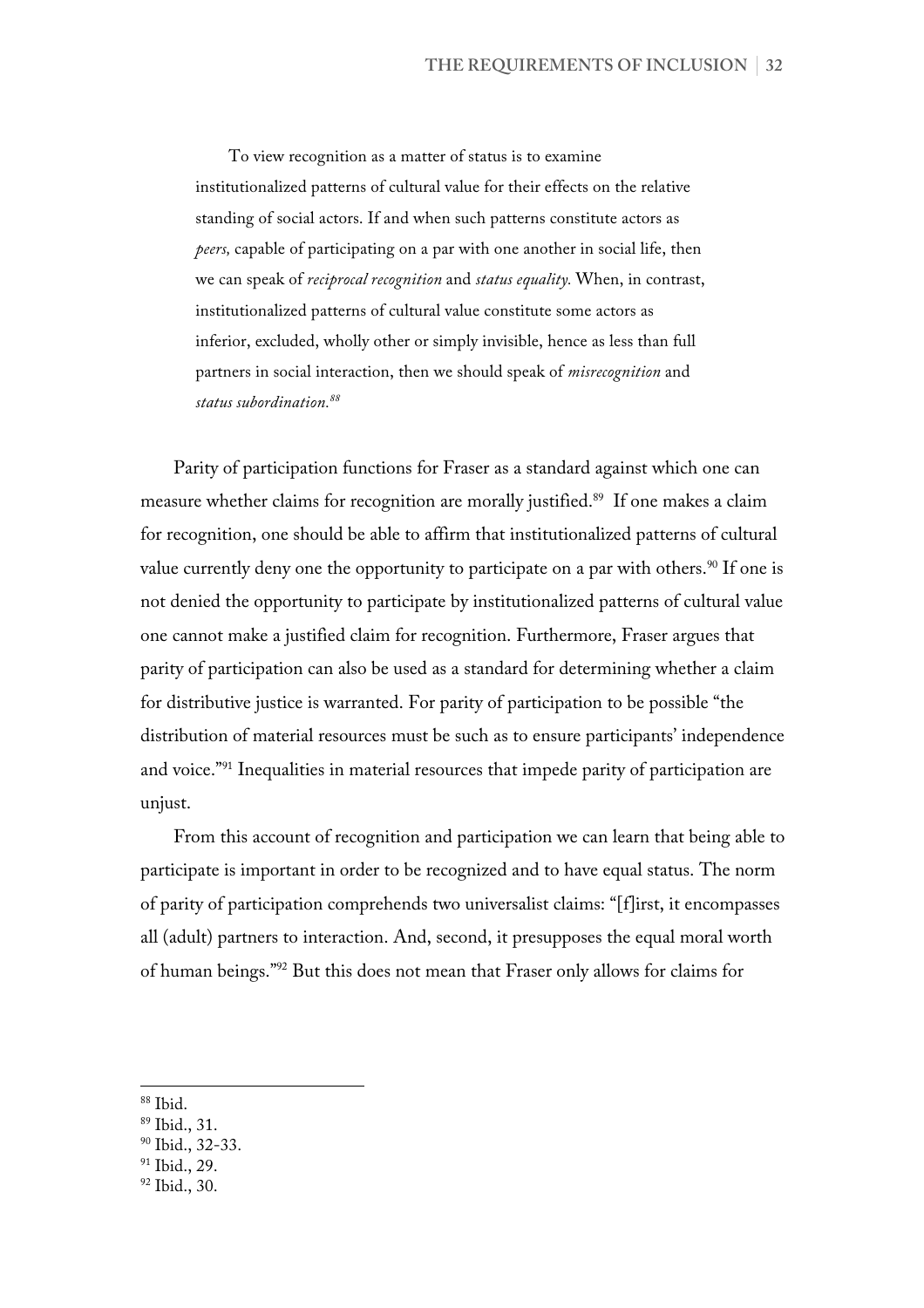> To view recognition as a matter of status is to examine institutionalized patterns of cultural value for their effects on the relative standing of social actors. If and when such patterns constitute actors as *peers,* capable of participating on a par with one another in social life, then we can speak of *reciprocal recognition* and *status equality.* When, in contrast, institutionalized patterns of cultural value constitute some actors as inferior, excluded, wholly other or simply invisible, hence as less than full partners in social interaction, then we should speak of *misrecognition* and *status subordination.*[88]

Parity of participation functions for Fraser as a standard against which one can measure whether claims for recognition are morally justified.[89] If one makes a claim for recognition, one should be able to affirm that institutionalized patterns of cultural value currently deny one the opportunity to participate on a par with others.[90] If one is not denied the opportunity to participate by institutionalized patterns of cultural value one cannot make a justified claim for recognition. Furthermore, Fraser argues that parity of participation can also be used as a standard for determining whether a claim for distributive justice is warranted. For parity of participation to be possible "the distribution of material resources must be such as to ensure participants' independence and voice."[91] Inequalities in material resources that impede parity of participation are unjust.

From this account of recognition and participation we can learn that being able to participate is important in order to be recognized and to have equal status. The norm of parity of participation comprehends two universalist claims: "[f]irst, it encompasses all (adult) partners to interaction. And, second, it presupposes the equal moral worth of human beings."[92] But this does not mean that Fraser only allows for claims for

---

[88] Ibid.

[89] Ibid., 31.

[90] Ibid., 32-33.

[91] Ibid., 29.

[92] Ibid., 30.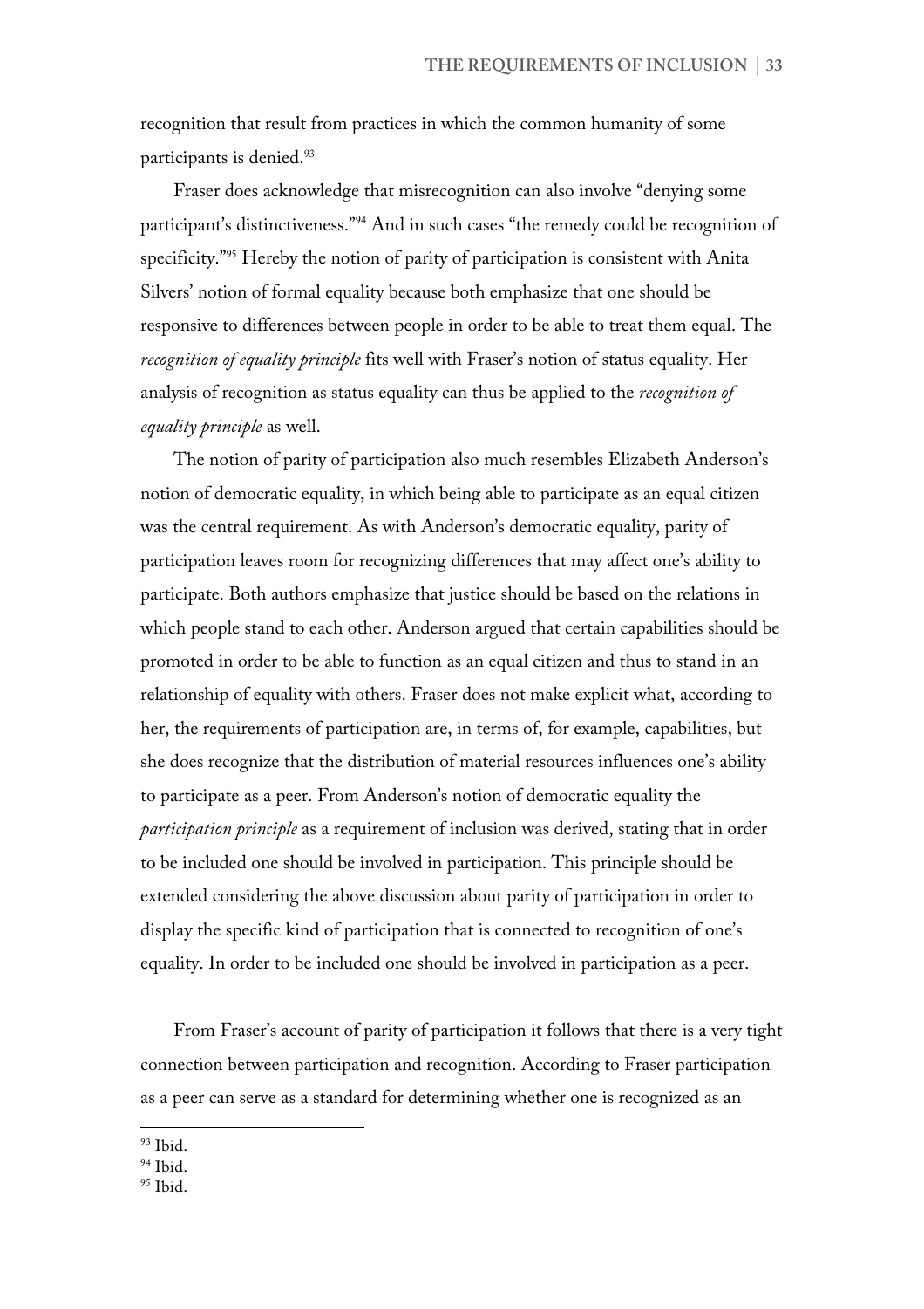recognition that result from practices in which the common humanity of some participants is denied.[93]

Fraser does acknowledge that misrecognition can also involve "denying some participant's distinctiveness."[94] And in such cases "the remedy could be recognition of specificity."[95] Hereby the notion of parity of participation is consistent with Anita Silvers' notion of formal equality because both emphasize that one should be responsive to differences between people in order to be able to treat them equal. The *recognition of equality principle* fits well with Fraser's notion of status equality. Her analysis of recognition as status equality can thus be applied to the *recognition of equality principle* as well.

The notion of parity of participation also much resembles Elizabeth Anderson's notion of democratic equality, in which being able to participate as an equal citizen was the central requirement. As with Anderson's democratic equality, parity of participation leaves room for recognizing differences that may affect one's ability to participate. Both authors emphasize that justice should be based on the relations in which people stand to each other. Anderson argued that certain capabilities should be promoted in order to be able to function as an equal citizen and thus to stand in an relationship of equality with others. Fraser does not make explicit what, according to her, the requirements of participation are, in terms of, for example, capabilities, but she does recognize that the distribution of material resources influences one's ability to participate as a peer. From Anderson's notion of democratic equality the *participation principle* as a requirement of inclusion was derived, stating that in order to be included one should be involved in participation. This principle should be extended considering the above discussion about parity of participation in order to display the specific kind of participation that is connected to recognition of one's equality. In order to be included one should be involved in participation as a peer.

From Fraser's account of parity of participation it follows that there is a very tight connection between participation and recognition. According to Fraser participation as a peer can serve as a standard for determining whether one is recognized as an

[93] Ibid.

[94] Ibid.

[95] Ibid.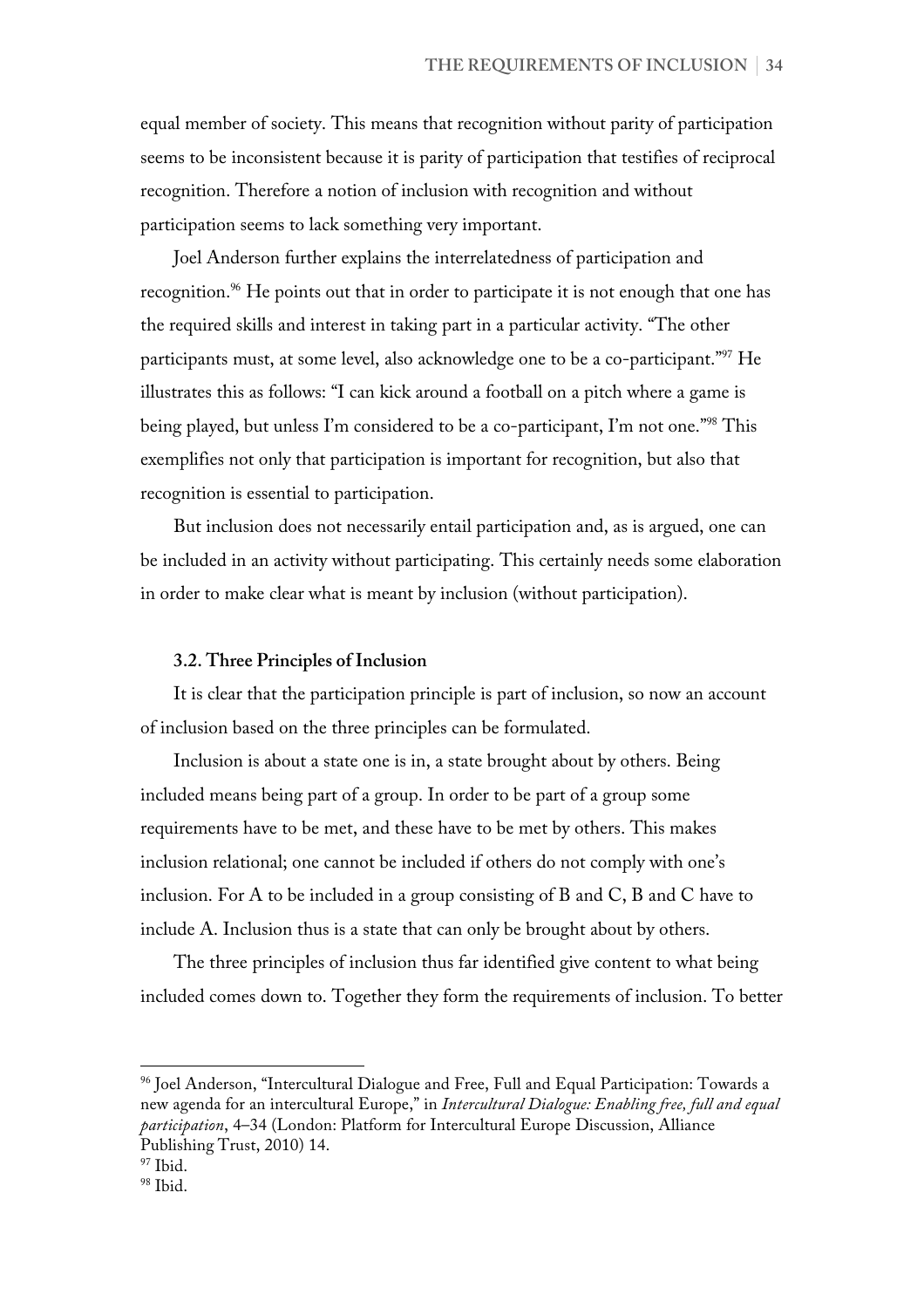equal member of society. This means that recognition without parity of participation seems to be inconsistent because it is parity of participation that testifies of reciprocal recognition. Therefore a notion of inclusion with recognition and without participation seems to lack something very important.

Joel Anderson further explains the interrelatedness of participation and recognition.[96] He points out that in order to participate it is not enough that one has the required skills and interest in taking part in a particular activity. "The other participants must, at some level, also acknowledge one to be a co-participant."[97] He illustrates this as follows: "I can kick around a football on a pitch where a game is being played, but unless I'm considered to be a co-participant, I'm not one."[98] This exemplifies not only that participation is important for recognition, but also that recognition is essential to participation.

But inclusion does not necessarily entail participation and, as is argued, one can be included in an activity without participating. This certainly needs some elaboration in order to make clear what is meant by inclusion (without participation).

### 3.2. Three Principles of Inclusion

It is clear that the participation principle is part of inclusion, so now an account of inclusion based on the three principles can be formulated.

Inclusion is about a state one is in, a state brought about by others. Being included means being part of a group. In order to be part of a group some requirements have to be met, and these have to be met by others. This makes inclusion relational; one cannot be included if others do not comply with one's inclusion. For A to be included in a group consisting of B and C, B and C have to include A. Inclusion thus is a state that can only be brought about by others.

The three principles of inclusion thus far identified give content to what being included comes down to. Together they form the requirements of inclusion. To better

---

[96] Joel Anderson, "Intercultural Dialogue and Free, Full and Equal Participation: Towards a new agenda for an intercultural Europe," in *Intercultural Dialogue: Enabling free, full and equal participation*, 4–34 (London: Platform for Intercultural Europe Discussion, Alliance Publishing Trust, 2010) 14.

[97] Ibid.

[98] Ibid.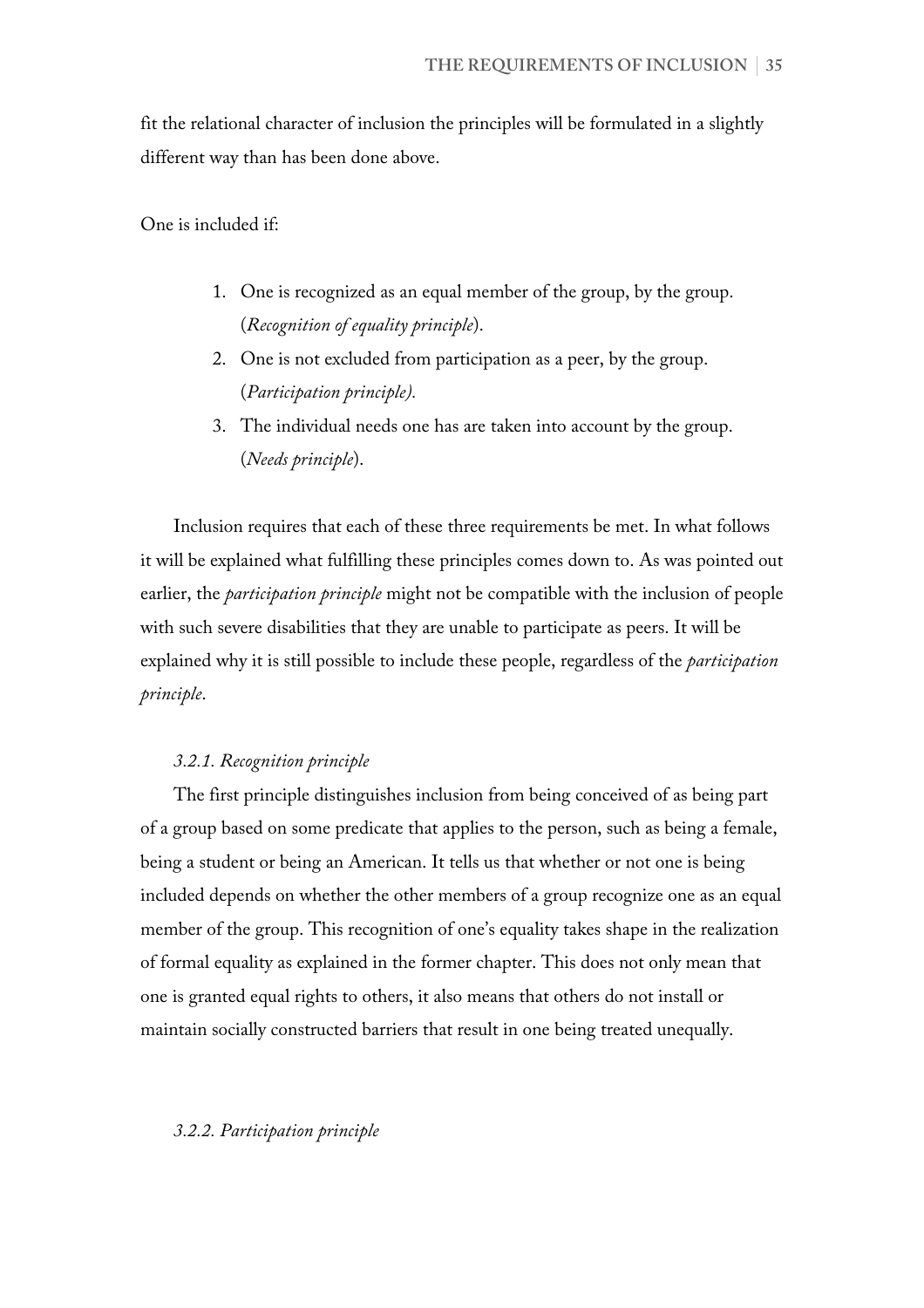fit the relational character of inclusion the principles will be formulated in a slightly different way than has been done above.

One is included if:

1. One is recognized as an equal member of the group, by the group. (*Recognition of equality principle*).
2. One is not excluded from participation as a peer, by the group. (*Participation principle).*
3. The individual needs one has are taken into account by the group. (*Needs principle*).

Inclusion requires that each of these three requirements be met. In what follows it will be explained what fulfilling these principles comes down to. As was pointed out earlier, the *participation principle* might not be compatible with the inclusion of people with such severe disabilities that they are unable to participate as peers. It will be explained why it is still possible to include these people, regardless of the *participation principle*.

### *3.2.1. Recognition principle*

The first principle distinguishes inclusion from being conceived of as being part of a group based on some predicate that applies to the person, such as being a female, being a student or being an American. It tells us that whether or not one is being included depends on whether the other members of a group recognize one as an equal member of the group. This recognition of one's equality takes shape in the realization of formal equality as explained in the former chapter. This does not only mean that one is granted equal rights to others, it also means that others do not install or maintain socially constructed barriers that result in one being treated unequally.

### *3.2.2. Participation principle*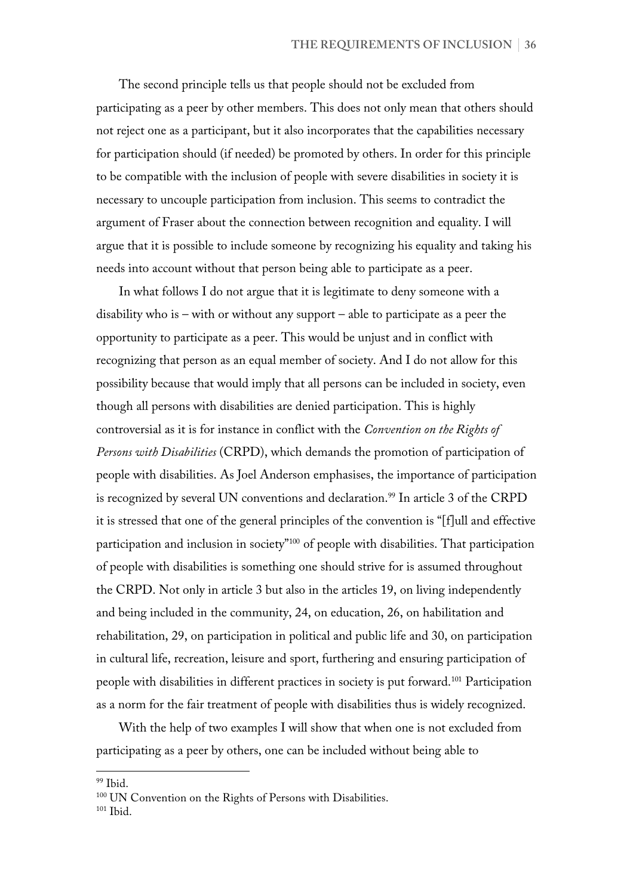The second principle tells us that people should not be excluded from participating as a peer by other members. This does not only mean that others should not reject one as a participant, but it also incorporates that the capabilities necessary for participation should (if needed) be promoted by others. In order for this principle to be compatible with the inclusion of people with severe disabilities in society it is necessary to uncouple participation from inclusion. This seems to contradict the argument of Fraser about the connection between recognition and equality. I will argue that it is possible to include someone by recognizing his equality and taking his needs into account without that person being able to participate as a peer.

In what follows I do not argue that it is legitimate to deny someone with a disability who is – with or without any support – able to participate as a peer the opportunity to participate as a peer. This would be unjust and in conflict with recognizing that person as an equal member of society. And I do not allow for this possibility because that would imply that all persons can be included in society, even though all persons with disabilities are denied participation. This is highly controversial as it is for instance in conflict with the *Convention on the Rights of Persons with Disabilities* (CRPD), which demands the promotion of participation of people with disabilities. As Joel Anderson emphasises, the importance of participation is recognized by several UN conventions and declaration.[99] In article 3 of the CRPD it is stressed that one of the general principles of the convention is "[f]ull and effective participation and inclusion in society"[100] of people with disabilities. That participation of people with disabilities is something one should strive for is assumed throughout the CRPD. Not only in article 3 but also in the articles 19, on living independently and being included in the community, 24, on education, 26, on habilitation and rehabilitation, 29, on participation in political and public life and 30, on participation in cultural life, recreation, leisure and sport, furthering and ensuring participation of people with disabilities in different practices in society is put forward.[101] Participation as a norm for the fair treatment of people with disabilities thus is widely recognized.

With the help of two examples I will show that when one is not excluded from participating as a peer by others, one can be included without being able to

---

[99] Ibid.

[100] UN Convention on the Rights of Persons with Disabilities.

[101] Ibid.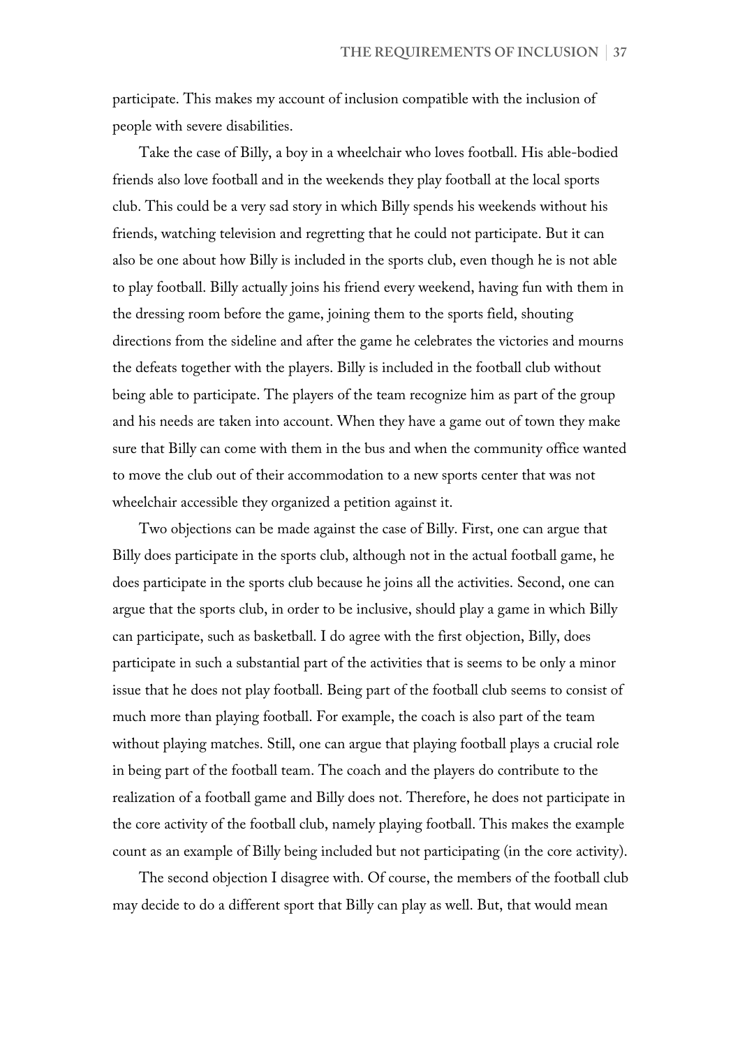participate. This makes my account of inclusion compatible with the inclusion of people with severe disabilities.

Take the case of Billy, a boy in a wheelchair who loves football. His able-bodied friends also love football and in the weekends they play football at the local sports club. This could be a very sad story in which Billy spends his weekends without his friends, watching television and regretting that he could not participate. But it can also be one about how Billy is included in the sports club, even though he is not able to play football. Billy actually joins his friend every weekend, having fun with them in the dressing room before the game, joining them to the sports field, shouting directions from the sideline and after the game he celebrates the victories and mourns the defeats together with the players. Billy is included in the football club without being able to participate. The players of the team recognize him as part of the group and his needs are taken into account. When they have a game out of town they make sure that Billy can come with them in the bus and when the community office wanted to move the club out of their accommodation to a new sports center that was not wheelchair accessible they organized a petition against it.

Two objections can be made against the case of Billy. First, one can argue that Billy does participate in the sports club, although not in the actual football game, he does participate in the sports club because he joins all the activities. Second, one can argue that the sports club, in order to be inclusive, should play a game in which Billy can participate, such as basketball. I do agree with the first objection, Billy, does participate in such a substantial part of the activities that is seems to be only a minor issue that he does not play football. Being part of the football club seems to consist of much more than playing football. For example, the coach is also part of the team without playing matches. Still, one can argue that playing football plays a crucial role in being part of the football team. The coach and the players do contribute to the realization of a football game and Billy does not. Therefore, he does not participate in the core activity of the football club, namely playing football. This makes the example count as an example of Billy being included but not participating (in the core activity).

The second objection I disagree with. Of course, the members of the football club may decide to do a different sport that Billy can play as well. But, that would mean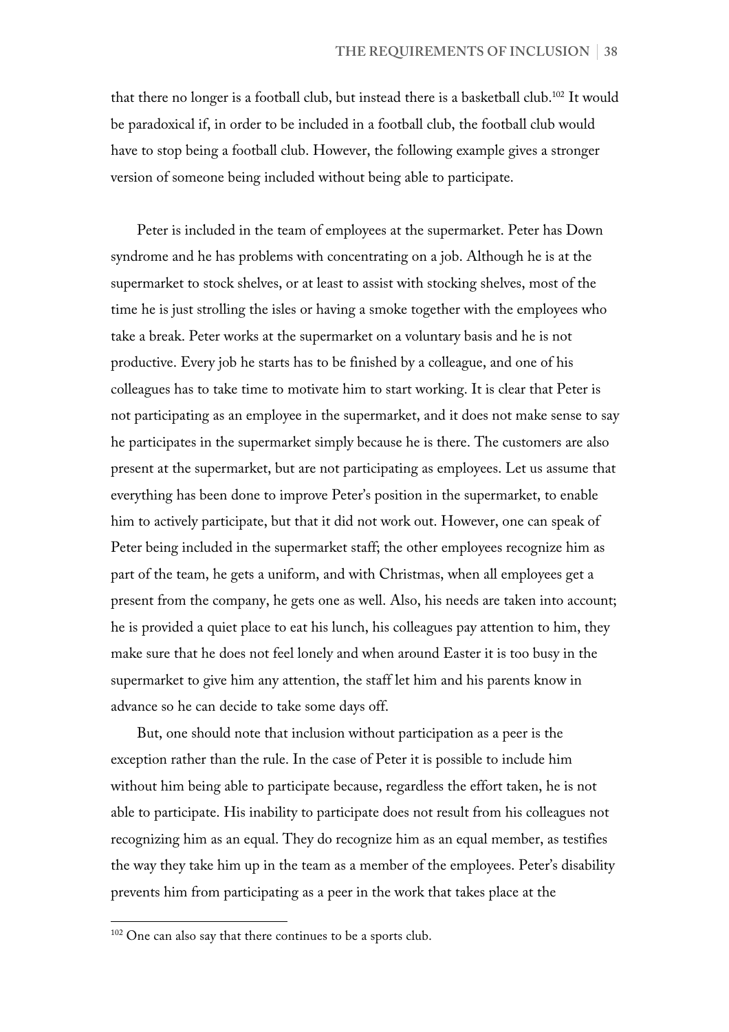that there no longer is a football club, but instead there is a basketball club.[102] It would be paradoxical if, in order to be included in a football club, the football club would have to stop being a football club. However, the following example gives a stronger version of someone being included without being able to participate.

Peter is included in the team of employees at the supermarket. Peter has Down syndrome and he has problems with concentrating on a job. Although he is at the supermarket to stock shelves, or at least to assist with stocking shelves, most of the time he is just strolling the isles or having a smoke together with the employees who take a break. Peter works at the supermarket on a voluntary basis and he is not productive. Every job he starts has to be finished by a colleague, and one of his colleagues has to take time to motivate him to start working. It is clear that Peter is not participating as an employee in the supermarket, and it does not make sense to say he participates in the supermarket simply because he is there. The customers are also present at the supermarket, but are not participating as employees. Let us assume that everything has been done to improve Peter's position in the supermarket, to enable him to actively participate, but that it did not work out. However, one can speak of Peter being included in the supermarket staff; the other employees recognize him as part of the team, he gets a uniform, and with Christmas, when all employees get a present from the company, he gets one as well. Also, his needs are taken into account; he is provided a quiet place to eat his lunch, his colleagues pay attention to him, they make sure that he does not feel lonely and when around Easter it is too busy in the supermarket to give him any attention, the staff let him and his parents know in advance so he can decide to take some days off.

But, one should note that inclusion without participation as a peer is the exception rather than the rule. In the case of Peter it is possible to include him without him being able to participate because, regardless the effort taken, he is not able to participate. His inability to participate does not result from his colleagues not recognizing him as an equal. They do recognize him as an equal member, as testifies the way they take him up in the team as a member of the employees. Peter's disability prevents him from participating as a peer in the work that takes place at the

[102] One can also say that there continues to be a sports club.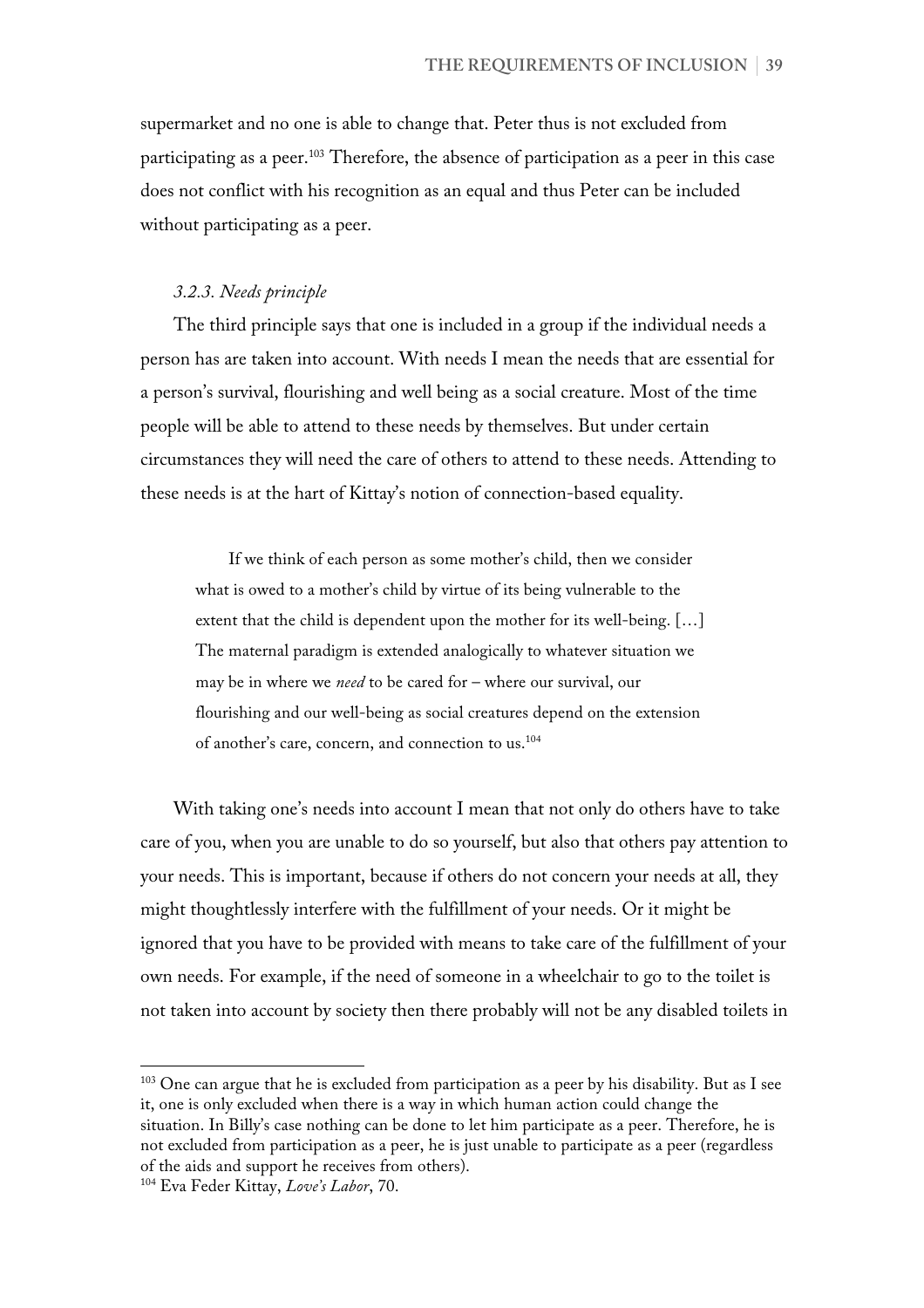supermarket and no one is able to change that. Peter thus is not excluded from participating as a peer.[103] Therefore, the absence of participation as a peer in this case does not conflict with his recognition as an equal and thus Peter can be included without participating as a peer.

### *3.2.3. Needs principle*

The third principle says that one is included in a group if the individual needs a person has are taken into account. With needs I mean the needs that are essential for a person's survival, flourishing and well being as a social creature. Most of the time people will be able to attend to these needs by themselves. But under certain circumstances they will need the care of others to attend to these needs. Attending to these needs is at the hart of Kittay's notion of connection-based equality.

> If we think of each person as some mother's child, then we consider what is owed to a mother's child by virtue of its being vulnerable to the extent that the child is dependent upon the mother for its well-being. […] The maternal paradigm is extended analogically to whatever situation we may be in where we *need* to be cared for – where our survival, our flourishing and our well-being as social creatures depend on the extension of another's care, concern, and connection to us.[104]

With taking one's needs into account I mean that not only do others have to take care of you, when you are unable to do so yourself, but also that others pay attention to your needs. This is important, because if others do not concern your needs at all, they might thoughtlessly interfere with the fulfillment of your needs. Or it might be ignored that you have to be provided with means to take care of the fulfillment of your own needs. For example, if the need of someone in a wheelchair to go to the toilet is not taken into account by society then there probably will not be any disabled toilets in

---

[103] One can argue that he is excluded from participation as a peer by his disability. But as I see it, one is only excluded when there is a way in which human action could change the situation. In Billy's case nothing can be done to let him participate as a peer. Therefore, he is not excluded from participation as a peer, he is just unable to participate as a peer (regardless of the aids and support he receives from others).

[104] Eva Feder Kittay, *Love's Labor*, 70.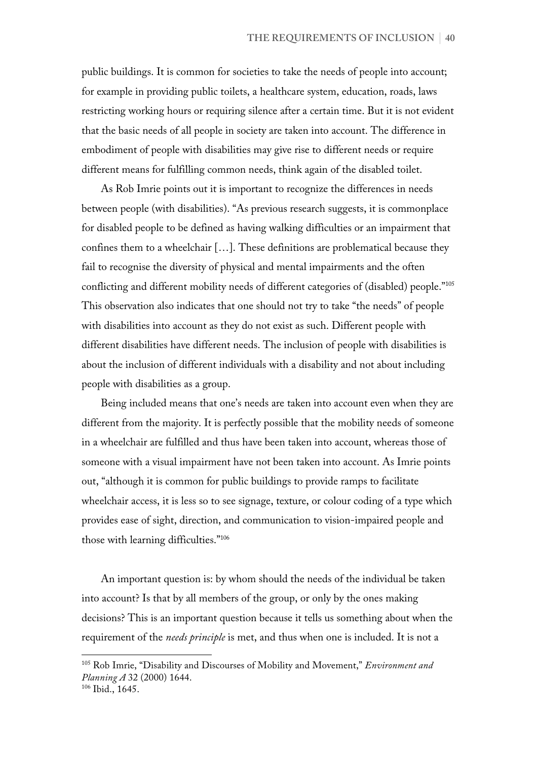public buildings. It is common for societies to take the needs of people into account; for example in providing public toilets, a healthcare system, education, roads, laws restricting working hours or requiring silence after a certain time. But it is not evident that the basic needs of all people in society are taken into account. The difference in embodiment of people with disabilities may give rise to different needs or require different means for fulfilling common needs, think again of the disabled toilet.

As Rob Imrie points out it is important to recognize the differences in needs between people (with disabilities). "As previous research suggests, it is commonplace for disabled people to be defined as having walking difficulties or an impairment that confines them to a wheelchair […]. These definitions are problematical because they fail to recognise the diversity of physical and mental impairments and the often conflicting and different mobility needs of different categories of (disabled) people."[105] This observation also indicates that one should not try to take "the needs" of people with disabilities into account as they do not exist as such. Different people with different disabilities have different needs. The inclusion of people with disabilities is about the inclusion of different individuals with a disability and not about including people with disabilities as a group.

Being included means that one's needs are taken into account even when they are different from the majority. It is perfectly possible that the mobility needs of someone in a wheelchair are fulfilled and thus have been taken into account, whereas those of someone with a visual impairment have not been taken into account. As Imrie points out, "although it is common for public buildings to provide ramps to facilitate wheelchair access, it is less so to see signage, texture, or colour coding of a type which provides ease of sight, direction, and communication to vision-impaired people and those with learning difficulties."[106]

An important question is: by whom should the needs of the individual be taken into account? Is that by all members of the group, or only by the ones making decisions? This is an important question because it tells us something about when the requirement of the *needs principle* is met, and thus when one is included. It is not a

---

[105] Rob Imrie, "Disability and Discourses of Mobility and Movement," *Environment and Planning A* 32 (2000) 1644.

[106] Ibid., 1645.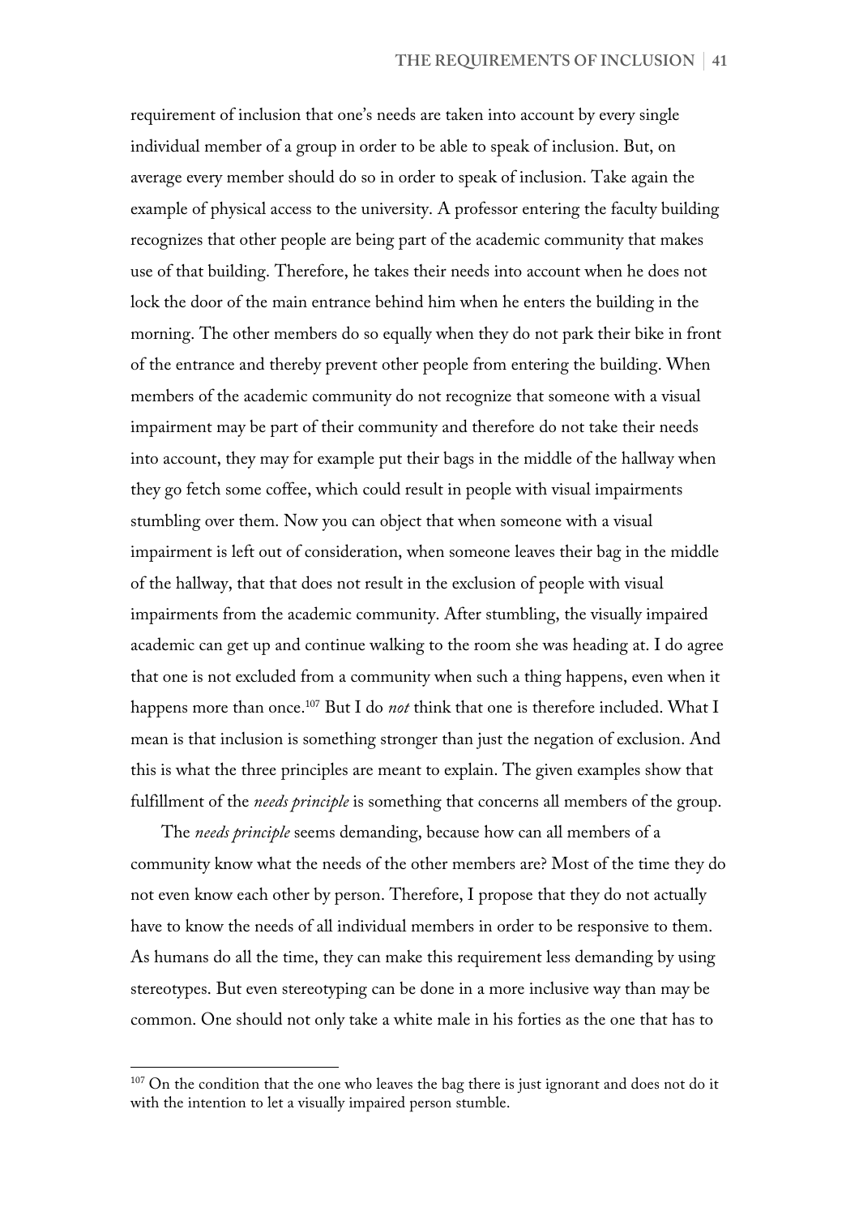requirement of inclusion that one's needs are taken into account by every single individual member of a group in order to be able to speak of inclusion. But, on average every member should do so in order to speak of inclusion. Take again the example of physical access to the university. A professor entering the faculty building recognizes that other people are being part of the academic community that makes use of that building. Therefore, he takes their needs into account when he does not lock the door of the main entrance behind him when he enters the building in the morning. The other members do so equally when they do not park their bike in front of the entrance and thereby prevent other people from entering the building. When members of the academic community do not recognize that someone with a visual impairment may be part of their community and therefore do not take their needs into account, they may for example put their bags in the middle of the hallway when they go fetch some coffee, which could result in people with visual impairments stumbling over them. Now you can object that when someone with a visual impairment is left out of consideration, when someone leaves their bag in the middle of the hallway, that that does not result in the exclusion of people with visual impairments from the academic community. After stumbling, the visually impaired academic can get up and continue walking to the room she was heading at. I do agree that one is not excluded from a community when such a thing happens, even when it happens more than once.[107] But I do *not* think that one is therefore included. What I mean is that inclusion is something stronger than just the negation of exclusion. And this is what the three principles are meant to explain. The given examples show that fulfillment of the *needs principle* is something that concerns all members of the group.

The *needs principle* seems demanding, because how can all members of a community know what the needs of the other members are? Most of the time they do not even know each other by person. Therefore, I propose that they do not actually have to know the needs of all individual members in order to be responsive to them. As humans do all the time, they can make this requirement less demanding by using stereotypes. But even stereotyping can be done in a more inclusive way than may be common. One should not only take a white male in his forties as the one that has to

[107] On the condition that the one who leaves the bag there is just ignorant and does not do it with the intention to let a visually impaired person stumble.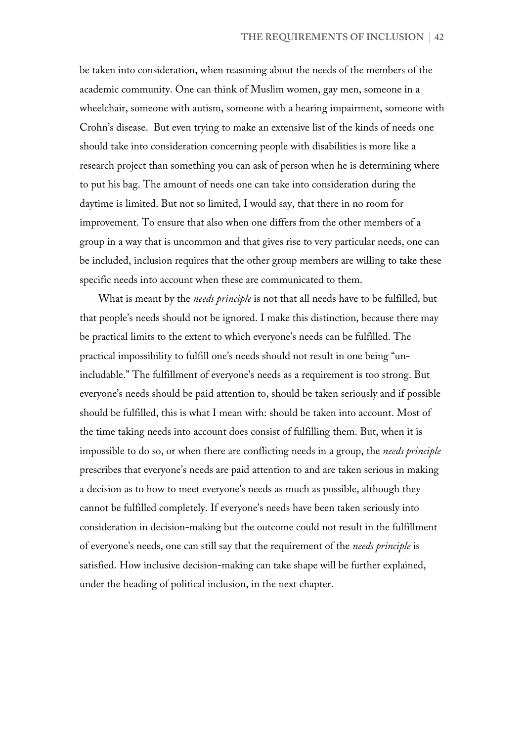be taken into consideration, when reasoning about the needs of the members of the academic community. One can think of Muslim women, gay men, someone in a wheelchair, someone with autism, someone with a hearing impairment, someone with Crohn's disease.  But even trying to make an extensive list of the kinds of needs one should take into consideration concerning people with disabilities is more like a research project than something you can ask of person when he is determining where to put his bag. The amount of needs one can take into consideration during the daytime is limited. But not so limited, I would say, that there in no room for improvement. To ensure that also when one differs from the other members of a group in a way that is uncommon and that gives rise to very particular needs, one can be included, inclusion requires that the other group members are willing to take these specific needs into account when these are communicated to them.

What is meant by the *needs principle* is not that all needs have to be fulfilled, but that people's needs should not be ignored. I make this distinction, because there may be practical limits to the extent to which everyone's needs can be fulfilled. The practical impossibility to fulfill one's needs should not result in one being "un-includable." The fulfillment of everyone's needs as a requirement is too strong. But everyone's needs should be paid attention to, should be taken seriously and if possible should be fulfilled, this is what I mean with: should be taken into account. Most of the time taking needs into account does consist of fulfilling them. But, when it is impossible to do so, or when there are conflicting needs in a group, the *needs principle* prescribes that everyone's needs are paid attention to and are taken serious in making a decision as to how to meet everyone's needs as much as possible, although they cannot be fulfilled completely. If everyone's needs have been taken seriously into consideration in decision-making but the outcome could not result in the fulfillment of everyone's needs, one can still say that the requirement of the *needs principle* is satisfied. How inclusive decision-making can take shape will be further explained, under the heading of political inclusion, in the next chapter.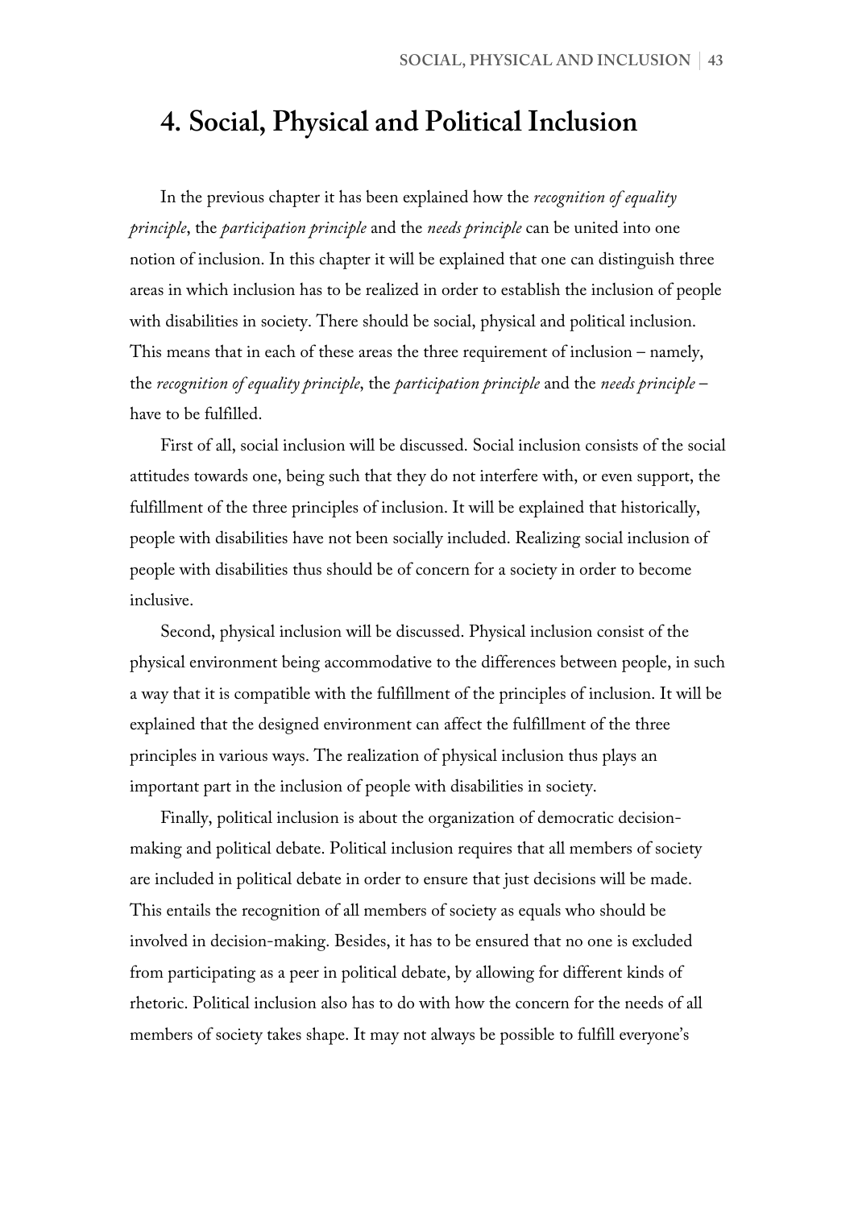# 4. Social, Physical and Political Inclusion

In the previous chapter it has been explained how the *recognition of equality principle*, the *participation principle* and the *needs principle* can be united into one notion of inclusion. In this chapter it will be explained that one can distinguish three areas in which inclusion has to be realized in order to establish the inclusion of people with disabilities in society. There should be social, physical and political inclusion. This means that in each of these areas the three requirement of inclusion – namely, the *recognition of equality principle*, the *participation principle* and the *needs principle* – have to be fulfilled.

First of all, social inclusion will be discussed. Social inclusion consists of the social attitudes towards one, being such that they do not interfere with, or even support, the fulfillment of the three principles of inclusion. It will be explained that historically, people with disabilities have not been socially included. Realizing social inclusion of people with disabilities thus should be of concern for a society in order to become inclusive.

Second, physical inclusion will be discussed. Physical inclusion consist of the physical environment being accommodative to the differences between people, in such a way that it is compatible with the fulfillment of the principles of inclusion. It will be explained that the designed environment can affect the fulfillment of the three principles in various ways. The realization of physical inclusion thus plays an important part in the inclusion of people with disabilities in society.

Finally, political inclusion is about the organization of democratic decision-making and political debate. Political inclusion requires that all members of society are included in political debate in order to ensure that just decisions will be made. This entails the recognition of all members of society as equals who should be involved in decision-making. Besides, it has to be ensured that no one is excluded from participating as a peer in political debate, by allowing for different kinds of rhetoric. Political inclusion also has to do with how the concern for the needs of all members of society takes shape. It may not always be possible to fulfill everyone's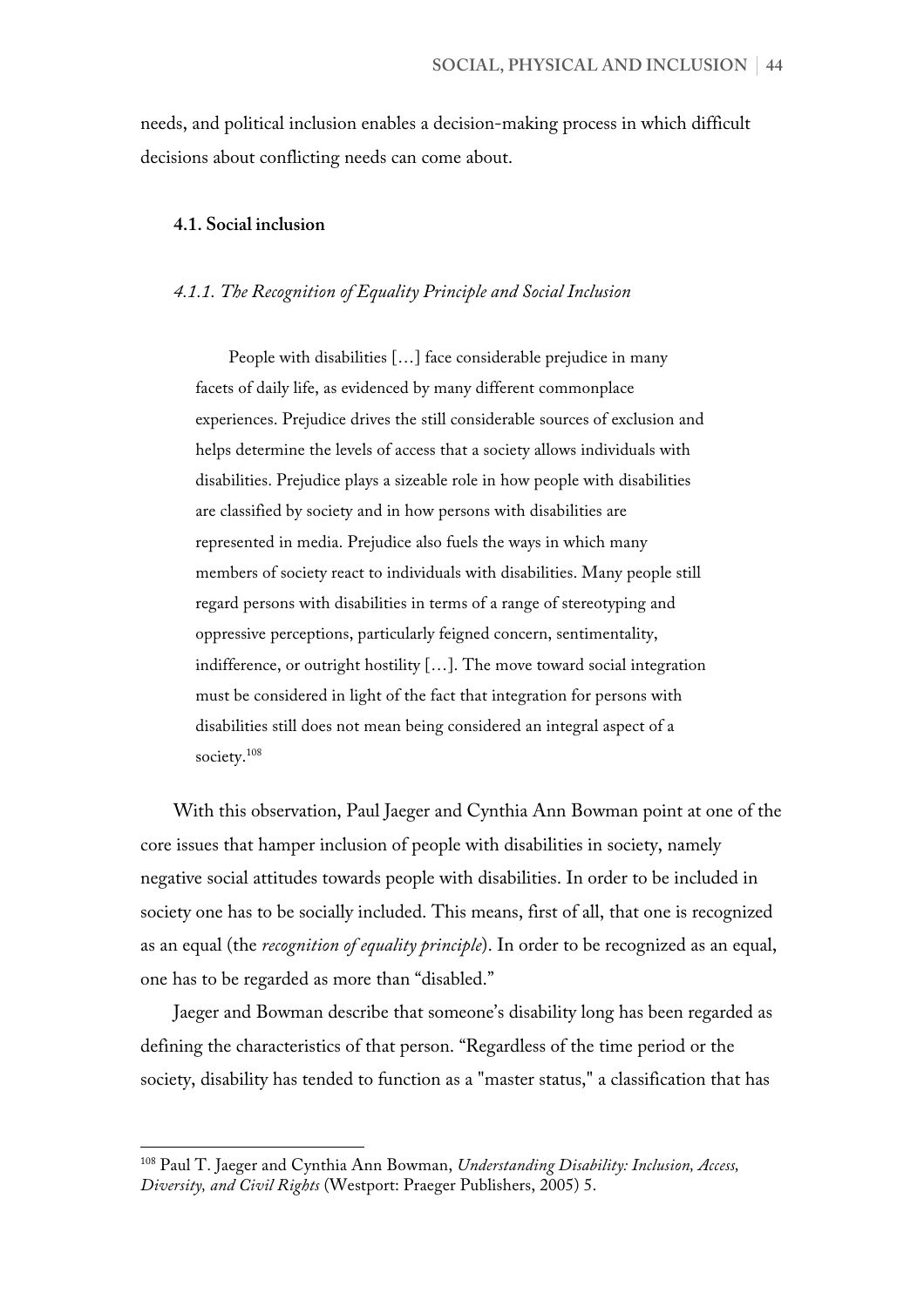needs, and political inclusion enables a decision-making process in which difficult decisions about conflicting needs can come about.

### 4.1. Social inclusion

#### *4.1.1. The Recognition of Equality Principle and Social Inclusion*

> People with disabilities […] face considerable prejudice in many facets of daily life, as evidenced by many different commonplace experiences. Prejudice drives the still considerable sources of exclusion and helps determine the levels of access that a society allows individuals with disabilities. Prejudice plays a sizeable role in how people with disabilities are classified by society and in how persons with disabilities are represented in media. Prejudice also fuels the ways in which many members of society react to individuals with disabilities. Many people still regard persons with disabilities in terms of a range of stereotyping and oppressive perceptions, particularly feigned concern, sentimentality, indifference, or outright hostility […]. The move toward social integration must be considered in light of the fact that integration for persons with disabilities still does not mean being considered an integral aspect of a society.[108]

With this observation, Paul Jaeger and Cynthia Ann Bowman point at one of the core issues that hamper inclusion of people with disabilities in society, namely negative social attitudes towards people with disabilities. In order to be included in society one has to be socially included. This means, first of all, that one is recognized as an equal (the *recognition of equality principle*). In order to be recognized as an equal, one has to be regarded as more than "disabled."

Jaeger and Bowman describe that someone's disability long has been regarded as defining the characteristics of that person. "Regardless of the time period or the society, disability has tended to function as a "master status," a classification that has

---

[108] Paul T. Jaeger and Cynthia Ann Bowman, *Understanding Disability: Inclusion, Access, Diversity, and Civil Rights* (Westport: Praeger Publishers, 2005) 5.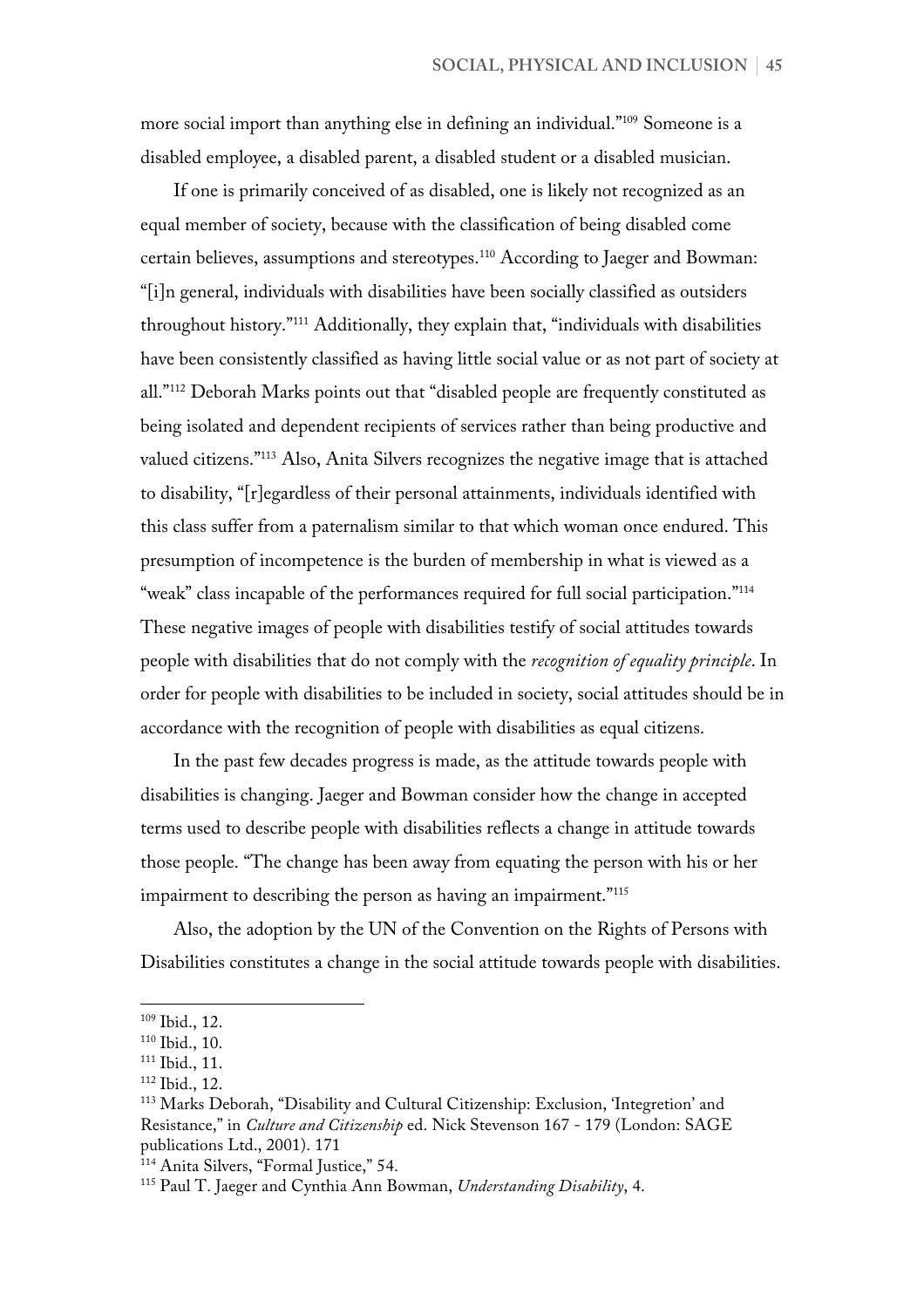more social import than anything else in defining an individual."[109] Someone is a disabled employee, a disabled parent, a disabled student or a disabled musician.

If one is primarily conceived of as disabled, one is likely not recognized as an equal member of society, because with the classification of being disabled come certain believes, assumptions and stereotypes.[110] According to Jaeger and Bowman: "[i]n general, individuals with disabilities have been socially classified as outsiders throughout history."[111] Additionally, they explain that, "individuals with disabilities have been consistently classified as having little social value or as not part of society at all."[112] Deborah Marks points out that "disabled people are frequently constituted as being isolated and dependent recipients of services rather than being productive and valued citizens."[113] Also, Anita Silvers recognizes the negative image that is attached to disability, "[r]egardless of their personal attainments, individuals identified with this class suffer from a paternalism similar to that which woman once endured. This presumption of incompetence is the burden of membership in what is viewed as a "weak" class incapable of the performances required for full social participation."[114] These negative images of people with disabilities testify of social attitudes towards people with disabilities that do not comply with the *recognition of equality principle*. In order for people with disabilities to be included in society, social attitudes should be in accordance with the recognition of people with disabilities as equal citizens.

In the past few decades progress is made, as the attitude towards people with disabilities is changing. Jaeger and Bowman consider how the change in accepted terms used to describe people with disabilities reflects a change in attitude towards those people. "The change has been away from equating the person with his or her impairment to describing the person as having an impairment."[115]

Also, the adoption by the UN of the Convention on the Rights of Persons with Disabilities constitutes a change in the social attitude towards people with disabilities.

---

[109] Ibid., 12.

[110] Ibid., 10.

[111] Ibid., 11.

[112] Ibid., 12.

[113] Marks Deborah, "Disability and Cultural Citizenship: Exclusion, 'Integretion' and Resistance," in *Culture and Citizenship* ed. Nick Stevenson 167 - 179 (London: SAGE publications Ltd., 2001). 171

[114] Anita Silvers, "Formal Justice," 54.

[115] Paul T. Jaeger and Cynthia Ann Bowman, *Understanding Disability*, 4.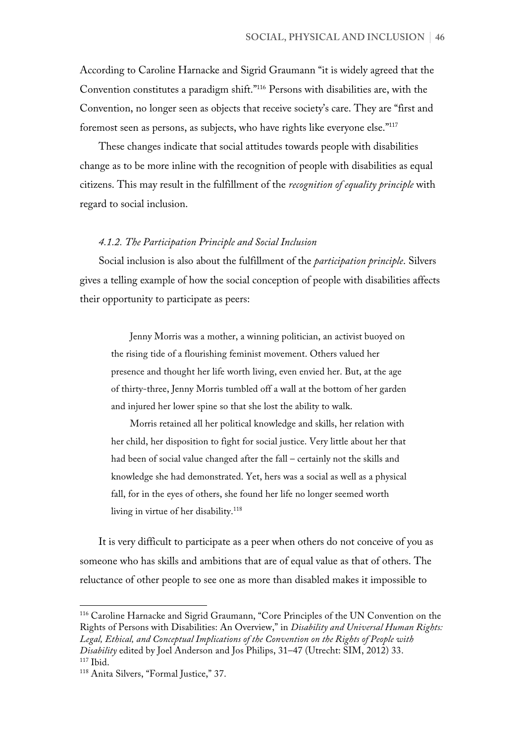According to Caroline Harnacke and Sigrid Graumann "it is widely agreed that the Convention constitutes a paradigm shift."[116] Persons with disabilities are, with the Convention, no longer seen as objects that receive society's care. They are "first and foremost seen as persons, as subjects, who have rights like everyone else."[117]

These changes indicate that social attitudes towards people with disabilities change as to be more inline with the recognition of people with disabilities as equal citizens. This may result in the fulfillment of the *recognition of equality principle* with regard to social inclusion.

#### *4.1.2. The Participation Principle and Social Inclusion*

Social inclusion is also about the fulfillment of the *participation principle*. Silvers gives a telling example of how the social conception of people with disabilities affects their opportunity to participate as peers:

> Jenny Morris was a mother, a winning politician, an activist buoyed on the rising tide of a flourishing feminist movement. Others valued her presence and thought her life worth living, even envied her. But, at the age of thirty-three, Jenny Morris tumbled off a wall at the bottom of her garden and injured her lower spine so that she lost the ability to walk.
>
> Morris retained all her political knowledge and skills, her relation with her child, her disposition to fight for social justice. Very little about her that had been of social value changed after the fall – certainly not the skills and knowledge she had demonstrated. Yet, hers was a social as well as a physical fall, for in the eyes of others, she found her life no longer seemed worth living in virtue of her disability.[118]

It is very difficult to participate as a peer when others do not conceive of you as someone who has skills and ambitions that are of equal value as that of others. The reluctance of other people to see one as more than disabled makes it impossible to

---

[116] Caroline Harnacke and Sigrid Graumann, "Core Principles of the UN Convention on the Rights of Persons with Disabilities: An Overview," in *Disability and Universal Human Rights: Legal, Ethical, and Conceptual Implications of the Convention on the Rights of People with Disability* edited by Joel Anderson and Jos Philips, 31–47 (Utrecht: SIM, 2012) 33.
[117] Ibid.
[118] Anita Silvers, "Formal Justice," 37.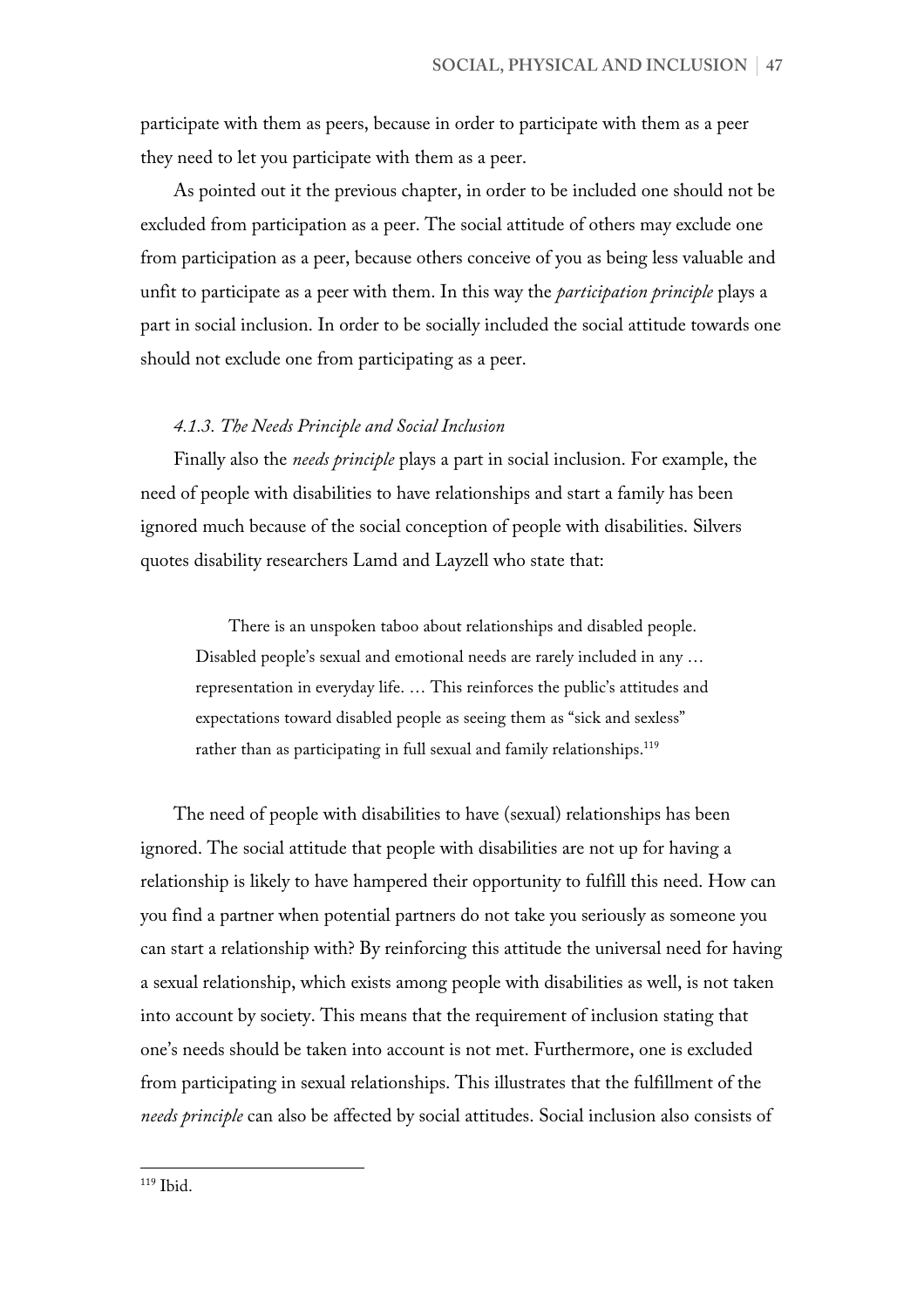participate with them as peers, because in order to participate with them as a peer they need to let you participate with them as a peer.

As pointed out it the previous chapter, in order to be included one should not be excluded from participation as a peer. The social attitude of others may exclude one from participation as a peer, because others conceive of you as being less valuable and unfit to participate as a peer with them. In this way the *participation principle* plays a part in social inclusion. In order to be socially included the social attitude towards one should not exclude one from participating as a peer.

#### *4.1.3. The Needs Principle and Social Inclusion*

Finally also the *needs principle* plays a part in social inclusion. For example, the need of people with disabilities to have relationships and start a family has been ignored much because of the social conception of people with disabilities. Silvers quotes disability researchers Lamd and Layzell who state that:

> There is an unspoken taboo about relationships and disabled people. Disabled people's sexual and emotional needs are rarely included in any … representation in everyday life. … This reinforces the public's attitudes and expectations toward disabled people as seeing them as "sick and sexless" rather than as participating in full sexual and family relationships.[119]

The need of people with disabilities to have (sexual) relationships has been ignored. The social attitude that people with disabilities are not up for having a relationship is likely to have hampered their opportunity to fulfill this need. How can you find a partner when potential partners do not take you seriously as someone you can start a relationship with? By reinforcing this attitude the universal need for having a sexual relationship, which exists among people with disabilities as well, is not taken into account by society. This means that the requirement of inclusion stating that one's needs should be taken into account is not met. Furthermore, one is excluded from participating in sexual relationships. This illustrates that the fulfillment of the *needs principle* can also be affected by social attitudes. Social inclusion also consists of

[119] Ibid.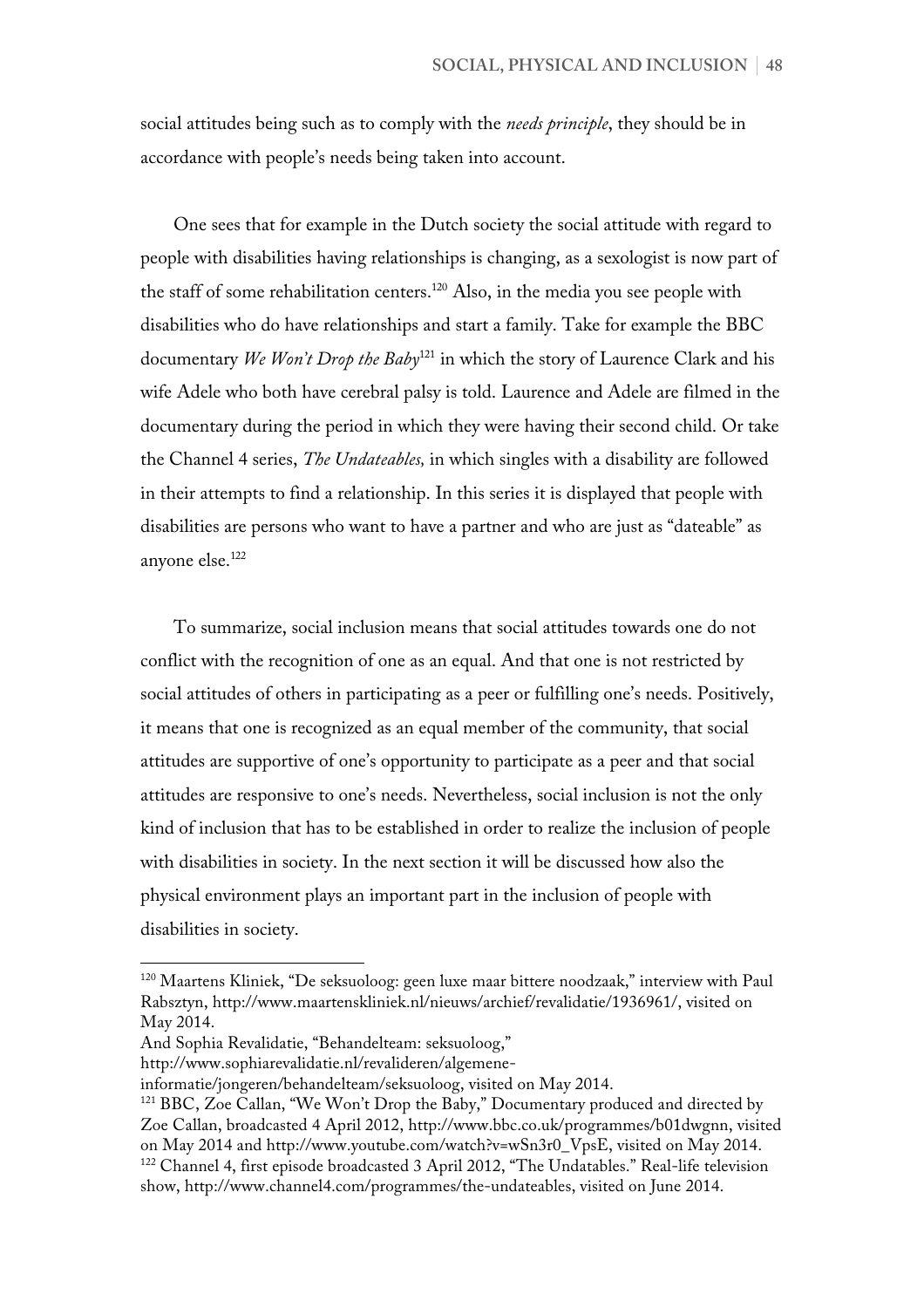social attitudes being such as to comply with the *needs principle*, they should be in accordance with people's needs being taken into account.

One sees that for example in the Dutch society the social attitude with regard to people with disabilities having relationships is changing, as a sexologist is now part of the staff of some rehabilitation centers.[120] Also, in the media you see people with disabilities who do have relationships and start a family. Take for example the BBC documentary *We Won't Drop the Baby*[121] in which the story of Laurence Clark and his wife Adele who both have cerebral palsy is told. Laurence and Adele are filmed in the documentary during the period in which they were having their second child. Or take the Channel 4 series, *The Undateables,* in which singles with a disability are followed in their attempts to find a relationship. In this series it is displayed that people with disabilities are persons who want to have a partner and who are just as "dateable" as anyone else.[122]

To summarize, social inclusion means that social attitudes towards one do not conflict with the recognition of one as an equal. And that one is not restricted by social attitudes of others in participating as a peer or fulfilling one's needs. Positively, it means that one is recognized as an equal member of the community, that social attitudes are supportive of one's opportunity to participate as a peer and that social attitudes are responsive to one's needs. Nevertheless, social inclusion is not the only kind of inclusion that has to be established in order to realize the inclusion of people with disabilities in society. In the next section it will be discussed how also the physical environment plays an important part in the inclusion of people with disabilities in society.

---

[120] Maartens Kliniek, "De seksuoloog: geen luxe maar bittere noodzaak," interview with Paul Rabsztyn, http://www.maartenskliniek.nl/nieuws/archief/revalidatie/1936961/, visited on May 2014.
And Sophia Revalidatie, "Behandelteam: seksuoloog," http://www.sophiarevalidatie.nl/revalideren/algemene-informatie/jongeren/behandelteam/seksuoloog, visited on May 2014.

[121] BBC, Zoe Callan, "We Won't Drop the Baby," Documentary produced and directed by Zoe Callan, broadcasted 4 April 2012, http://www.bbc.co.uk/programmes/b01dwgnn, visited on May 2014 and http://www.youtube.com/watch?v=wSn3r0_VpsE, visited on May 2014.

[122] Channel 4, first episode broadcasted 3 April 2012, "The Undatables." Real-life television show, http://www.channel4.com/programmes/the-undateables, visited on June 2014.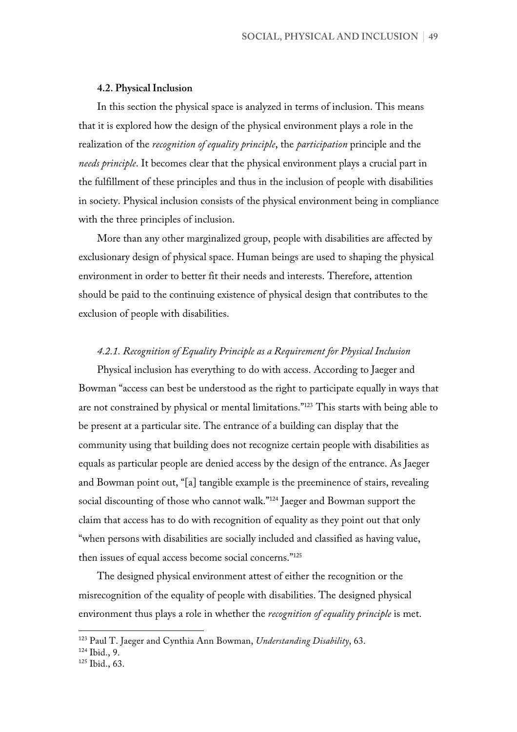### 4.2. Physical Inclusion

In this section the physical space is analyzed in terms of inclusion. This means that it is explored how the design of the physical environment plays a role in the realization of the *recognition of equality principle*, the *participation* principle and the *needs principle*. It becomes clear that the physical environment plays a crucial part in the fulfillment of these principles and thus in the inclusion of people with disabilities in society. Physical inclusion consists of the physical environment being in compliance with the three principles of inclusion.

More than any other marginalized group, people with disabilities are affected by exclusionary design of physical space. Human beings are used to shaping the physical environment in order to better fit their needs and interests. Therefore, attention should be paid to the continuing existence of physical design that contributes to the exclusion of people with disabilities.

#### *4.2.1. Recognition of Equality Principle as a Requirement for Physical Inclusion*

Physical inclusion has everything to do with access. According to Jaeger and Bowman "access can best be understood as the right to participate equally in ways that are not constrained by physical or mental limitations."[123] This starts with being able to be present at a particular site. The entrance of a building can display that the community using that building does not recognize certain people with disabilities as equals as particular people are denied access by the design of the entrance. As Jaeger and Bowman point out, "[a] tangible example is the preeminence of stairs, revealing social discounting of those who cannot walk."[124] Jaeger and Bowman support the claim that access has to do with recognition of equality as they point out that only "when persons with disabilities are socially included and classified as having value, then issues of equal access become social concerns."[125]

The designed physical environment attest of either the recognition or the misrecognition of the equality of people with disabilities. The designed physical environment thus plays a role in whether the *recognition of equality principle* is met.

---

[123] Paul T. Jaeger and Cynthia Ann Bowman, *Understanding Disability*, 63.

[124] Ibid., 9.

[125] Ibid., 63.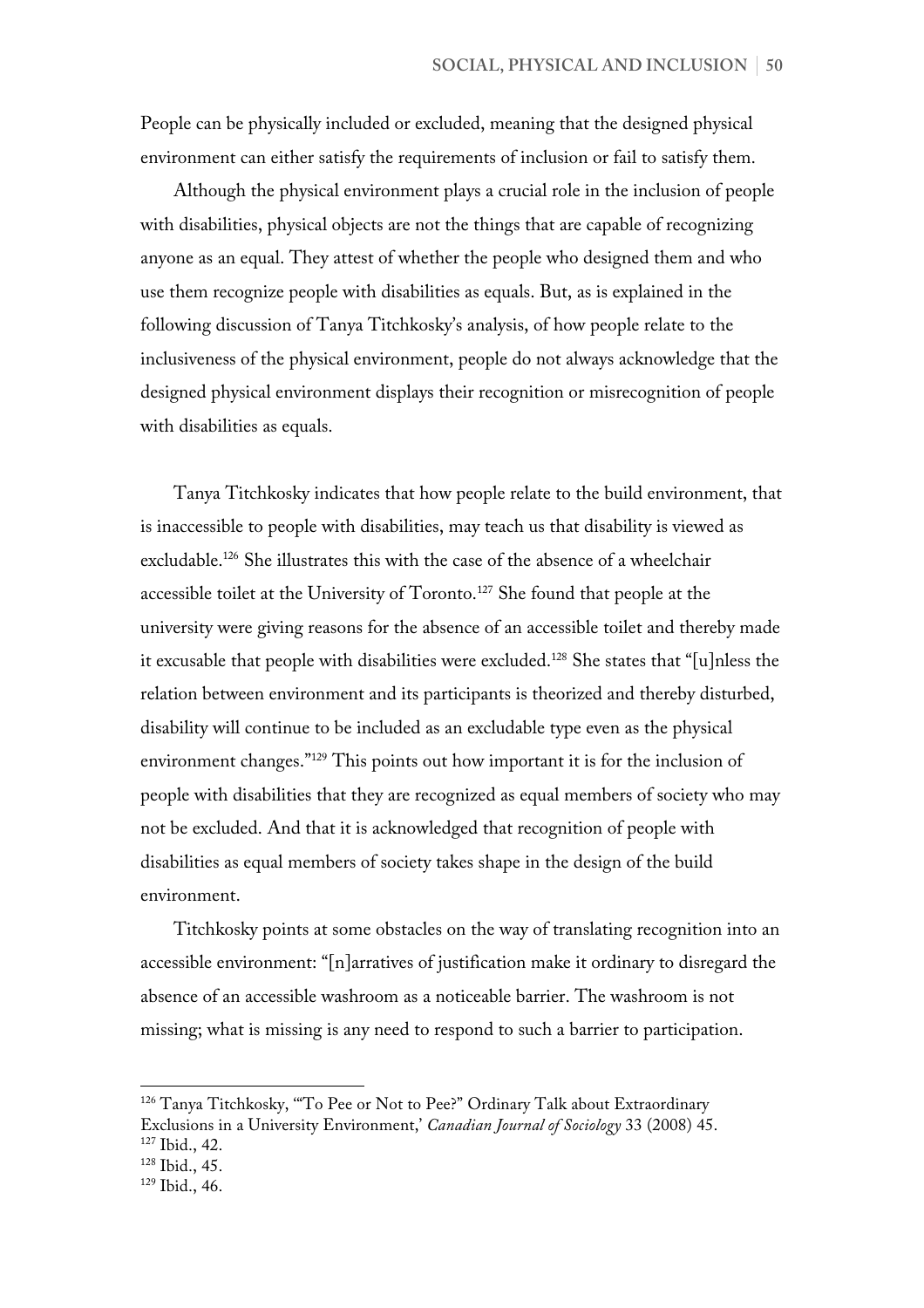People can be physically included or excluded, meaning that the designed physical environment can either satisfy the requirements of inclusion or fail to satisfy them.

Although the physical environment plays a crucial role in the inclusion of people with disabilities, physical objects are not the things that are capable of recognizing anyone as an equal. They attest of whether the people who designed them and who use them recognize people with disabilities as equals. But, as is explained in the following discussion of Tanya Titchkosky's analysis, of how people relate to the inclusiveness of the physical environment, people do not always acknowledge that the designed physical environment displays their recognition or misrecognition of people with disabilities as equals.

Tanya Titchkosky indicates that how people relate to the build environment, that is inaccessible to people with disabilities, may teach us that disability is viewed as excludable.[126] She illustrates this with the case of the absence of a wheelchair accessible toilet at the University of Toronto.[127] She found that people at the university were giving reasons for the absence of an accessible toilet and thereby made it excusable that people with disabilities were excluded.[128] She states that "[u]nless the relation between environment and its participants is theorized and thereby disturbed, disability will continue to be included as an excludable type even as the physical environment changes."[129] This points out how important it is for the inclusion of people with disabilities that they are recognized as equal members of society who may not be excluded. And that it is acknowledged that recognition of people with disabilities as equal members of society takes shape in the design of the build environment.

Titchkosky points at some obstacles on the way of translating recognition into an accessible environment: "[n]arratives of justification make it ordinary to disregard the absence of an accessible washroom as a noticeable barrier. The washroom is not missing; what is missing is any need to respond to such a barrier to participation.

---

[126] Tanya Titchkosky, '"To Pee or Not to Pee?" Ordinary Talk about Extraordinary Exclusions in a University Environment,' *Canadian Journal of Sociology* 33 (2008) 45.

[127] Ibid., 42.

[128] Ibid., 45.

[129] Ibid., 46.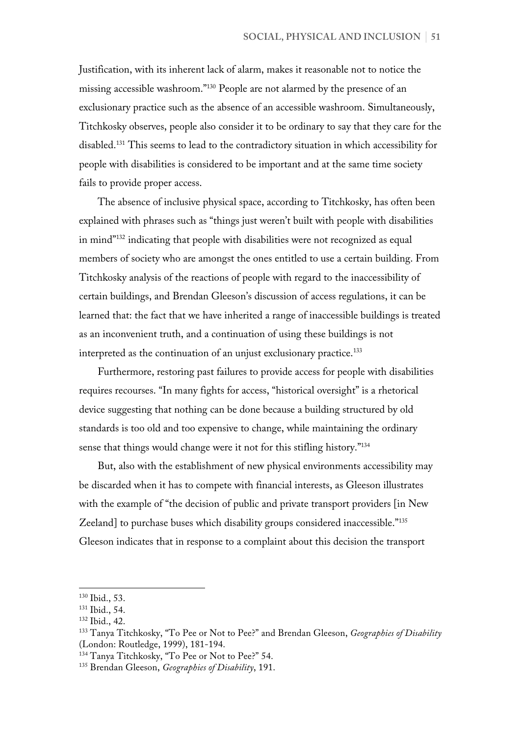Justification, with its inherent lack of alarm, makes it reasonable not to notice the missing accessible washroom."[130] People are not alarmed by the presence of an exclusionary practice such as the absence of an accessible washroom. Simultaneously, Titchkosky observes, people also consider it to be ordinary to say that they care for the disabled.[131] This seems to lead to the contradictory situation in which accessibility for people with disabilities is considered to be important and at the same time society fails to provide proper access.

The absence of inclusive physical space, according to Titchkosky, has often been explained with phrases such as "things just weren't built with people with disabilities in mind"[132] indicating that people with disabilities were not recognized as equal members of society who are amongst the ones entitled to use a certain building. From Titchkosky analysis of the reactions of people with regard to the inaccessibility of certain buildings, and Brendan Gleeson's discussion of access regulations, it can be learned that: the fact that we have inherited a range of inaccessible buildings is treated as an inconvenient truth, and a continuation of using these buildings is not interpreted as the continuation of an unjust exclusionary practice.[133]

Furthermore, restoring past failures to provide access for people with disabilities requires recourses. "In many fights for access, "historical oversight" is a rhetorical device suggesting that nothing can be done because a building structured by old standards is too old and too expensive to change, while maintaining the ordinary sense that things would change were it not for this stifling history."[134]

But, also with the establishment of new physical environments accessibility may be discarded when it has to compete with financial interests, as Gleeson illustrates with the example of "the decision of public and private transport providers [in New Zeeland] to purchase buses which disability groups considered inaccessible."[135] Gleeson indicates that in response to a complaint about this decision the transport

---

[130] Ibid., 53.

[131] Ibid., 54.

[132] Ibid., 42.

[133] Tanya Titchkosky, "To Pee or Not to Pee?" and Brendan Gleeson, *Geographies of Disability* (London: Routledge, 1999), 181-194.

[134] Tanya Titchkosky, "To Pee or Not to Pee?" 54.

[135] Brendan Gleeson, *Geographies of Disability*, 191.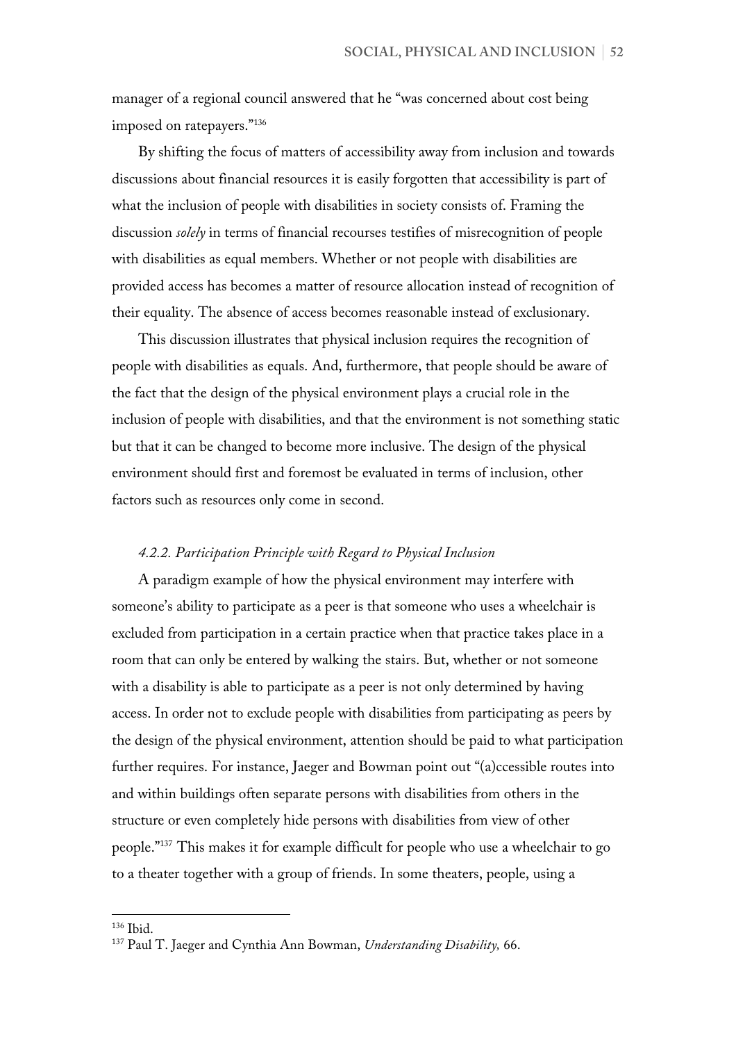manager of a regional council answered that he "was concerned about cost being imposed on ratepayers."[136]

By shifting the focus of matters of accessibility away from inclusion and towards discussions about financial resources it is easily forgotten that accessibility is part of what the inclusion of people with disabilities in society consists of. Framing the discussion *solely* in terms of financial recourses testifies of misrecognition of people with disabilities as equal members. Whether or not people with disabilities are provided access has becomes a matter of resource allocation instead of recognition of their equality. The absence of access becomes reasonable instead of exclusionary.

This discussion illustrates that physical inclusion requires the recognition of people with disabilities as equals. And, furthermore, that people should be aware of the fact that the design of the physical environment plays a crucial role in the inclusion of people with disabilities, and that the environment is not something static but that it can be changed to become more inclusive. The design of the physical environment should first and foremost be evaluated in terms of inclusion, other factors such as resources only come in second.

### *4.2.2. Participation Principle with Regard to Physical Inclusion*

A paradigm example of how the physical environment may interfere with someone's ability to participate as a peer is that someone who uses a wheelchair is excluded from participation in a certain practice when that practice takes place in a room that can only be entered by walking the stairs. But, whether or not someone with a disability is able to participate as a peer is not only determined by having access. In order not to exclude people with disabilities from participating as peers by the design of the physical environment, attention should be paid to what participation further requires. For instance, Jaeger and Bowman point out "(a)ccessible routes into and within buildings often separate persons with disabilities from others in the structure or even completely hide persons with disabilities from view of other people."[137] This makes it for example difficult for people who use a wheelchair to go to a theater together with a group of friends. In some theaters, people, using a

---

[136] Ibid.

[137] Paul T. Jaeger and Cynthia Ann Bowman, *Understanding Disability,* 66.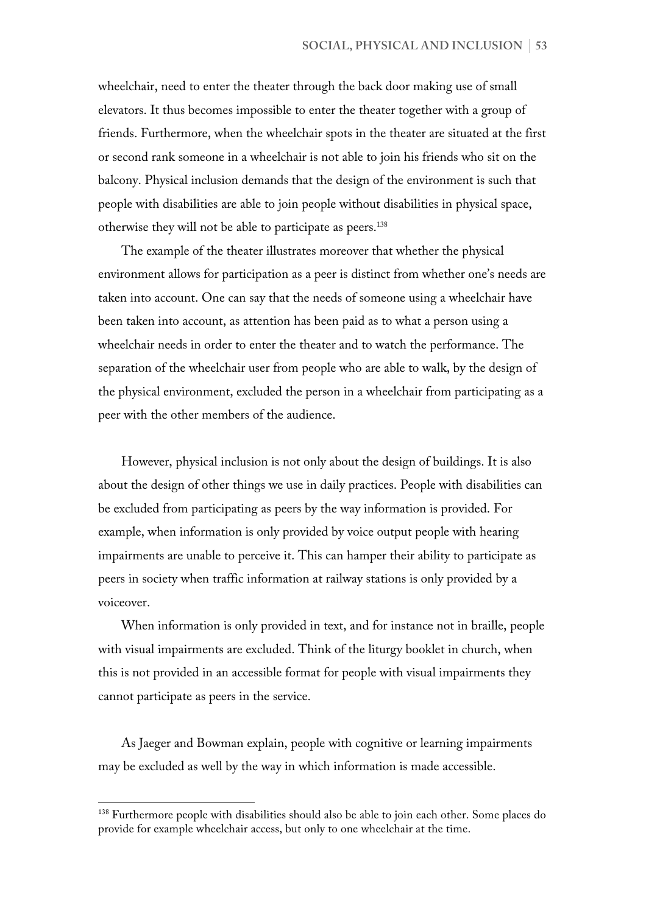wheelchair, need to enter the theater through the back door making use of small elevators. It thus becomes impossible to enter the theater together with a group of friends. Furthermore, when the wheelchair spots in the theater are situated at the first or second rank someone in a wheelchair is not able to join his friends who sit on the balcony. Physical inclusion demands that the design of the environment is such that people with disabilities are able to join people without disabilities in physical space, otherwise they will not be able to participate as peers.[138]

The example of the theater illustrates moreover that whether the physical environment allows for participation as a peer is distinct from whether one's needs are taken into account. One can say that the needs of someone using a wheelchair have been taken into account, as attention has been paid as to what a person using a wheelchair needs in order to enter the theater and to watch the performance. The separation of the wheelchair user from people who are able to walk, by the design of the physical environment, excluded the person in a wheelchair from participating as a peer with the other members of the audience.

However, physical inclusion is not only about the design of buildings. It is also about the design of other things we use in daily practices. People with disabilities can be excluded from participating as peers by the way information is provided. For example, when information is only provided by voice output people with hearing impairments are unable to perceive it. This can hamper their ability to participate as peers in society when traffic information at railway stations is only provided by a voiceover.

When information is only provided in text, and for instance not in braille, people with visual impairments are excluded. Think of the liturgy booklet in church, when this is not provided in an accessible format for people with visual impairments they cannot participate as peers in the service.

As Jaeger and Bowman explain, people with cognitive or learning impairments may be excluded as well by the way in which information is made accessible.

---

[138] Furthermore people with disabilities should also be able to join each other. Some places do provide for example wheelchair access, but only to one wheelchair at the time.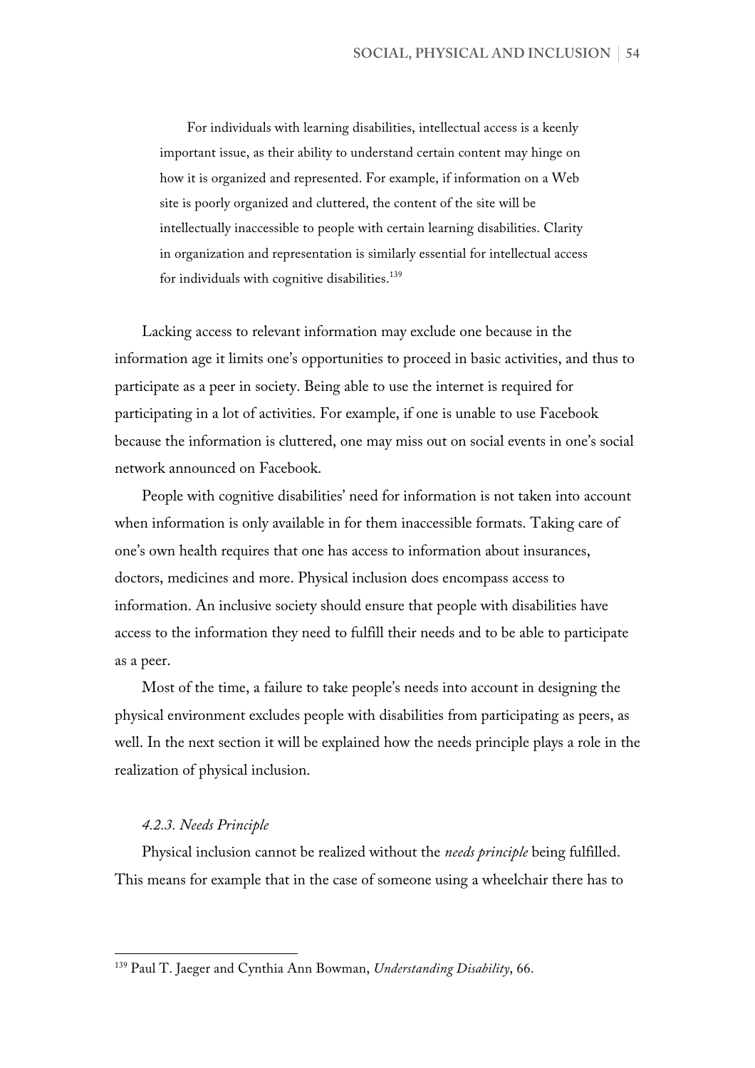> For individuals with learning disabilities, intellectual access is a keenly important issue, as their ability to understand certain content may hinge on how it is organized and represented. For example, if information on a Web site is poorly organized and cluttered, the content of the site will be intellectually inaccessible to people with certain learning disabilities. Clarity in organization and representation is similarly essential for intellectual access for individuals with cognitive disabilities.[139]

Lacking access to relevant information may exclude one because in the information age it limits one's opportunities to proceed in basic activities, and thus to participate as a peer in society. Being able to use the internet is required for participating in a lot of activities. For example, if one is unable to use Facebook because the information is cluttered, one may miss out on social events in one's social network announced on Facebook.

People with cognitive disabilities' need for information is not taken into account when information is only available in for them inaccessible formats. Taking care of one's own health requires that one has access to information about insurances, doctors, medicines and more. Physical inclusion does encompass access to information. An inclusive society should ensure that people with disabilities have access to the information they need to fulfill their needs and to be able to participate as a peer.

Most of the time, a failure to take people's needs into account in designing the physical environment excludes people with disabilities from participating as peers, as well. In the next section it will be explained how the needs principle plays a role in the realization of physical inclusion.

#### *4.2.3. Needs Principle*

Physical inclusion cannot be realized without the *needs principle* being fulfilled. This means for example that in the case of someone using a wheelchair there has to

---

[139] Paul T. Jaeger and Cynthia Ann Bowman, *Understanding Disability*, 66.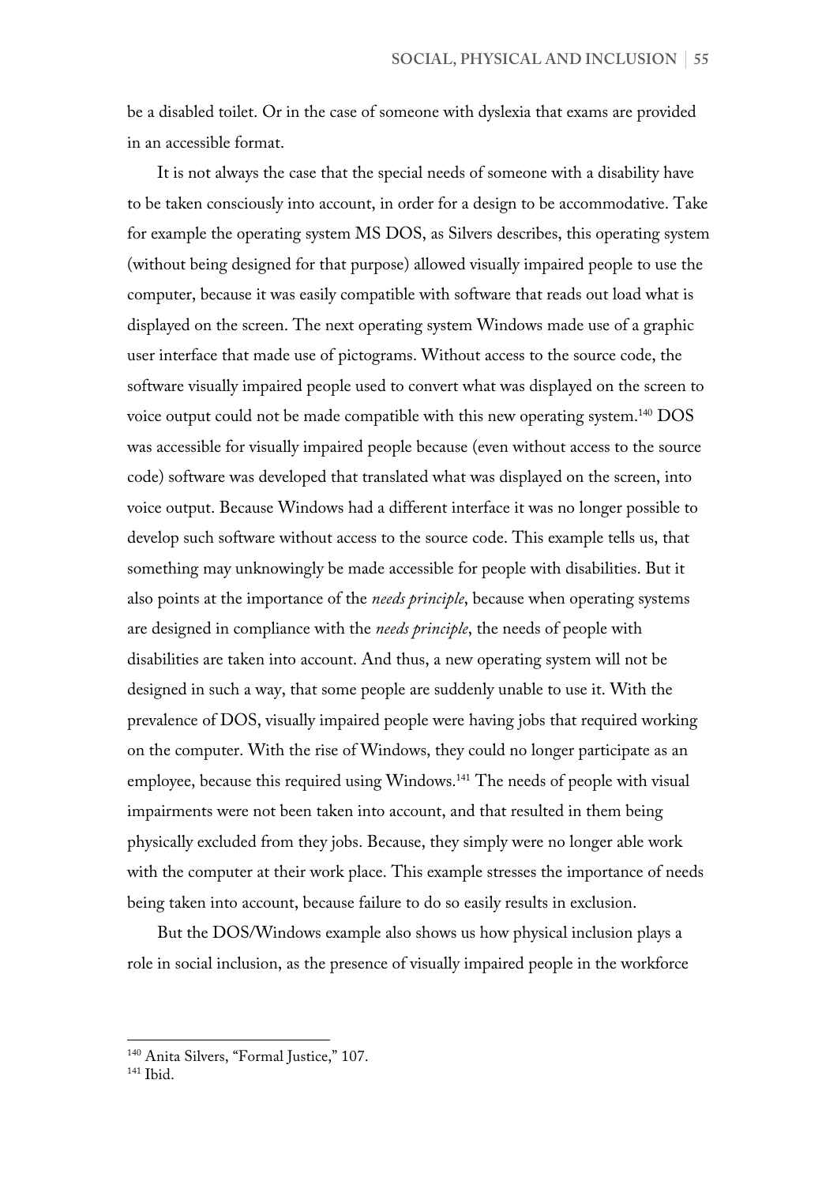be a disabled toilet. Or in the case of someone with dyslexia that exams are provided in an accessible format.

It is not always the case that the special needs of someone with a disability have to be taken consciously into account, in order for a design to be accommodative. Take for example the operating system MS DOS, as Silvers describes, this operating system (without being designed for that purpose) allowed visually impaired people to use the computer, because it was easily compatible with software that reads out load what is displayed on the screen. The next operating system Windows made use of a graphic user interface that made use of pictograms. Without access to the source code, the software visually impaired people used to convert what was displayed on the screen to voice output could not be made compatible with this new operating system.[140] DOS was accessible for visually impaired people because (even without access to the source code) software was developed that translated what was displayed on the screen, into voice output. Because Windows had a different interface it was no longer possible to develop such software without access to the source code. This example tells us, that something may unknowingly be made accessible for people with disabilities. But it also points at the importance of the *needs principle*, because when operating systems are designed in compliance with the *needs principle*, the needs of people with disabilities are taken into account. And thus, a new operating system will not be designed in such a way, that some people are suddenly unable to use it. With the prevalence of DOS, visually impaired people were having jobs that required working on the computer. With the rise of Windows, they could no longer participate as an employee, because this required using Windows.[141] The needs of people with visual impairments were not been taken into account, and that resulted in them being physically excluded from they jobs. Because, they simply were no longer able work with the computer at their work place. This example stresses the importance of needs being taken into account, because failure to do so easily results in exclusion.

But the DOS/Windows example also shows us how physical inclusion plays a role in social inclusion, as the presence of visually impaired people in the workforce

[140] Anita Silvers, "Formal Justice," 107.

[141] Ibid.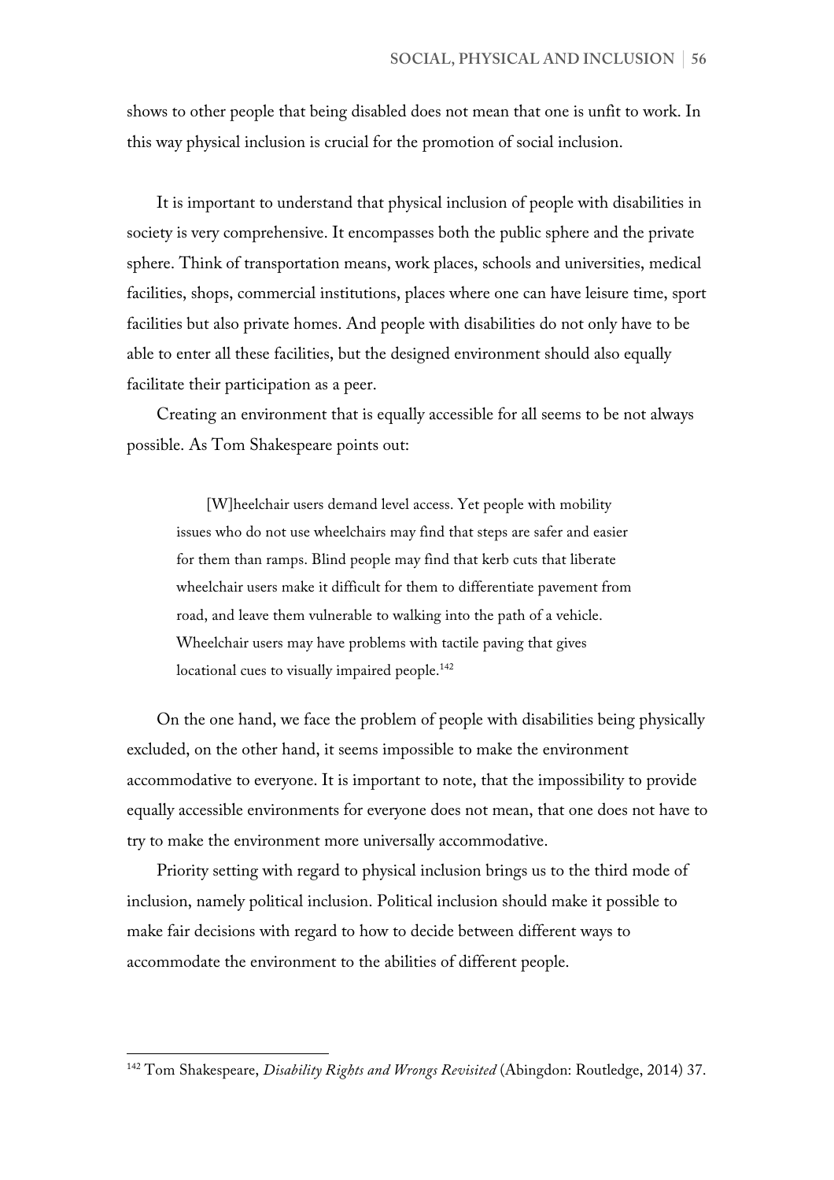shows to other people that being disabled does not mean that one is unfit to work. In this way physical inclusion is crucial for the promotion of social inclusion.

It is important to understand that physical inclusion of people with disabilities in society is very comprehensive. It encompasses both the public sphere and the private sphere. Think of transportation means, work places, schools and universities, medical facilities, shops, commercial institutions, places where one can have leisure time, sport facilities but also private homes. And people with disabilities do not only have to be able to enter all these facilities, but the designed environment should also equally facilitate their participation as a peer.

Creating an environment that is equally accessible for all seems to be not always possible. As Tom Shakespeare points out:

> [W]heelchair users demand level access. Yet people with mobility issues who do not use wheelchairs may find that steps are safer and easier for them than ramps. Blind people may find that kerb cuts that liberate wheelchair users make it difficult for them to differentiate pavement from road, and leave them vulnerable to walking into the path of a vehicle. Wheelchair users may have problems with tactile paving that gives locational cues to visually impaired people.[142]

On the one hand, we face the problem of people with disabilities being physically excluded, on the other hand, it seems impossible to make the environment accommodative to everyone. It is important to note, that the impossibility to provide equally accessible environments for everyone does not mean, that one does not have to try to make the environment more universally accommodative.

Priority setting with regard to physical inclusion brings us to the third mode of inclusion, namely political inclusion. Political inclusion should make it possible to make fair decisions with regard to how to decide between different ways to accommodate the environment to the abilities of different people.

---

[142] Tom Shakespeare, *Disability Rights and Wrongs Revisited* (Abingdon: Routledge, 2014) 37.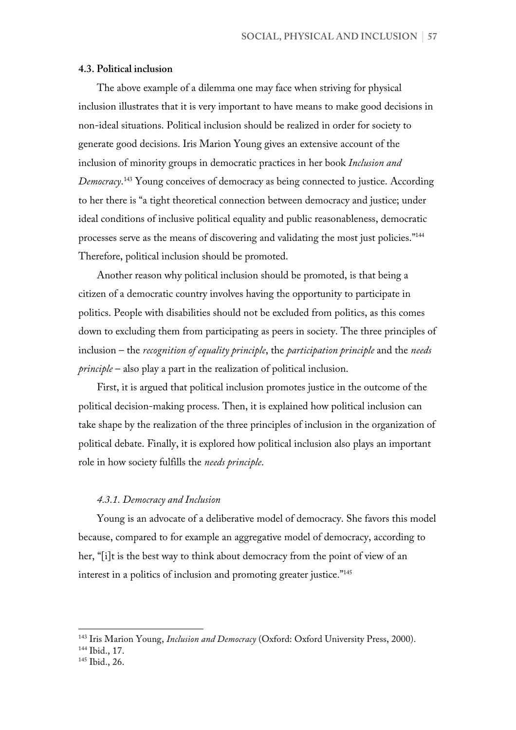### 4.3. Political inclusion

The above example of a dilemma one may face when striving for physical inclusion illustrates that it is very important to have means to make good decisions in non-ideal situations. Political inclusion should be realized in order for society to generate good decisions. Iris Marion Young gives an extensive account of the inclusion of minority groups in democratic practices in her book *Inclusion and Democracy*.[143] Young conceives of democracy as being connected to justice. According to her there is "a tight theoretical connection between democracy and justice; under ideal conditions of inclusive political equality and public reasonableness, democratic processes serve as the means of discovering and validating the most just policies."[144] Therefore, political inclusion should be promoted.

Another reason why political inclusion should be promoted, is that being a citizen of a democratic country involves having the opportunity to participate in politics. People with disabilities should not be excluded from politics, as this comes down to excluding them from participating as peers in society. The three principles of inclusion – the *recognition of equality principle*, the *participation principle* and the *needs principle* – also play a part in the realization of political inclusion.

First, it is argued that political inclusion promotes justice in the outcome of the political decision-making process. Then, it is explained how political inclusion can take shape by the realization of the three principles of inclusion in the organization of political debate. Finally, it is explored how political inclusion also plays an important role in how society fulfills the *needs principle*.

#### *4.3.1. Democracy and Inclusion*

Young is an advocate of a deliberative model of democracy. She favors this model because, compared to for example an aggregative model of democracy, according to her, "[i]t is the best way to think about democracy from the point of view of an interest in a politics of inclusion and promoting greater justice."[145]

---

[143] Iris Marion Young, *Inclusion and Democracy* (Oxford: Oxford University Press, 2000).
[144] Ibid., 17.
[145] Ibid., 26.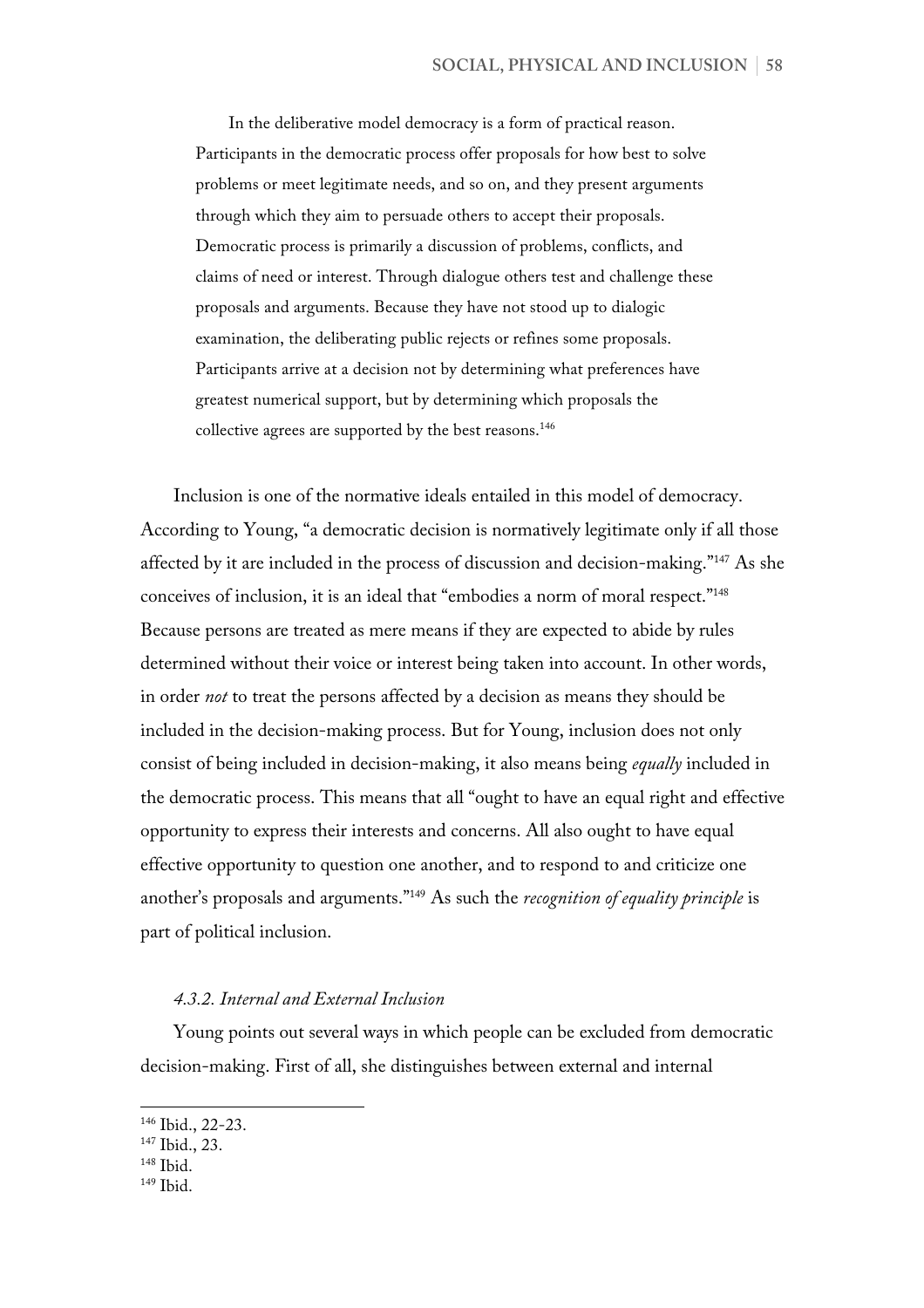> In the deliberative model democracy is a form of practical reason. Participants in the democratic process offer proposals for how best to solve problems or meet legitimate needs, and so on, and they present arguments through which they aim to persuade others to accept their proposals. Democratic process is primarily a discussion of problems, conflicts, and claims of need or interest. Through dialogue others test and challenge these proposals and arguments. Because they have not stood up to dialogic examination, the deliberating public rejects or refines some proposals. Participants arrive at a decision not by determining what preferences have greatest numerical support, but by determining which proposals the collective agrees are supported by the best reasons.[146]

Inclusion is one of the normative ideals entailed in this model of democracy. According to Young, "a democratic decision is normatively legitimate only if all those affected by it are included in the process of discussion and decision-making."[147] As she conceives of inclusion, it is an ideal that "embodies a norm of moral respect."[148] Because persons are treated as mere means if they are expected to abide by rules determined without their voice or interest being taken into account. In other words, in order *not* to treat the persons affected by a decision as means they should be included in the decision-making process. But for Young, inclusion does not only consist of being included in decision-making, it also means being *equally* included in the democratic process. This means that all "ought to have an equal right and effective opportunity to express their interests and concerns. All also ought to have equal effective opportunity to question one another, and to respond to and criticize one another's proposals and arguments."[149] As such the *recognition of equality principle* is part of political inclusion.

#### *4.3.2. Internal and External Inclusion*

Young points out several ways in which people can be excluded from democratic decision-making. First of all, she distinguishes between external and internal

---

[146] Ibid., 22-23.

[147] Ibid., 23.

[148] Ibid.

[149] Ibid.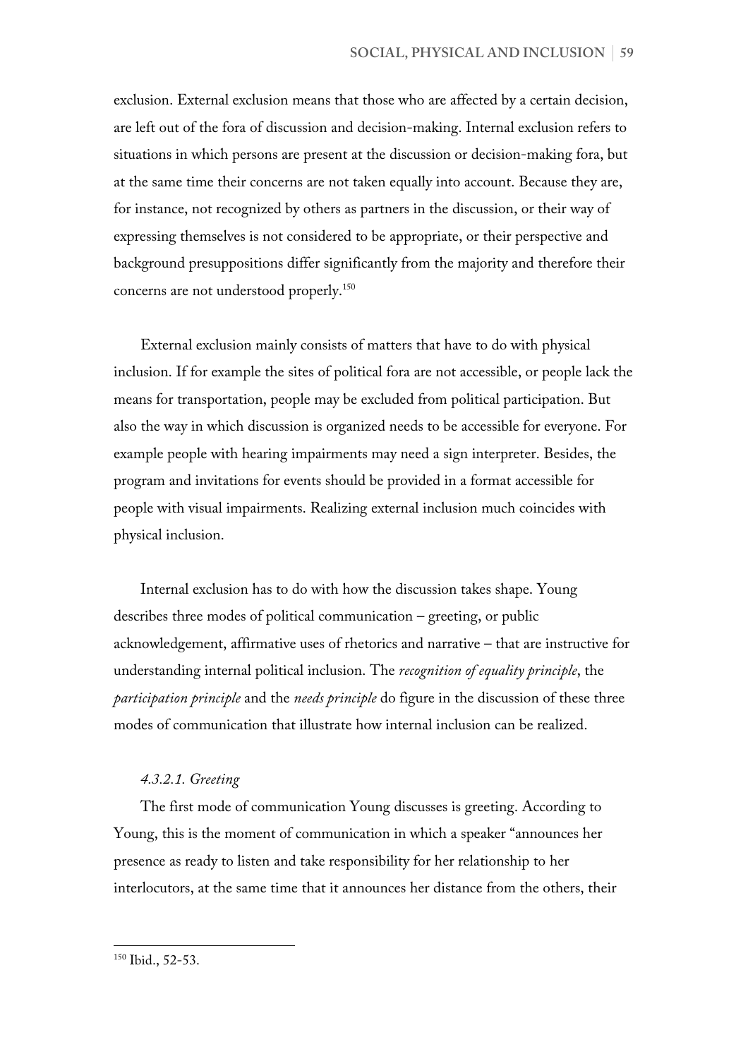exclusion. External exclusion means that those who are affected by a certain decision, are left out of the fora of discussion and decision-making. Internal exclusion refers to situations in which persons are present at the discussion or decision-making fora, but at the same time their concerns are not taken equally into account. Because they are, for instance, not recognized by others as partners in the discussion, or their way of expressing themselves is not considered to be appropriate, or their perspective and background presuppositions differ significantly from the majority and therefore their concerns are not understood properly.[150]

External exclusion mainly consists of matters that have to do with physical inclusion. If for example the sites of political fora are not accessible, or people lack the means for transportation, people may be excluded from political participation. But also the way in which discussion is organized needs to be accessible for everyone. For example people with hearing impairments may need a sign interpreter. Besides, the program and invitations for events should be provided in a format accessible for people with visual impairments. Realizing external inclusion much coincides with physical inclusion.

Internal exclusion has to do with how the discussion takes shape. Young describes three modes of political communication – greeting, or public acknowledgement, affirmative uses of rhetorics and narrative – that are instructive for understanding internal political inclusion. The *recognition of equality principle*, the *participation principle* and the *needs principle* do figure in the discussion of these three modes of communication that illustrate how internal inclusion can be realized.

#### *4.3.2.1. Greeting*

The first mode of communication Young discusses is greeting. According to Young, this is the moment of communication in which a speaker "announces her presence as ready to listen and take responsibility for her relationship to her interlocutors, at the same time that it announces her distance from the others, their

---

[150] Ibid., 52-53.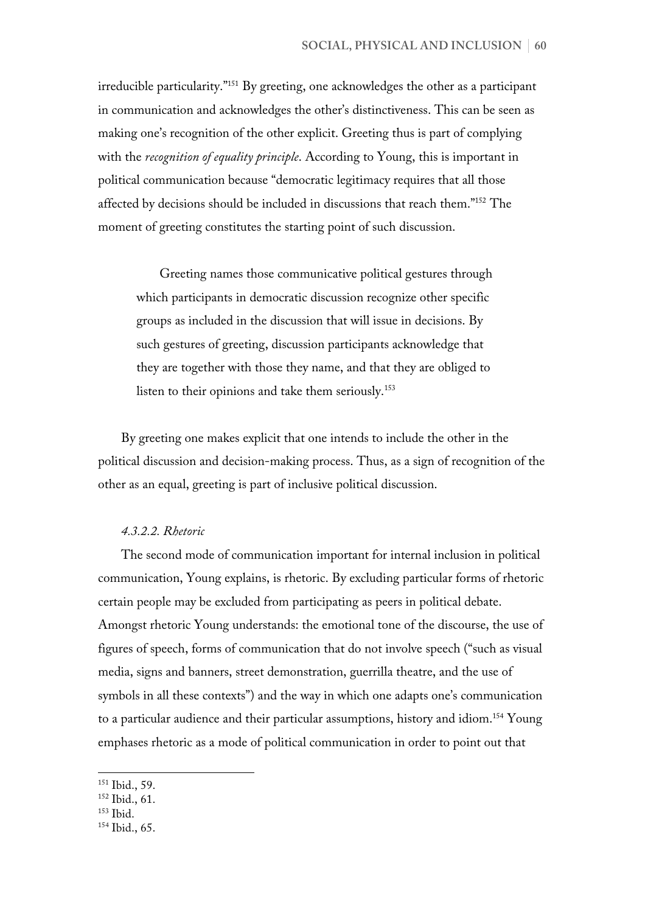irreducible particularity."[151] By greeting, one acknowledges the other as a participant in communication and acknowledges the other's distinctiveness. This can be seen as making one's recognition of the other explicit. Greeting thus is part of complying with the *recognition of equality principle*. According to Young, this is important in political communication because "democratic legitimacy requires that all those affected by decisions should be included in discussions that reach them."[152] The moment of greeting constitutes the starting point of such discussion.

> Greeting names those communicative political gestures through which participants in democratic discussion recognize other specific groups as included in the discussion that will issue in decisions. By such gestures of greeting, discussion participants acknowledge that they are together with those they name, and that they are obliged to listen to their opinions and take them seriously.[153]

By greeting one makes explicit that one intends to include the other in the political discussion and decision-making process. Thus, as a sign of recognition of the other as an equal, greeting is part of inclusive political discussion.

#### *4.3.2.2. Rhetoric*

The second mode of communication important for internal inclusion in political communication, Young explains, is rhetoric. By excluding particular forms of rhetoric certain people may be excluded from participating as peers in political debate. Amongst rhetoric Young understands: the emotional tone of the discourse, the use of figures of speech, forms of communication that do not involve speech ("such as visual media, signs and banners, street demonstration, guerrilla theatre, and the use of symbols in all these contexts") and the way in which one adapts one's communication to a particular audience and their particular assumptions, history and idiom.[154] Young emphases rhetoric as a mode of political communication in order to point out that

---

[151] Ibid., 59.
[152] Ibid., 61.
[153] Ibid.
[154] Ibid., 65.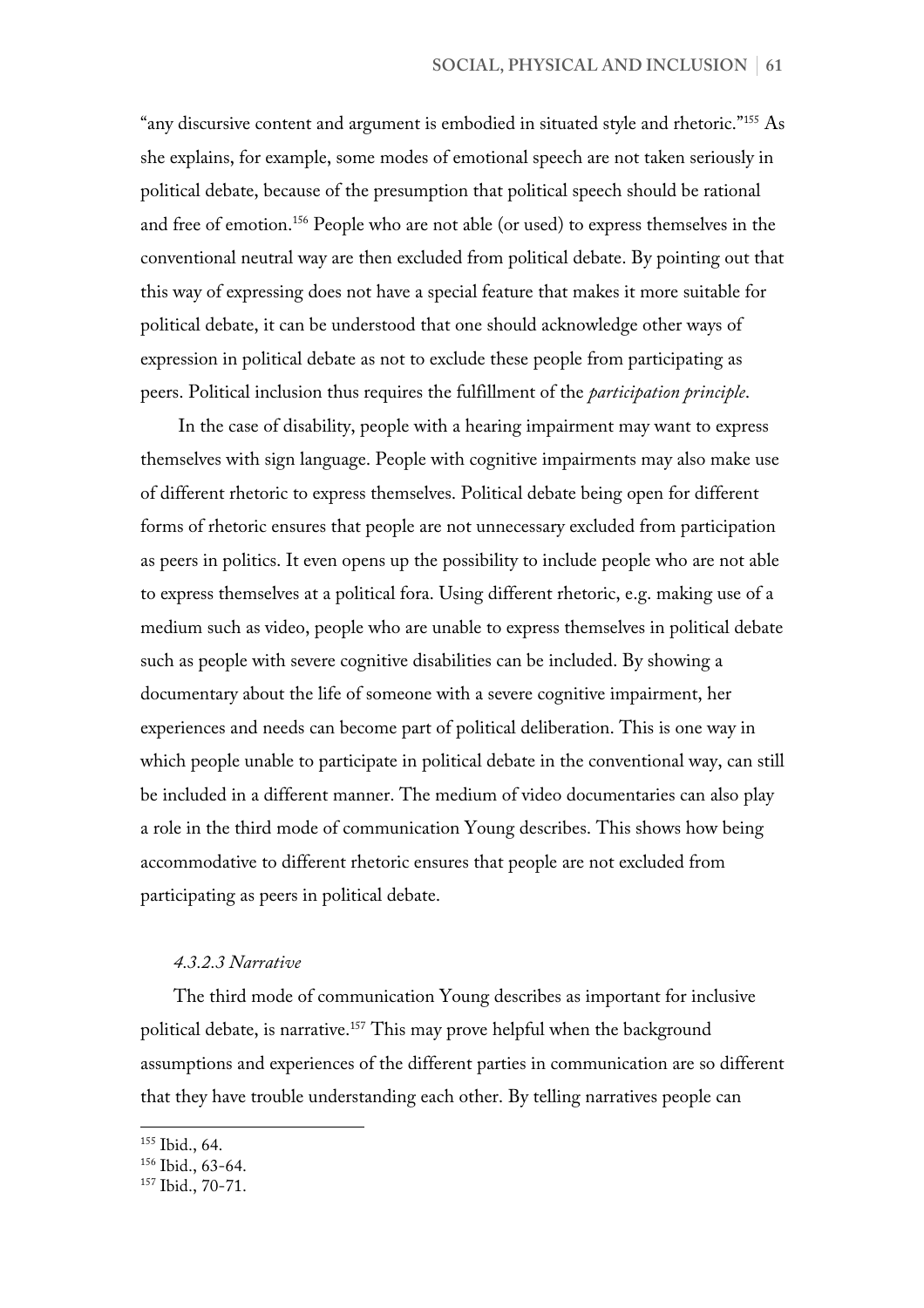"any discursive content and argument is embodied in situated style and rhetoric."[155] As she explains, for example, some modes of emotional speech are not taken seriously in political debate, because of the presumption that political speech should be rational and free of emotion.[156] People who are not able (or used) to express themselves in the conventional neutral way are then excluded from political debate. By pointing out that this way of expressing does not have a special feature that makes it more suitable for political debate, it can be understood that one should acknowledge other ways of expression in political debate as not to exclude these people from participating as peers. Political inclusion thus requires the fulfillment of the *participation principle*.

In the case of disability, people with a hearing impairment may want to express themselves with sign language. People with cognitive impairments may also make use of different rhetoric to express themselves. Political debate being open for different forms of rhetoric ensures that people are not unnecessary excluded from participation as peers in politics. It even opens up the possibility to include people who are not able to express themselves at a political fora. Using different rhetoric, e.g. making use of a medium such as video, people who are unable to express themselves in political debate such as people with severe cognitive disabilities can be included. By showing a documentary about the life of someone with a severe cognitive impairment, her experiences and needs can become part of political deliberation. This is one way in which people unable to participate in political debate in the conventional way, can still be included in a different manner. The medium of video documentaries can also play a role in the third mode of communication Young describes. This shows how being accommodative to different rhetoric ensures that people are not excluded from participating as peers in political debate.

#### *4.3.2.3 Narrative*

The third mode of communication Young describes as important for inclusive political debate, is narrative.[157] This may prove helpful when the background assumptions and experiences of the different parties in communication are so different that they have trouble understanding each other. By telling narratives people can

---

[155] Ibid., 64.
[156] Ibid., 63-64.
[157] Ibid., 70-71.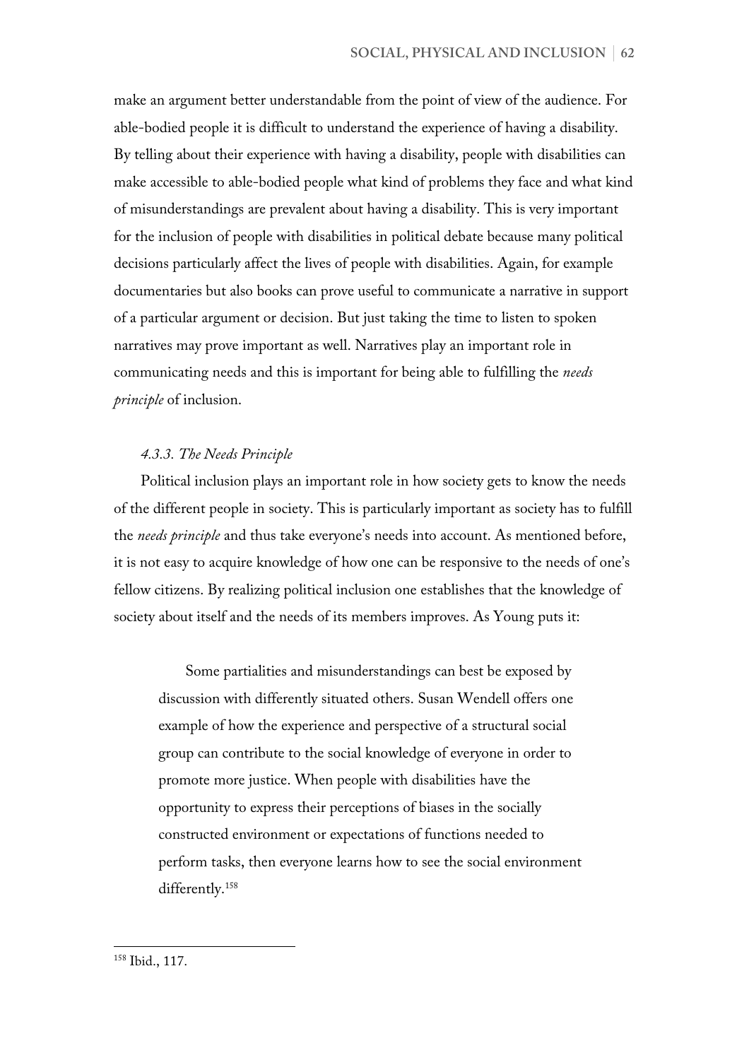make an argument better understandable from the point of view of the audience. For able-bodied people it is difficult to understand the experience of having a disability. By telling about their experience with having a disability, people with disabilities can make accessible to able-bodied people what kind of problems they face and what kind of misunderstandings are prevalent about having a disability. This is very important for the inclusion of people with disabilities in political debate because many political decisions particularly affect the lives of people with disabilities. Again, for example documentaries but also books can prove useful to communicate a narrative in support of a particular argument or decision. But just taking the time to listen to spoken narratives may prove important as well. Narratives play an important role in communicating needs and this is important for being able to fulfilling the *needs principle* of inclusion.

### *4.3.3. The Needs Principle*

Political inclusion plays an important role in how society gets to know the needs of the different people in society. This is particularly important as society has to fulfill the *needs principle* and thus take everyone's needs into account. As mentioned before, it is not easy to acquire knowledge of how one can be responsive to the needs of one's fellow citizens. By realizing political inclusion one establishes that the knowledge of society about itself and the needs of its members improves. As Young puts it:

> Some partialities and misunderstandings can best be exposed by discussion with differently situated others. Susan Wendell offers one example of how the experience and perspective of a structural social group can contribute to the social knowledge of everyone in order to promote more justice. When people with disabilities have the opportunity to express their perceptions of biases in the socially constructed environment or expectations of functions needed to perform tasks, then everyone learns how to see the social environment differently.[158]

[158] Ibid., 117.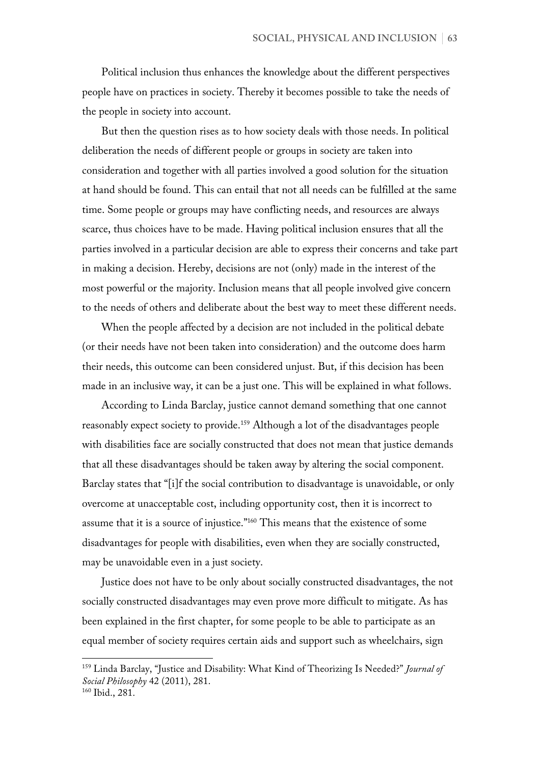Political inclusion thus enhances the knowledge about the different perspectives people have on practices in society. Thereby it becomes possible to take the needs of the people in society into account.

But then the question rises as to how society deals with those needs. In political deliberation the needs of different people or groups in society are taken into consideration and together with all parties involved a good solution for the situation at hand should be found. This can entail that not all needs can be fulfilled at the same time. Some people or groups may have conflicting needs, and resources are always scarce, thus choices have to be made. Having political inclusion ensures that all the parties involved in a particular decision are able to express their concerns and take part in making a decision. Hereby, decisions are not (only) made in the interest of the most powerful or the majority. Inclusion means that all people involved give concern to the needs of others and deliberate about the best way to meet these different needs.

When the people affected by a decision are not included in the political debate (or their needs have not been taken into consideration) and the outcome does harm their needs, this outcome can been considered unjust. But, if this decision has been made in an inclusive way, it can be a just one. This will be explained in what follows.

According to Linda Barclay, justice cannot demand something that one cannot reasonably expect society to provide.[159] Although a lot of the disadvantages people with disabilities face are socially constructed that does not mean that justice demands that all these disadvantages should be taken away by altering the social component. Barclay states that "[i]f the social contribution to disadvantage is unavoidable, or only overcome at unacceptable cost, including opportunity cost, then it is incorrect to assume that it is a source of injustice."[160] This means that the existence of some disadvantages for people with disabilities, even when they are socially constructed, may be unavoidable even in a just society.

Justice does not have to be only about socially constructed disadvantages, the not socially constructed disadvantages may even prove more difficult to mitigate. As has been explained in the first chapter, for some people to be able to participate as an equal member of society requires certain aids and support such as wheelchairs, sign

---

[159] Linda Barclay, "Justice and Disability: What Kind of Theorizing Is Needed?" *Journal of Social Philosophy* 42 (2011), 281.

[160] Ibid., 281.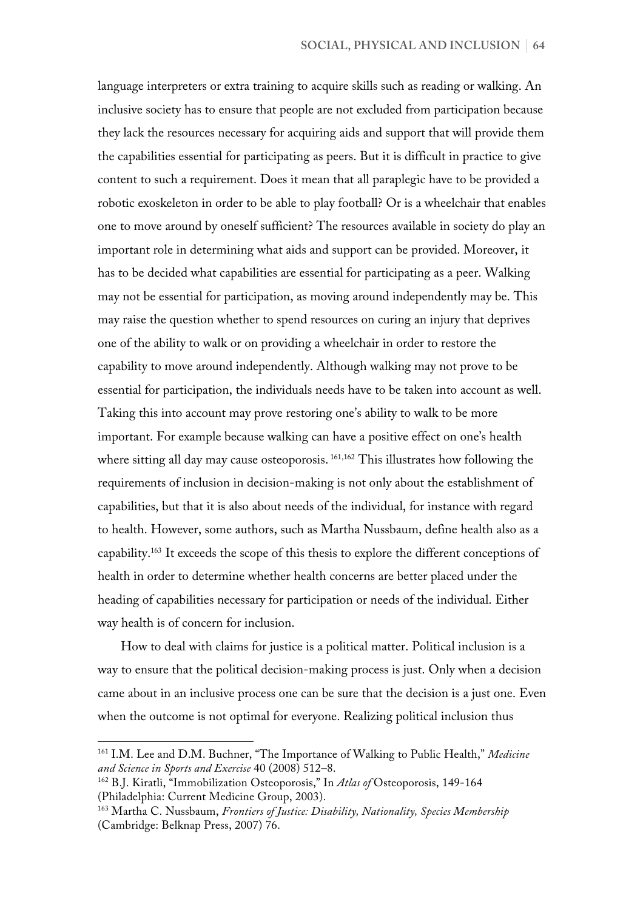language interpreters or extra training to acquire skills such as reading or walking. An inclusive society has to ensure that people are not excluded from participation because they lack the resources necessary for acquiring aids and support that will provide them the capabilities essential for participating as peers. But it is difficult in practice to give content to such a requirement. Does it mean that all paraplegic have to be provided a robotic exoskeleton in order to be able to play football? Or is a wheelchair that enables one to move around by oneself sufficient? The resources available in society do play an important role in determining what aids and support can be provided. Moreover, it has to be decided what capabilities are essential for participating as a peer. Walking may not be essential for participation, as moving around independently may be. This may raise the question whether to spend resources on curing an injury that deprives one of the ability to walk or on providing a wheelchair in order to restore the capability to move around independently. Although walking may not prove to be essential for participation, the individuals needs have to be taken into account as well. Taking this into account may prove restoring one's ability to walk to be more important. For example because walking can have a positive effect on one's health where sitting all day may cause osteoporosis. [161,162] This illustrates how following the requirements of inclusion in decision-making is not only about the establishment of capabilities, but that it is also about needs of the individual, for instance with regard to health. However, some authors, such as Martha Nussbaum, define health also as a capability.[163] It exceeds the scope of this thesis to explore the different conceptions of health in order to determine whether health concerns are better placed under the heading of capabilities necessary for participation or needs of the individual. Either way health is of concern for inclusion.

How to deal with claims for justice is a political matter. Political inclusion is a way to ensure that the political decision-making process is just. Only when a decision came about in an inclusive process one can be sure that the decision is a just one. Even when the outcome is not optimal for everyone. Realizing political inclusion thus

---

[161] I.M. Lee and D.M. Buchner, "The Importance of Walking to Public Health," *Medicine and Science in Sports and Exercise* 40 (2008) 512–8.

[162] B.J. Kiratli, "Immobilization Osteoporosis," In *Atlas of* Osteoporosis, 149-164 (Philadelphia: Current Medicine Group, 2003).

[163] Martha C. Nussbaum, *Frontiers of Justice: Disability, Nationality, Species Membership* (Cambridge: Belknap Press, 2007) 76.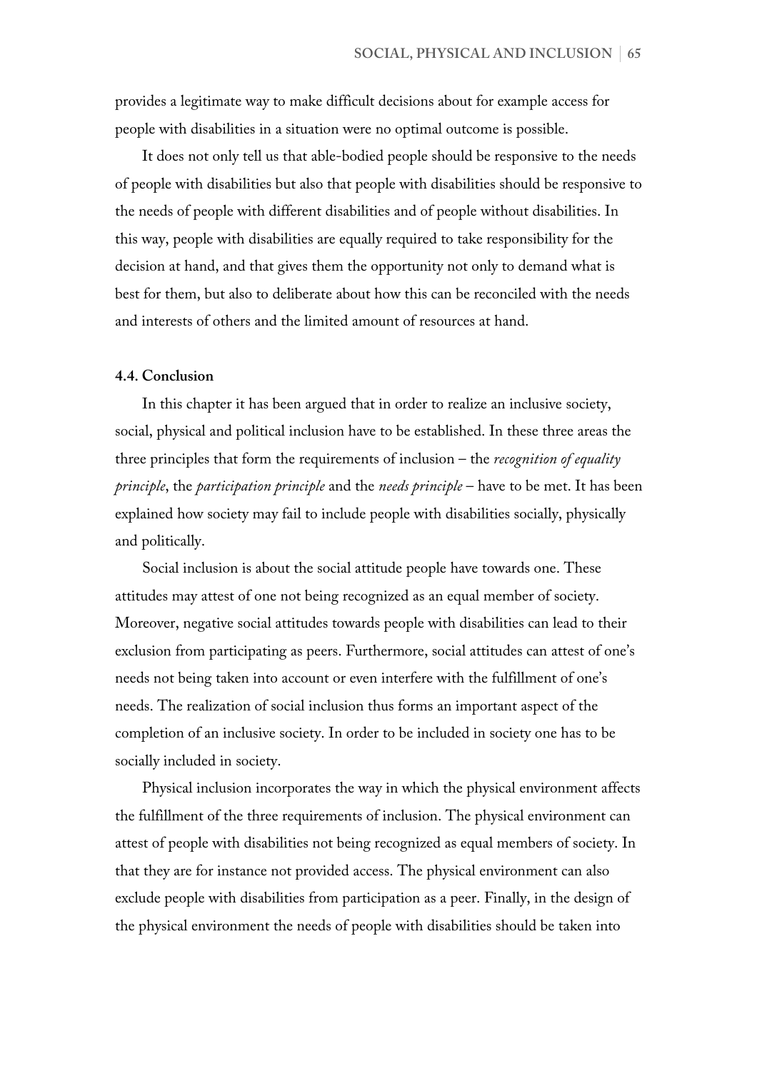provides a legitimate way to make difficult decisions about for example access for people with disabilities in a situation were no optimal outcome is possible.

It does not only tell us that able-bodied people should be responsive to the needs of people with disabilities but also that people with disabilities should be responsive to the needs of people with different disabilities and of people without disabilities. In this way, people with disabilities are equally required to take responsibility for the decision at hand, and that gives them the opportunity not only to demand what is best for them, but also to deliberate about how this can be reconciled with the needs and interests of others and the limited amount of resources at hand.

### 4.4. Conclusion

In this chapter it has been argued that in order to realize an inclusive society, social, physical and political inclusion have to be established. In these three areas the three principles that form the requirements of inclusion – the *recognition of equality principle*, the *participation principle* and the *needs principle* – have to be met. It has been explained how society may fail to include people with disabilities socially, physically and politically.

Social inclusion is about the social attitude people have towards one. These attitudes may attest of one not being recognized as an equal member of society. Moreover, negative social attitudes towards people with disabilities can lead to their exclusion from participating as peers. Furthermore, social attitudes can attest of one's needs not being taken into account or even interfere with the fulfillment of one's needs. The realization of social inclusion thus forms an important aspect of the completion of an inclusive society. In order to be included in society one has to be socially included in society.

Physical inclusion incorporates the way in which the physical environment affects the fulfillment of the three requirements of inclusion. The physical environment can attest of people with disabilities not being recognized as equal members of society. In that they are for instance not provided access. The physical environment can also exclude people with disabilities from participation as a peer. Finally, in the design of the physical environment the needs of people with disabilities should be taken into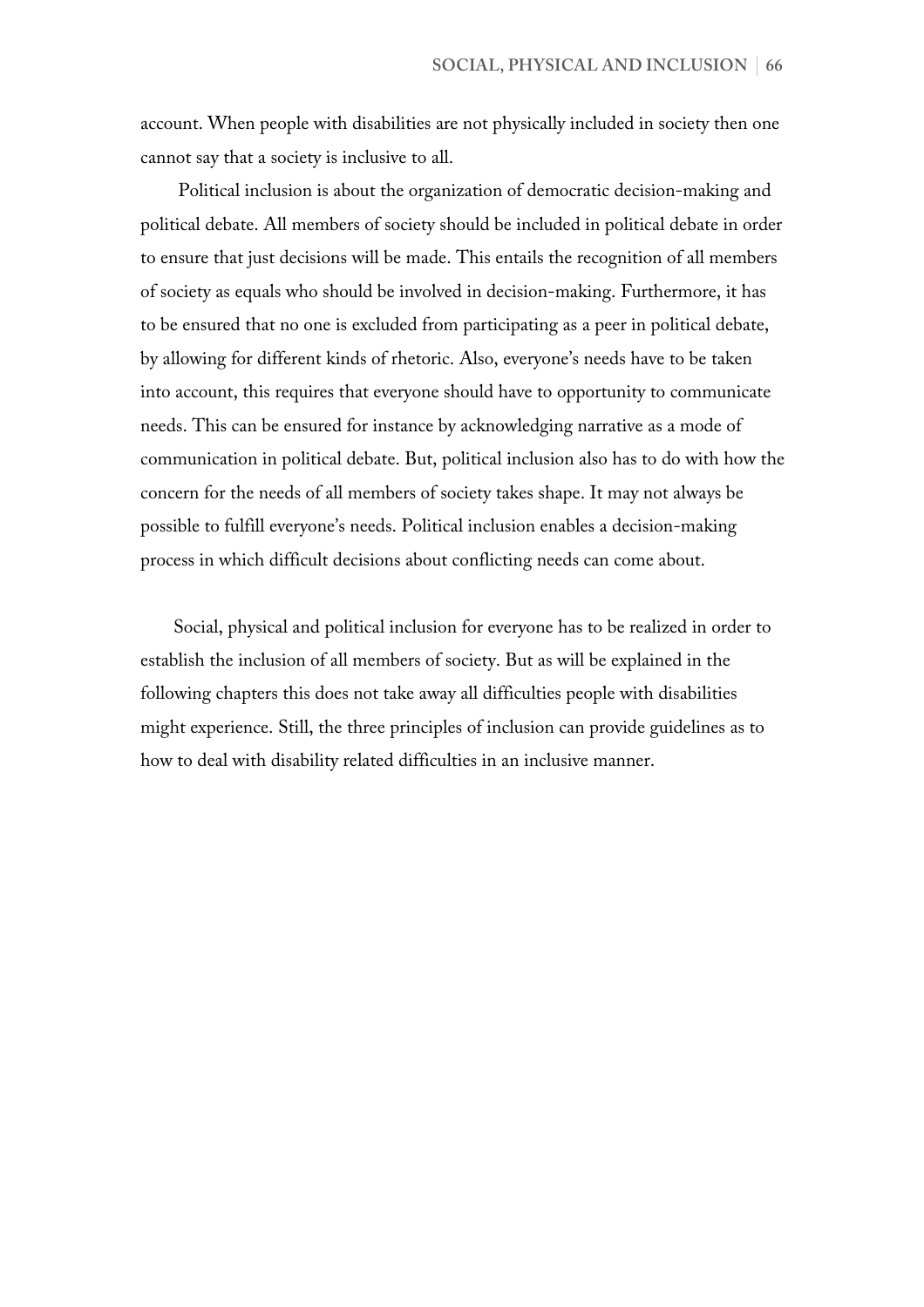account. When people with disabilities are not physically included in society then one cannot say that a society is inclusive to all.

Political inclusion is about the organization of democratic decision-making and political debate. All members of society should be included in political debate in order to ensure that just decisions will be made. This entails the recognition of all members of society as equals who should be involved in decision-making. Furthermore, it has to be ensured that no one is excluded from participating as a peer in political debate, by allowing for different kinds of rhetoric. Also, everyone's needs have to be taken into account, this requires that everyone should have to opportunity to communicate needs. This can be ensured for instance by acknowledging narrative as a mode of communication in political debate. But, political inclusion also has to do with how the concern for the needs of all members of society takes shape. It may not always be possible to fulfill everyone's needs. Political inclusion enables a decision-making process in which difficult decisions about conflicting needs can come about.

Social, physical and political inclusion for everyone has to be realized in order to establish the inclusion of all members of society. But as will be explained in the following chapters this does not take away all difficulties people with disabilities might experience. Still, the three principles of inclusion can provide guidelines as to how to deal with disability related difficulties in an inclusive manner.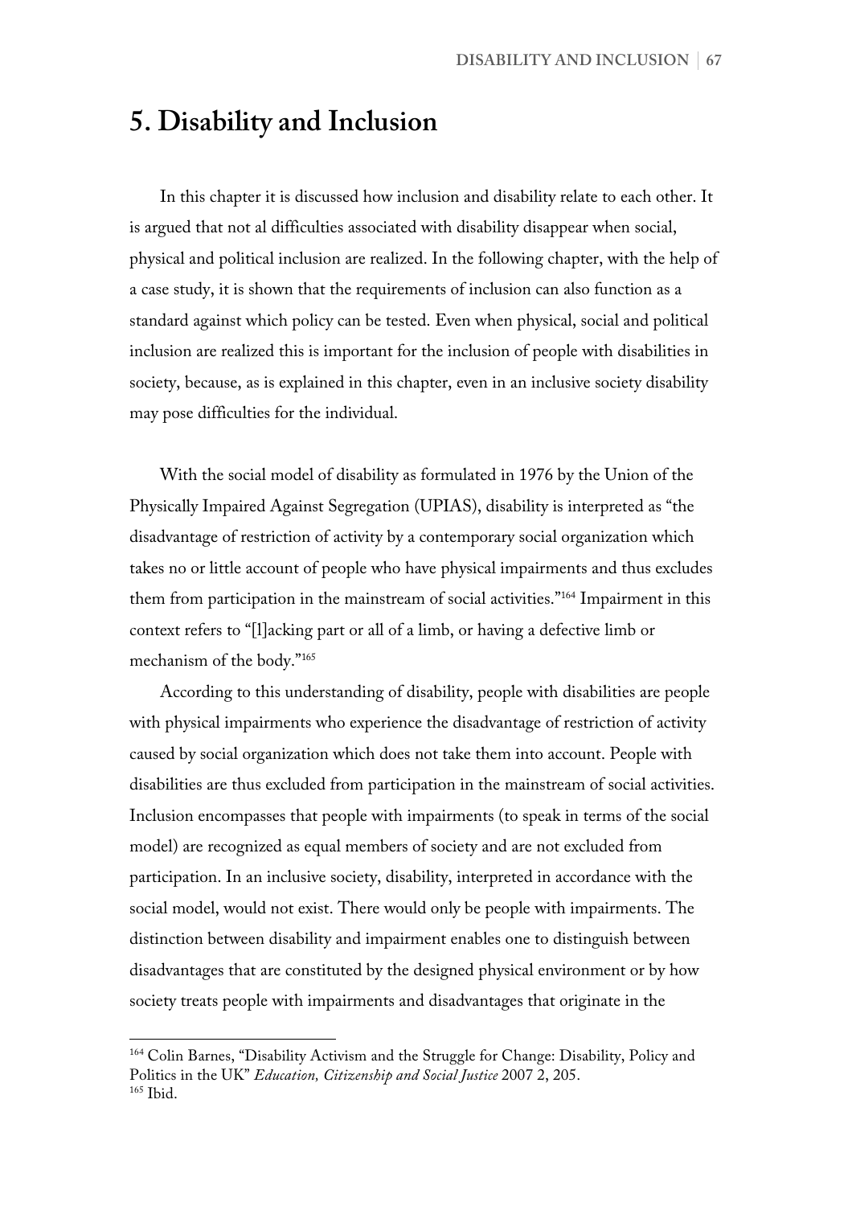# 5. Disability and Inclusion

In this chapter it is discussed how inclusion and disability relate to each other. It is argued that not al difficulties associated with disability disappear when social, physical and political inclusion are realized. In the following chapter, with the help of a case study, it is shown that the requirements of inclusion can also function as a standard against which policy can be tested. Even when physical, social and political inclusion are realized this is important for the inclusion of people with disabilities in society, because, as is explained in this chapter, even in an inclusive society disability may pose difficulties for the individual.

With the social model of disability as formulated in 1976 by the Union of the Physically Impaired Against Segregation (UPIAS), disability is interpreted as "the disadvantage of restriction of activity by a contemporary social organization which takes no or little account of people who have physical impairments and thus excludes them from participation in the mainstream of social activities."[164] Impairment in this context refers to "[l]acking part or all of a limb, or having a defective limb or mechanism of the body."[165]

According to this understanding of disability, people with disabilities are people with physical impairments who experience the disadvantage of restriction of activity caused by social organization which does not take them into account. People with disabilities are thus excluded from participation in the mainstream of social activities. Inclusion encompasses that people with impairments (to speak in terms of the social model) are recognized as equal members of society and are not excluded from participation. In an inclusive society, disability, interpreted in accordance with the social model, would not exist. There would only be people with impairments. The distinction between disability and impairment enables one to distinguish between disadvantages that are constituted by the designed physical environment or by how society treats people with impairments and disadvantages that originate in the

---

[164] Colin Barnes, "Disability Activism and the Struggle for Change: Disability, Policy and Politics in the UK" *Education, Citizenship and Social Justice* 2007 2, 205.
[165] Ibid.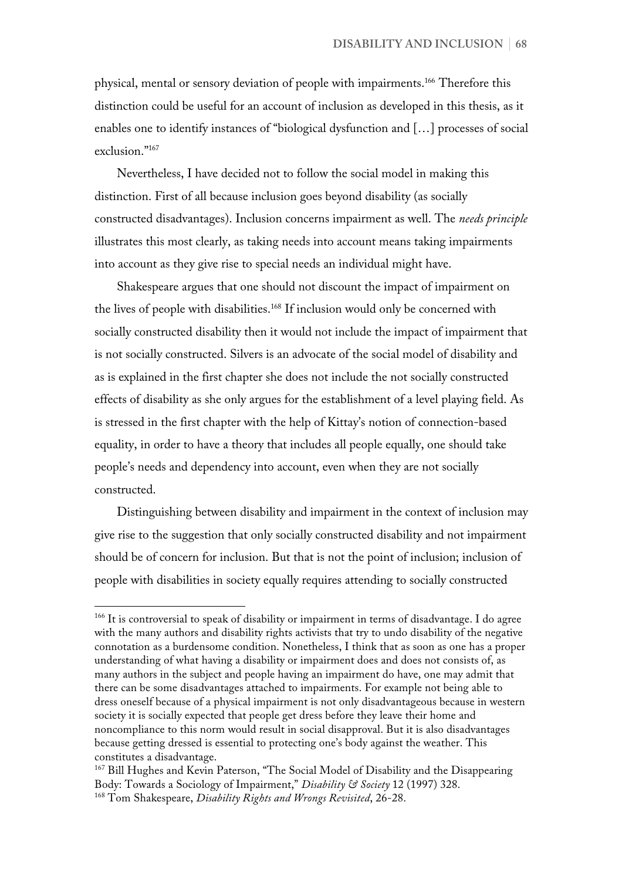physical, mental or sensory deviation of people with impairments.[166] Therefore this distinction could be useful for an account of inclusion as developed in this thesis, as it enables one to identify instances of "biological dysfunction and […] processes of social exclusion."[167]

Nevertheless, I have decided not to follow the social model in making this distinction. First of all because inclusion goes beyond disability (as socially constructed disadvantages). Inclusion concerns impairment as well. The *needs principle* illustrates this most clearly, as taking needs into account means taking impairments into account as they give rise to special needs an individual might have.

Shakespeare argues that one should not discount the impact of impairment on the lives of people with disabilities.[168] If inclusion would only be concerned with socially constructed disability then it would not include the impact of impairment that is not socially constructed. Silvers is an advocate of the social model of disability and as is explained in the first chapter she does not include the not socially constructed effects of disability as she only argues for the establishment of a level playing field. As is stressed in the first chapter with the help of Kittay's notion of connection-based equality, in order to have a theory that includes all people equally, one should take people's needs and dependency into account, even when they are not socially constructed.

Distinguishing between disability and impairment in the context of inclusion may give rise to the suggestion that only socially constructed disability and not impairment should be of concern for inclusion. But that is not the point of inclusion; inclusion of people with disabilities in society equally requires attending to socially constructed

---

[166] It is controversial to speak of disability or impairment in terms of disadvantage. I do agree with the many authors and disability rights activists that try to undo disability of the negative connotation as a burdensome condition. Nonetheless, I think that as soon as one has a proper understanding of what having a disability or impairment does and does not consists of, as many authors in the subject and people having an impairment do have, one may admit that there can be some disadvantages attached to impairments. For example not being able to dress oneself because of a physical impairment is not only disadvantageous because in western society it is socially expected that people get dress before they leave their home and noncompliance to this norm would result in social disapproval. But it is also disadvantages because getting dressed is essential to protecting one's body against the weather. This constitutes a disadvantage.

[167] Bill Hughes and Kevin Paterson, "The Social Model of Disability and the Disappearing Body: Towards a Sociology of Impairment," *Disability & Society* 12 (1997) 328.

[168] Tom Shakespeare, *Disability Rights and Wrongs Revisited*, 26-28.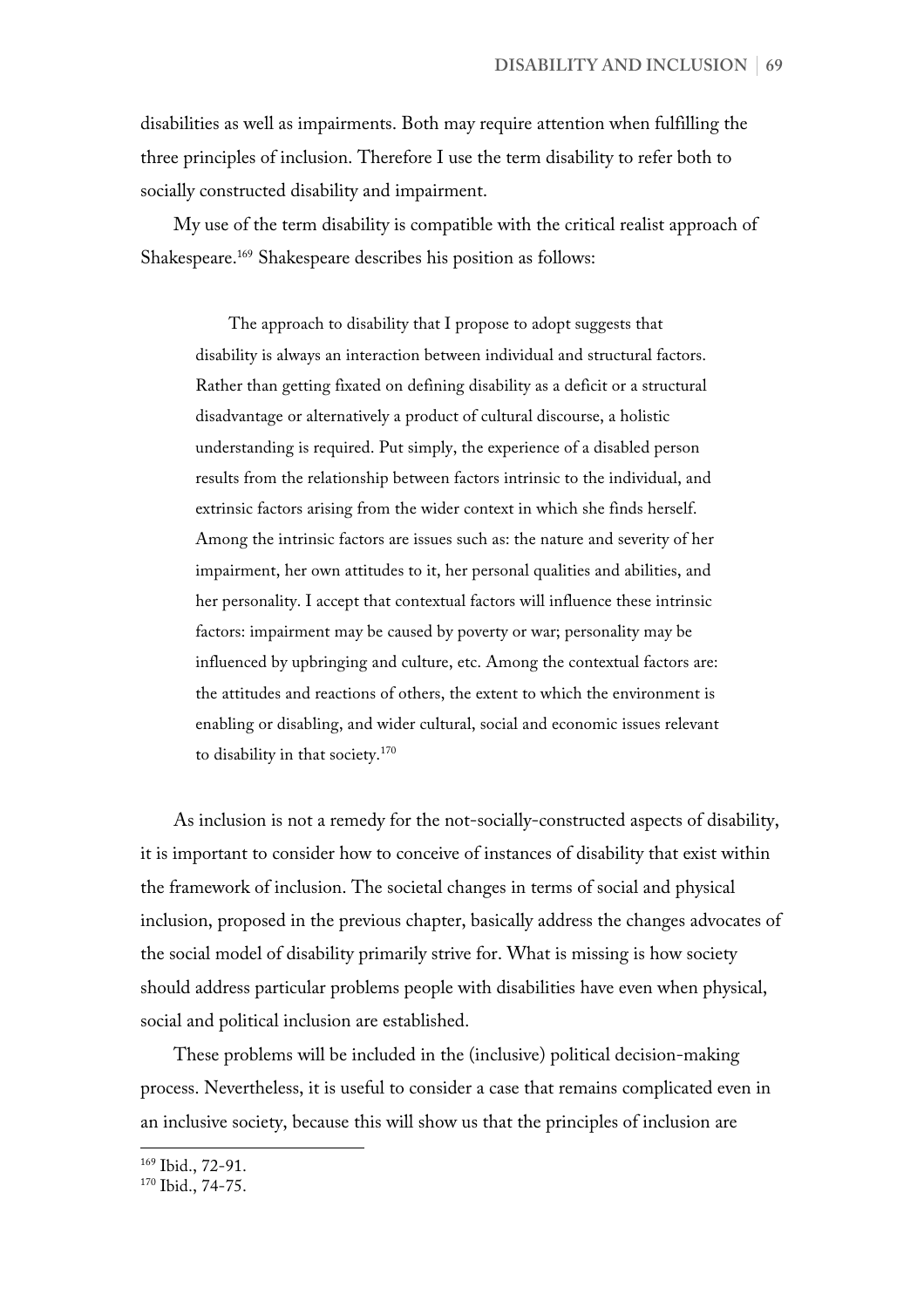disabilities as well as impairments. Both may require attention when fulfilling the three principles of inclusion. Therefore I use the term disability to refer both to socially constructed disability and impairment.

My use of the term disability is compatible with the critical realist approach of Shakespeare.[169] Shakespeare describes his position as follows:

> The approach to disability that I propose to adopt suggests that disability is always an interaction between individual and structural factors. Rather than getting fixated on defining disability as a deficit or a structural disadvantage or alternatively a product of cultural discourse, a holistic understanding is required. Put simply, the experience of a disabled person results from the relationship between factors intrinsic to the individual, and extrinsic factors arising from the wider context in which she finds herself. Among the intrinsic factors are issues such as: the nature and severity of her impairment, her own attitudes to it, her personal qualities and abilities, and her personality. I accept that contextual factors will influence these intrinsic factors: impairment may be caused by poverty or war; personality may be influenced by upbringing and culture, etc. Among the contextual factors are: the attitudes and reactions of others, the extent to which the environment is enabling or disabling, and wider cultural, social and economic issues relevant to disability in that society.[170]

As inclusion is not a remedy for the not-socially-constructed aspects of disability, it is important to consider how to conceive of instances of disability that exist within the framework of inclusion. The societal changes in terms of social and physical inclusion, proposed in the previous chapter, basically address the changes advocates of the social model of disability primarily strive for. What is missing is how society should address particular problems people with disabilities have even when physical, social and political inclusion are established.

These problems will be included in the (inclusive) political decision-making process. Nevertheless, it is useful to consider a case that remains complicated even in an inclusive society, because this will show us that the principles of inclusion are

---

[169] Ibid., 72-91.

[170] Ibid., 74-75.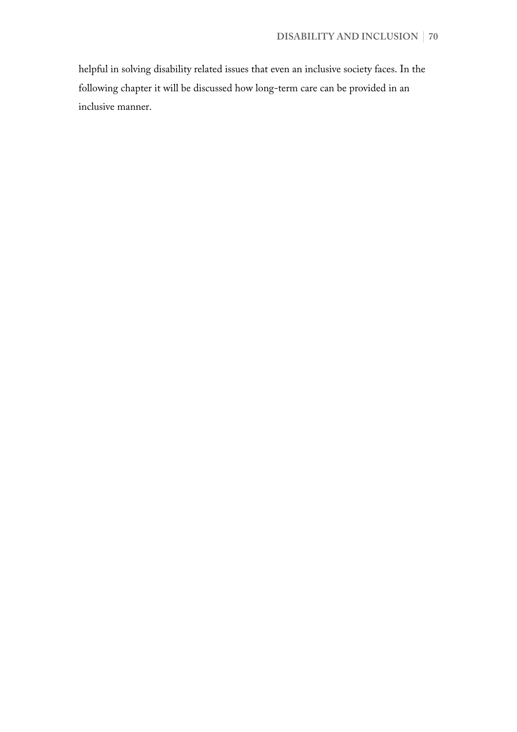helpful in solving disability related issues that even an inclusive society faces. In the following chapter it will be discussed how long-term care can be provided in an inclusive manner.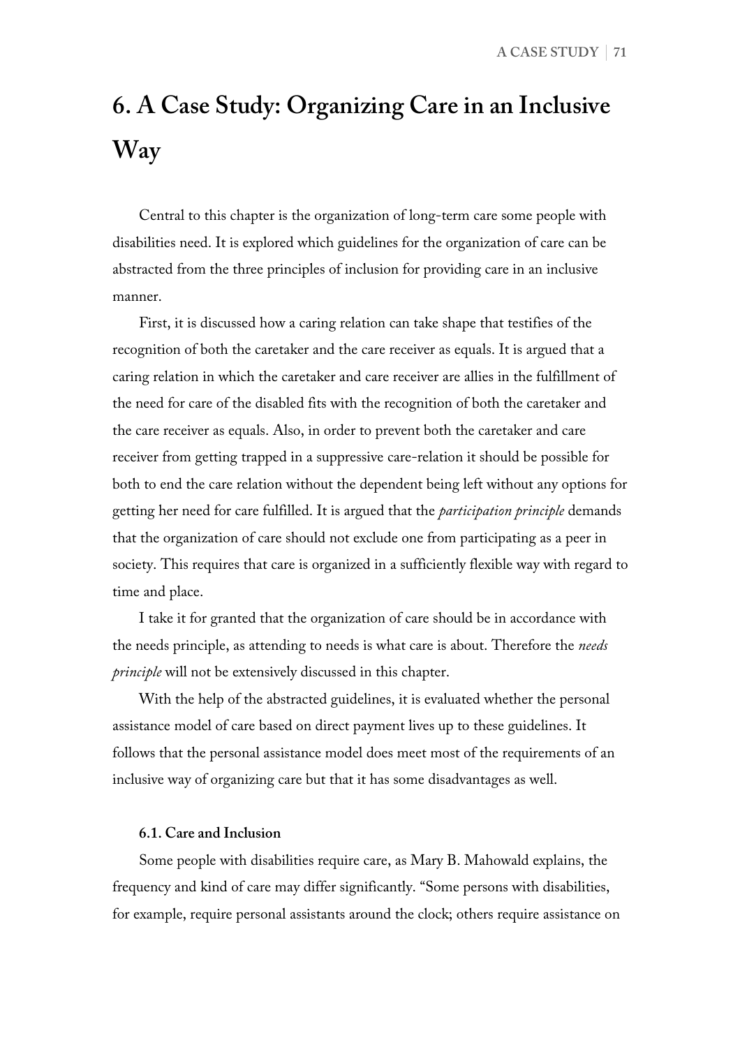// A Case Study: Organizing Care in an Inclusive Way

# 6. A Case Study: Organizing Care in an Inclusive Way

Central to this chapter is the organization of long-term care some people with disabilities need. It is explored which guidelines for the organization of care can be abstracted from the three principles of inclusion for providing care in an inclusive manner.

First, it is discussed how a caring relation can take shape that testifies of the recognition of both the caretaker and the care receiver as equals. It is argued that a caring relation in which the caretaker and care receiver are allies in the fulfillment of the need for care of the disabled fits with the recognition of both the caretaker and the care receiver as equals. Also, in order to prevent both the caretaker and care receiver from getting trapped in a suppressive care-relation it should be possible for both to end the care relation without the dependent being left without any options for getting her need for care fulfilled. It is argued that the *participation principle* demands that the organization of care should not exclude one from participating as a peer in society. This requires that care is organized in a sufficiently flexible way with regard to time and place.

I take it for granted that the organization of care should be in accordance with the needs principle, as attending to needs is what care is about. Therefore the *needs principle* will not be extensively discussed in this chapter.

With the help of the abstracted guidelines, it is evaluated whether the personal assistance model of care based on direct payment lives up to these guidelines. It follows that the personal assistance model does meet most of the requirements of an inclusive way of organizing care but that it has some disadvantages as well.

### 6.1. Care and Inclusion

Some people with disabilities require care, as Mary B. Mahowald explains, the frequency and kind of care may differ significantly. "Some persons with disabilities, for example, require personal assistants around the clock; others require assistance on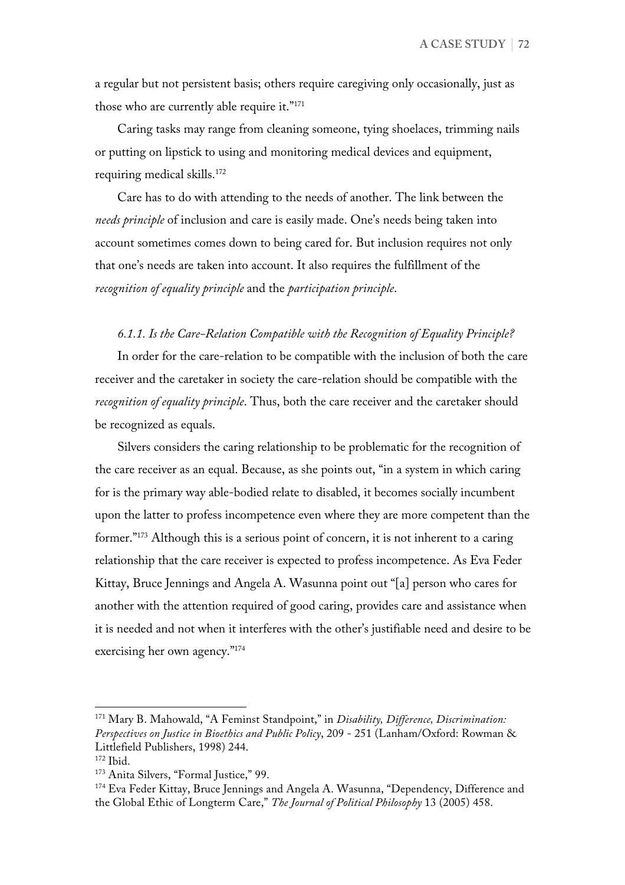a regular but not persistent basis; others require caregiving only occasionally, just as those who are currently able require it."[171]

Caring tasks may range from cleaning someone, tying shoelaces, trimming nails or putting on lipstick to using and monitoring medical devices and equipment, requiring medical skills.[172]

Care has to do with attending to the needs of another. The link between the *needs principle* of inclusion and care is easily made. One's needs being taken into account sometimes comes down to being cared for. But inclusion requires not only that one's needs are taken into account. It also requires the fulfillment of the *recognition of equality principle* and the *participation principle*.

### *6.1.1. Is the Care-Relation Compatible with the Recognition of Equality Principle?*

In order for the care-relation to be compatible with the inclusion of both the care receiver and the caretaker in society the care-relation should be compatible with the *recognition of equality principle*. Thus, both the care receiver and the caretaker should be recognized as equals.

Silvers considers the caring relationship to be problematic for the recognition of the care receiver as an equal. Because, as she points out, "in a system in which caring for is the primary way able-bodied relate to disabled, it becomes socially incumbent upon the latter to profess incompetence even where they are more competent than the former."[173] Although this is a serious point of concern, it is not inherent to a caring relationship that the care receiver is expected to profess incompetence. As Eva Feder Kittay, Bruce Jennings and Angela A. Wasunna point out "[a] person who cares for another with the attention required of good caring, provides care and assistance when it is needed and not when it interferes with the other's justifiable need and desire to be exercising her own agency."[174]

---

[171] Mary B. Mahowald, "A Feminst Standpoint," in *Disability, Difference, Discrimination: Perspectives on Justice in Bioethics and Public Policy*, 209 - 251 (Lanham/Oxford: Rowman & Littlefield Publishers, 1998) 244.

[172] Ibid.

[173] Anita Silvers, "Formal Justice," 99.

[174] Eva Feder Kittay, Bruce Jennings and Angela A. Wasunna, "Dependency, Difference and the Global Ethic of Longterm Care," *The Journal of Political Philosophy* 13 (2005) 458.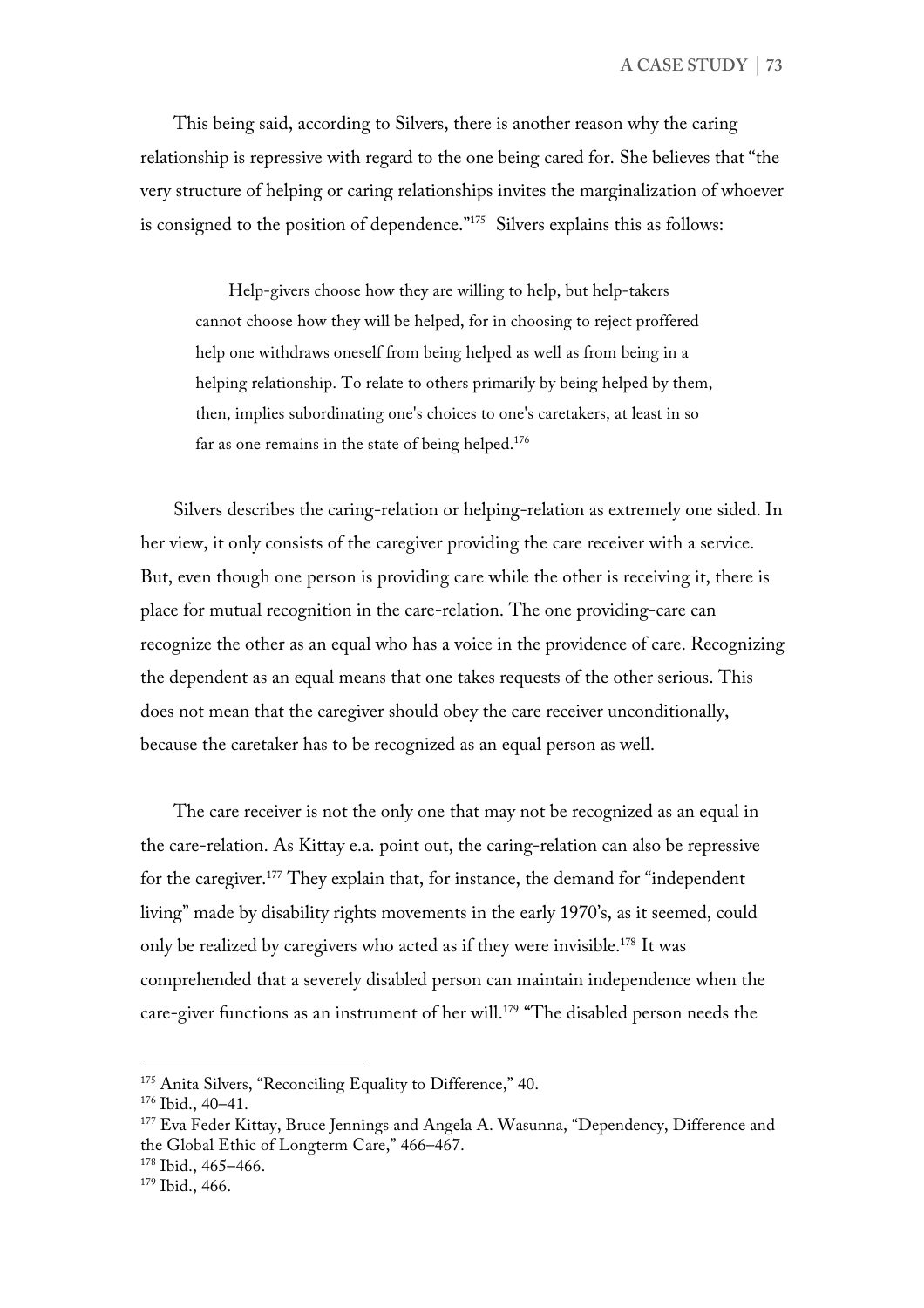This being said, according to Silvers, there is another reason why the caring relationship is repressive with regard to the one being cared for. She believes that "the very structure of helping or caring relationships invites the marginalization of whoever is consigned to the position of dependence."[175] Silvers explains this as follows:

> Help-givers choose how they are willing to help, but help-takers cannot choose how they will be helped, for in choosing to reject proffered help one withdraws oneself from being helped as well as from being in a helping relationship. To relate to others primarily by being helped by them, then, implies subordinating one's choices to one's caretakers, at least in so far as one remains in the state of being helped.[176]

Silvers describes the caring-relation or helping-relation as extremely one sided. In her view, it only consists of the caregiver providing the care receiver with a service. But, even though one person is providing care while the other is receiving it, there is place for mutual recognition in the care-relation. The one providing-care can recognize the other as an equal who has a voice in the providence of care. Recognizing the dependent as an equal means that one takes requests of the other serious. This does not mean that the caregiver should obey the care receiver unconditionally, because the caretaker has to be recognized as an equal person as well.

The care receiver is not the only one that may not be recognized as an equal in the care-relation. As Kittay e.a. point out, the caring-relation can also be repressive for the caregiver.[177] They explain that, for instance, the demand for "independent living" made by disability rights movements in the early 1970's, as it seemed, could only be realized by caregivers who acted as if they were invisible.[178] It was comprehended that a severely disabled person can maintain independence when the care-giver functions as an instrument of her will.[179] "The disabled person needs the

---

[175] Anita Silvers, "Reconciling Equality to Difference," 40.

[176] Ibid., 40–41.

[177] Eva Feder Kittay, Bruce Jennings and Angela A. Wasunna, "Dependency, Difference and the Global Ethic of Longterm Care," 466–467.

[178] Ibid., 465–466.

[179] Ibid., 466.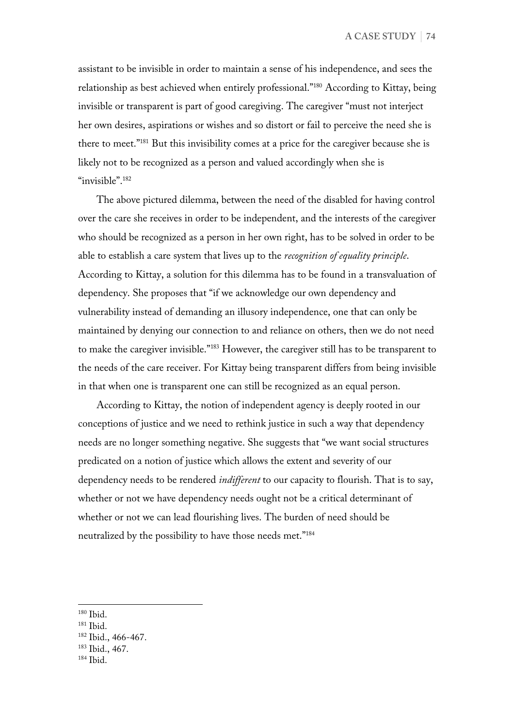assistant to be invisible in order to maintain a sense of his independence, and sees the relationship as best achieved when entirely professional."[180] According to Kittay, being invisible or transparent is part of good caregiving. The caregiver "must not interject her own desires, aspirations or wishes and so distort or fail to perceive the need she is there to meet."[181] But this invisibility comes at a price for the caregiver because she is likely not to be recognized as a person and valued accordingly when she is "invisible".[182]

The above pictured dilemma, between the need of the disabled for having control over the care she receives in order to be independent, and the interests of the caregiver who should be recognized as a person in her own right, has to be solved in order to be able to establish a care system that lives up to the *recognition of equality principle*. According to Kittay, a solution for this dilemma has to be found in a transvaluation of dependency. She proposes that "if we acknowledge our own dependency and vulnerability instead of demanding an illusory independence, one that can only be maintained by denying our connection to and reliance on others, then we do not need to make the caregiver invisible."[183] However, the caregiver still has to be transparent to the needs of the care receiver. For Kittay being transparent differs from being invisible in that when one is transparent one can still be recognized as an equal person.

According to Kittay, the notion of independent agency is deeply rooted in our conceptions of justice and we need to rethink justice in such a way that dependency needs are no longer something negative. She suggests that "we want social structures predicated on a notion of justice which allows the extent and severity of our dependency needs to be rendered *indifferent* to our capacity to flourish. That is to say, whether or not we have dependency needs ought not be a critical determinant of whether or not we can lead flourishing lives. The burden of need should be neutralized by the possibility to have those needs met."[184]

---

[180] Ibid.
[181] Ibid.
[182] Ibid., 466-467.
[183] Ibid., 467.
[184] Ibid.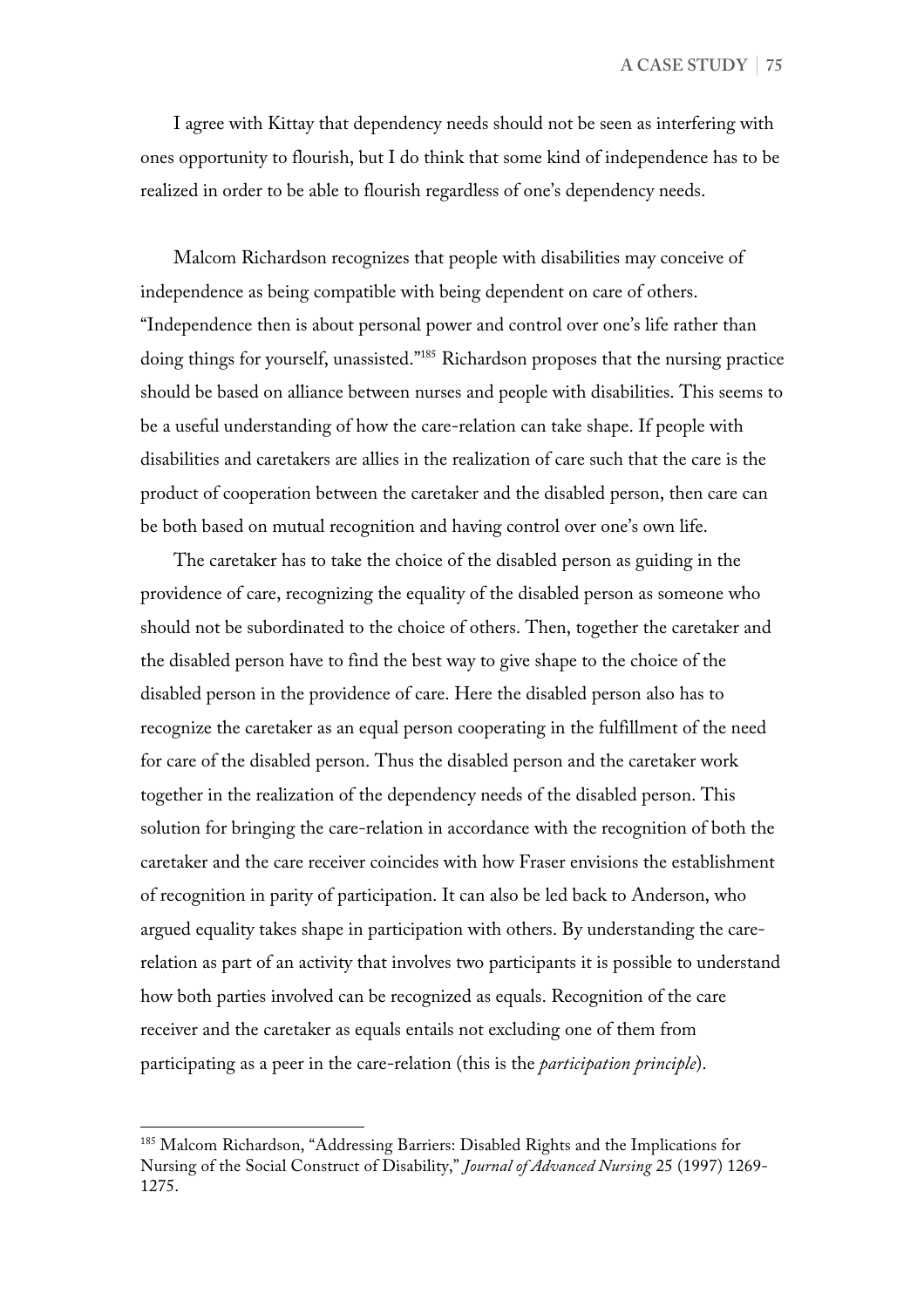I agree with Kittay that dependency needs should not be seen as interfering with ones opportunity to flourish, but I do think that some kind of independence has to be realized in order to be able to flourish regardless of one's dependency needs.

Malcom Richardson recognizes that people with disabilities may conceive of independence as being compatible with being dependent on care of others. "Independence then is about personal power and control over one's life rather than doing things for yourself, unassisted."[185] Richardson proposes that the nursing practice should be based on alliance between nurses and people with disabilities. This seems to be a useful understanding of how the care-relation can take shape. If people with disabilities and caretakers are allies in the realization of care such that the care is the product of cooperation between the caretaker and the disabled person, then care can be both based on mutual recognition and having control over one's own life.

The caretaker has to take the choice of the disabled person as guiding in the providence of care, recognizing the equality of the disabled person as someone who should not be subordinated to the choice of others. Then, together the caretaker and the disabled person have to find the best way to give shape to the choice of the disabled person in the providence of care. Here the disabled person also has to recognize the caretaker as an equal person cooperating in the fulfillment of the need for care of the disabled person. Thus the disabled person and the caretaker work together in the realization of the dependency needs of the disabled person. This solution for bringing the care-relation in accordance with the recognition of both the caretaker and the care receiver coincides with how Fraser envisions the establishment of recognition in parity of participation. It can also be led back to Anderson, who argued equality takes shape in participation with others. By understanding the care-relation as part of an activity that involves two participants it is possible to understand how both parties involved can be recognized as equals. Recognition of the care receiver and the caretaker as equals entails not excluding one of them from participating as a peer in the care-relation (this is the *participation principle*).

---

[185] Malcom Richardson, "Addressing Barriers: Disabled Rights and the Implications for Nursing of the Social Construct of Disability," *Journal of Advanced Nursing* 25 (1997) 1269-1275.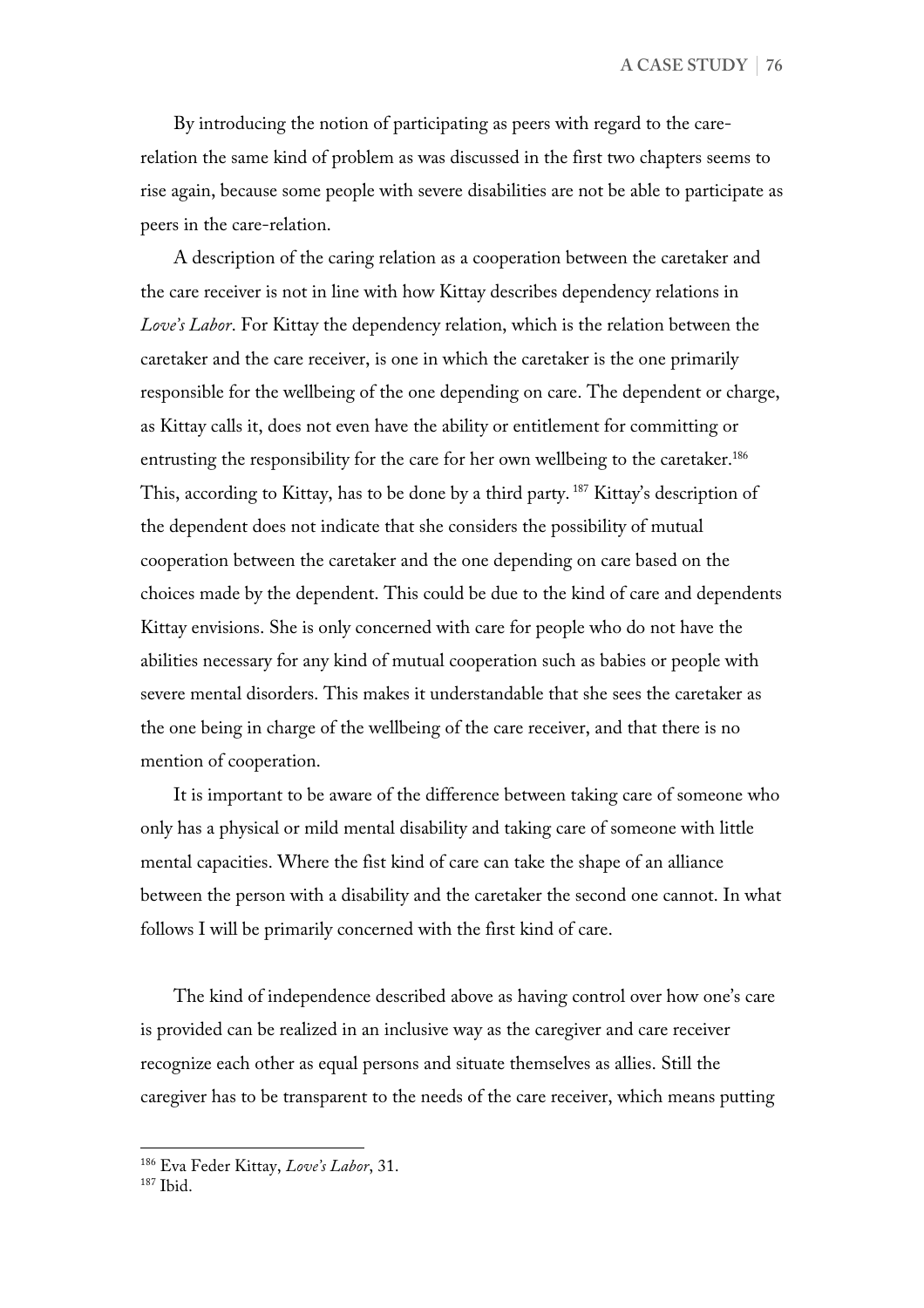By introducing the notion of participating as peers with regard to the care-relation the same kind of problem as was discussed in the first two chapters seems to rise again, because some people with severe disabilities are not be able to participate as peers in the care-relation.

A description of the caring relation as a cooperation between the caretaker and the care receiver is not in line with how Kittay describes dependency relations in *Love's Labor*. For Kittay the dependency relation, which is the relation between the caretaker and the care receiver, is one in which the caretaker is the one primarily responsible for the wellbeing of the one depending on care. The dependent or charge, as Kittay calls it, does not even have the ability or entitlement for committing or entrusting the responsibility for the care for her own wellbeing to the caretaker.[186] This, according to Kittay, has to be done by a third party. [187] Kittay's description of the dependent does not indicate that she considers the possibility of mutual cooperation between the caretaker and the one depending on care based on the choices made by the dependent. This could be due to the kind of care and dependents Kittay envisions. She is only concerned with care for people who do not have the abilities necessary for any kind of mutual cooperation such as babies or people with severe mental disorders. This makes it understandable that she sees the caretaker as the one being in charge of the wellbeing of the care receiver, and that there is no mention of cooperation.

It is important to be aware of the difference between taking care of someone who only has a physical or mild mental disability and taking care of someone with little mental capacities. Where the fist kind of care can take the shape of an alliance between the person with a disability and the caretaker the second one cannot. In what follows I will be primarily concerned with the first kind of care.

The kind of independence described above as having control over how one's care is provided can be realized in an inclusive way as the caregiver and care receiver recognize each other as equal persons and situate themselves as allies. Still the caregiver has to be transparent to the needs of the care receiver, which means putting

---

[186] Eva Feder Kittay, *Love's Labor*, 31.

[187] Ibid.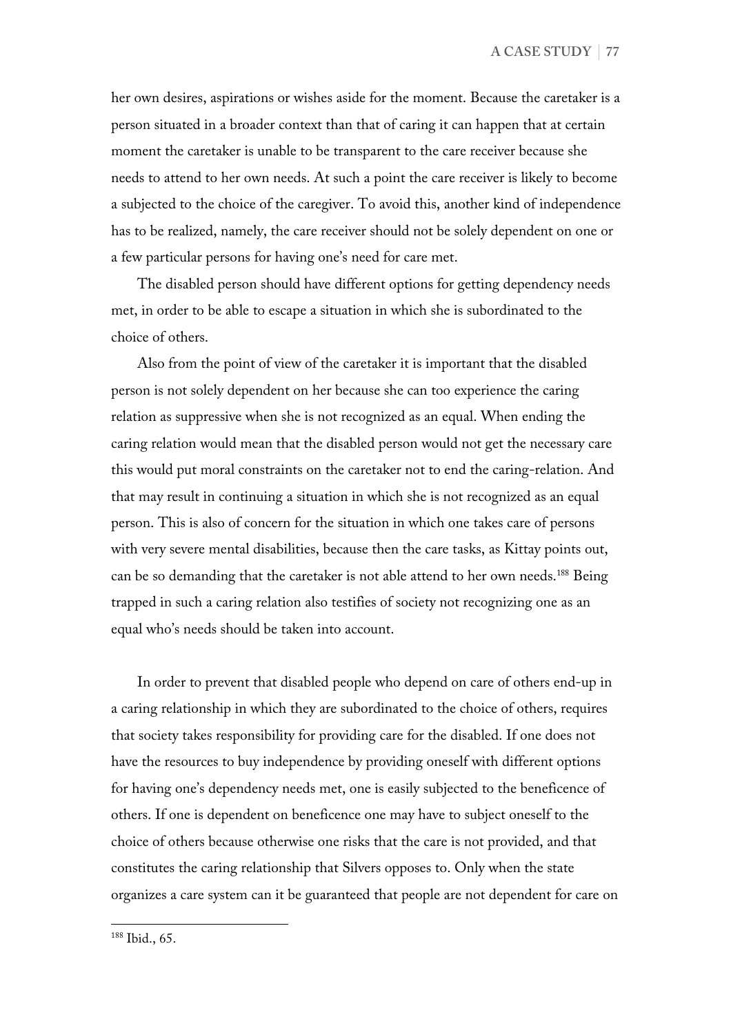her own desires, aspirations or wishes aside for the moment. Because the caretaker is a person situated in a broader context than that of caring it can happen that at certain moment the caretaker is unable to be transparent to the care receiver because she needs to attend to her own needs. At such a point the care receiver is likely to become a subjected to the choice of the caregiver. To avoid this, another kind of independence has to be realized, namely, the care receiver should not be solely dependent on one or a few particular persons for having one's need for care met.

The disabled person should have different options for getting dependency needs met, in order to be able to escape a situation in which she is subordinated to the choice of others.

Also from the point of view of the caretaker it is important that the disabled person is not solely dependent on her because she can too experience the caring relation as suppressive when she is not recognized as an equal. When ending the caring relation would mean that the disabled person would not get the necessary care this would put moral constraints on the caretaker not to end the caring-relation. And that may result in continuing a situation in which she is not recognized as an equal person. This is also of concern for the situation in which one takes care of persons with very severe mental disabilities, because then the care tasks, as Kittay points out, can be so demanding that the caretaker is not able attend to her own needs.[188] Being trapped in such a caring relation also testifies of society not recognizing one as an equal who's needs should be taken into account.

In order to prevent that disabled people who depend on care of others end-up in a caring relationship in which they are subordinated to the choice of others, requires that society takes responsibility for providing care for the disabled. If one does not have the resources to buy independence by providing oneself with different options for having one's dependency needs met, one is easily subjected to the beneficence of others. If one is dependent on beneficence one may have to subject oneself to the choice of others because otherwise one risks that the care is not provided, and that constitutes the caring relationship that Silvers opposes to. Only when the state organizes a care system can it be guaranteed that people are not dependent for care on

---

[188] Ibid., 65.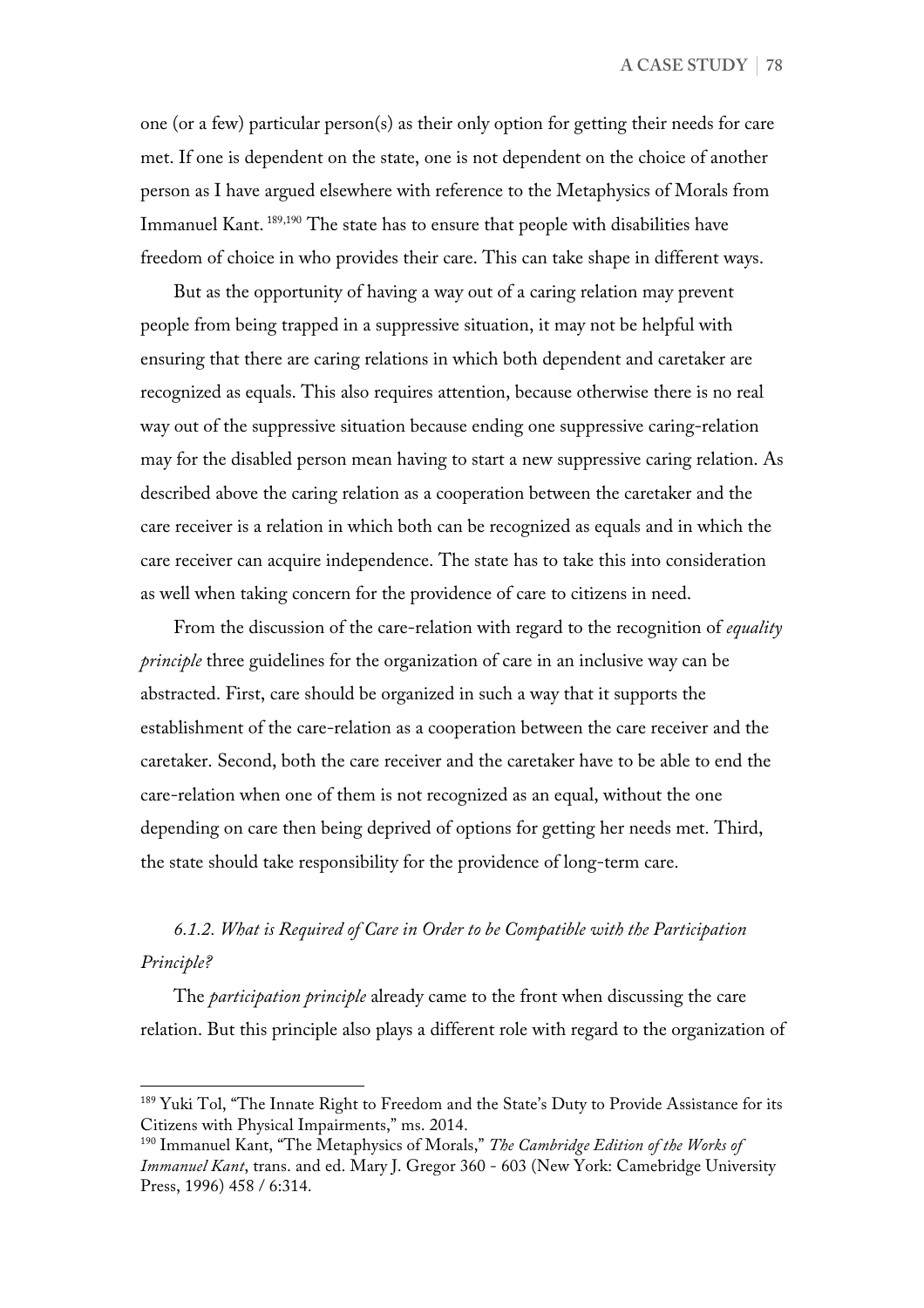one (or a few) particular person(s) as their only option for getting their needs for care met. If one is dependent on the state, one is not dependent on the choice of another person as I have argued elsewhere with reference to the Metaphysics of Morals from Immanuel Kant. [189,190] The state has to ensure that people with disabilities have freedom of choice in who provides their care. This can take shape in different ways.

But as the opportunity of having a way out of a caring relation may prevent people from being trapped in a suppressive situation, it may not be helpful with ensuring that there are caring relations in which both dependent and caretaker are recognized as equals. This also requires attention, because otherwise there is no real way out of the suppressive situation because ending one suppressive caring-relation may for the disabled person mean having to start a new suppressive caring relation. As described above the caring relation as a cooperation between the caretaker and the care receiver is a relation in which both can be recognized as equals and in which the care receiver can acquire independence. The state has to take this into consideration as well when taking concern for the providence of care to citizens in need.

From the discussion of the care-relation with regard to the recognition of *equality principle* three guidelines for the organization of care in an inclusive way can be abstracted. First, care should be organized in such a way that it supports the establishment of the care-relation as a cooperation between the care receiver and the caretaker. Second, both the care receiver and the caretaker have to be able to end the care-relation when one of them is not recognized as an equal, without the one depending on care then being deprived of options for getting her needs met. Third, the state should take responsibility for the providence of long-term care.

### *6.1.2. What is Required of Care in Order to be Compatible with the Participation Principle?*

The *participation principle* already came to the front when discussing the care relation. But this principle also plays a different role with regard to the organization of

---

[189] Yuki Tol, "The Innate Right to Freedom and the State's Duty to Provide Assistance for its Citizens with Physical Impairments," ms. 2014.

[190] Immanuel Kant, "The Metaphysics of Morals," *The Cambridge Edition of the Works of Immanuel Kant*, trans. and ed. Mary J. Gregor 360 - 603 (New York: Camebridge University Press, 1996) 458 / 6:314.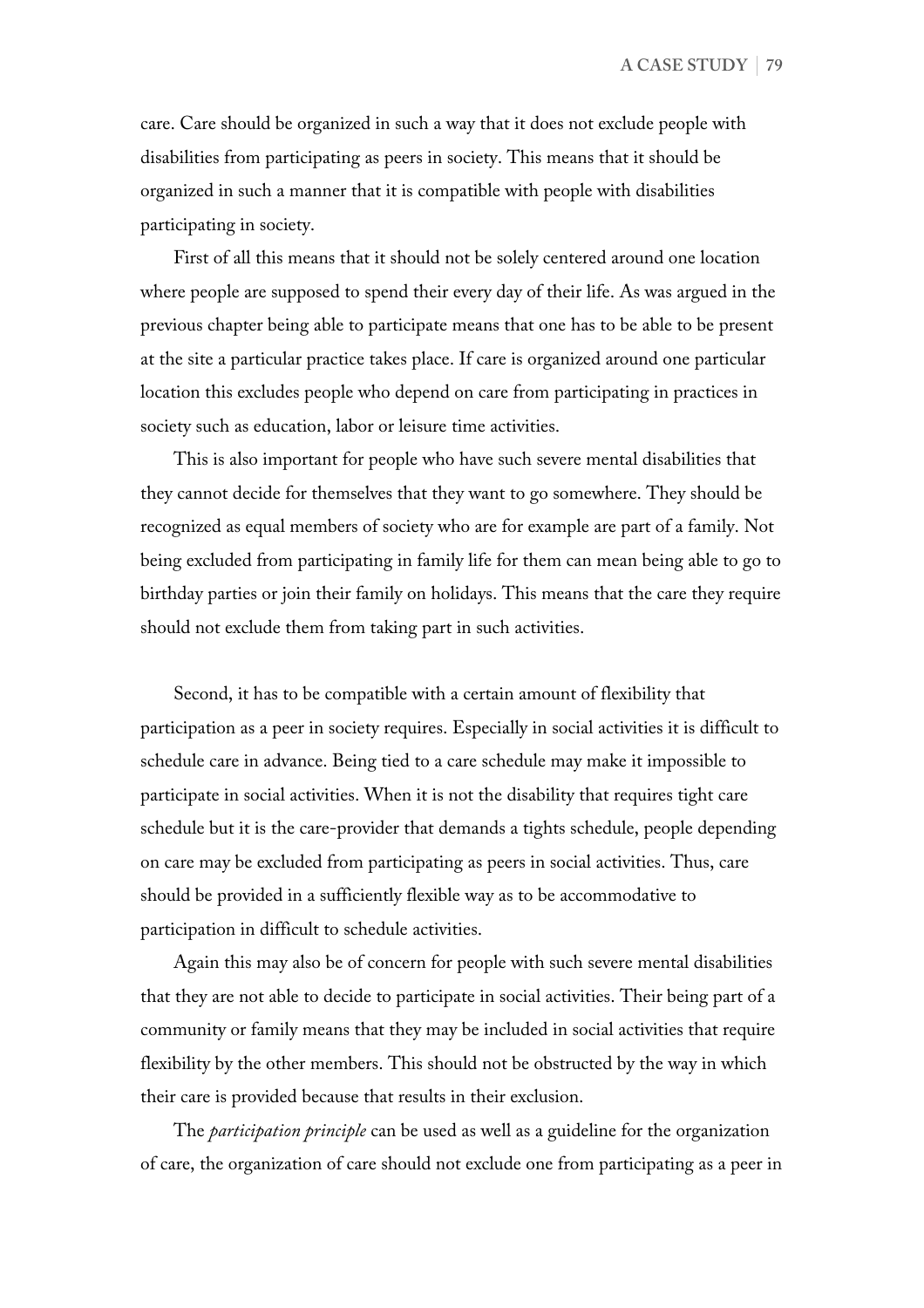care. Care should be organized in such a way that it does not exclude people with disabilities from participating as peers in society. This means that it should be organized in such a manner that it is compatible with people with disabilities participating in society.

First of all this means that it should not be solely centered around one location where people are supposed to spend their every day of their life. As was argued in the previous chapter being able to participate means that one has to be able to be present at the site a particular practice takes place. If care is organized around one particular location this excludes people who depend on care from participating in practices in society such as education, labor or leisure time activities.

This is also important for people who have such severe mental disabilities that they cannot decide for themselves that they want to go somewhere. They should be recognized as equal members of society who are for example are part of a family. Not being excluded from participating in family life for them can mean being able to go to birthday parties or join their family on holidays. This means that the care they require should not exclude them from taking part in such activities.

Second, it has to be compatible with a certain amount of flexibility that participation as a peer in society requires. Especially in social activities it is difficult to schedule care in advance. Being tied to a care schedule may make it impossible to participate in social activities. When it is not the disability that requires tight care schedule but it is the care-provider that demands a tights schedule, people depending on care may be excluded from participating as peers in social activities. Thus, care should be provided in a sufficiently flexible way as to be accommodative to participation in difficult to schedule activities.

Again this may also be of concern for people with such severe mental disabilities that they are not able to decide to participate in social activities. Their being part of a community or family means that they may be included in social activities that require flexibility by the other members. This should not be obstructed by the way in which their care is provided because that results in their exclusion.

The *participation principle* can be used as well as a guideline for the organization of care, the organization of care should not exclude one from participating as a peer in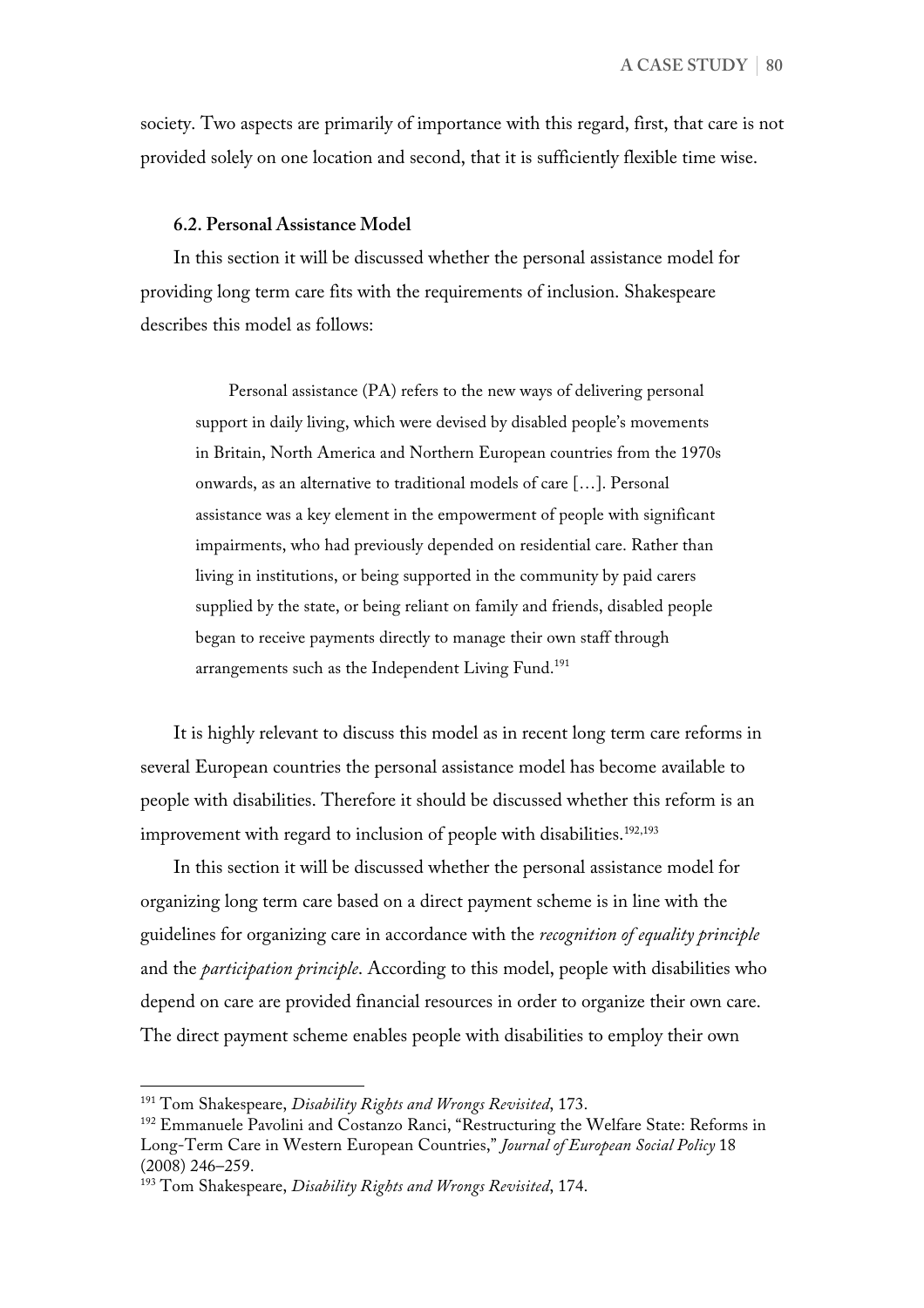society. Two aspects are primarily of importance with this regard, first, that care is not provided solely on one location and second, that it is sufficiently flexible time wise.

### 6.2. Personal Assistance Model

In this section it will be discussed whether the personal assistance model for providing long term care fits with the requirements of inclusion. Shakespeare describes this model as follows:

> Personal assistance (PA) refers to the new ways of delivering personal support in daily living, which were devised by disabled people's movements in Britain, North America and Northern European countries from the 1970s onwards, as an alternative to traditional models of care […]. Personal assistance was a key element in the empowerment of people with significant impairments, who had previously depended on residential care. Rather than living in institutions, or being supported in the community by paid carers supplied by the state, or being reliant on family and friends, disabled people began to receive payments directly to manage their own staff through arrangements such as the Independent Living Fund.[191]

It is highly relevant to discuss this model as in recent long term care reforms in several European countries the personal assistance model has become available to people with disabilities. Therefore it should be discussed whether this reform is an improvement with regard to inclusion of people with disabilities.[192,193]

In this section it will be discussed whether the personal assistance model for organizing long term care based on a direct payment scheme is in line with the guidelines for organizing care in accordance with the *recognition of equality principle* and the *participation principle*. According to this model, people with disabilities who depend on care are provided financial resources in order to organize their own care. The direct payment scheme enables people with disabilities to employ their own

---

[191] Tom Shakespeare, *Disability Rights and Wrongs Revisited*, 173.

[192] Emmanuele Pavolini and Costanzo Ranci, "Restructuring the Welfare State: Reforms in Long-Term Care in Western European Countries," *Journal of European Social Policy* 18 (2008) 246–259.

[193] Tom Shakespeare, *Disability Rights and Wrongs Revisited*, 174.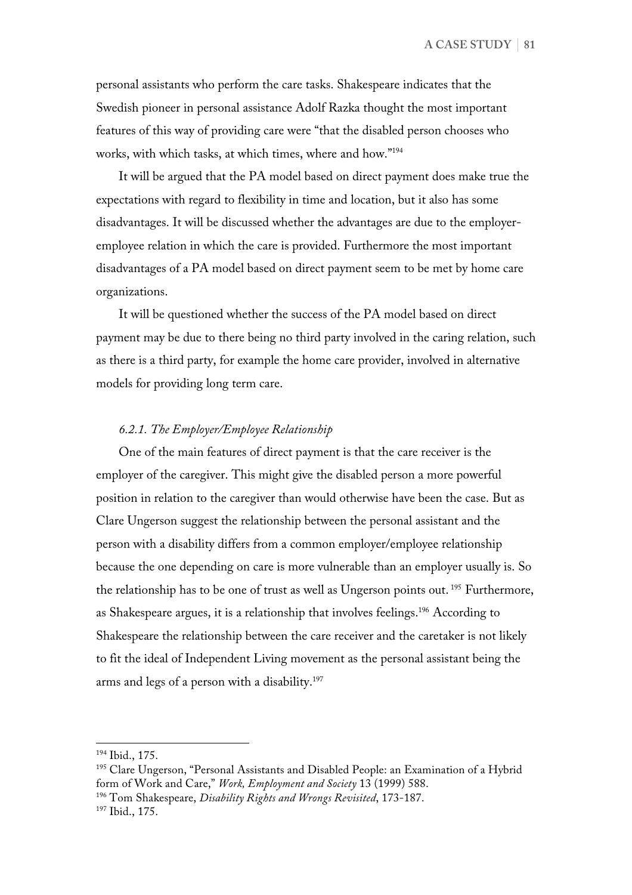personal assistants who perform the care tasks. Shakespeare indicates that the Swedish pioneer in personal assistance Adolf Razka thought the most important features of this way of providing care were "that the disabled person chooses who works, with which tasks, at which times, where and how."[194]

It will be argued that the PA model based on direct payment does make true the expectations with regard to flexibility in time and location, but it also has some disadvantages. It will be discussed whether the advantages are due to the employer-employee relation in which the care is provided. Furthermore the most important disadvantages of a PA model based on direct payment seem to be met by home care organizations.

It will be questioned whether the success of the PA model based on direct payment may be due to there being no third party involved in the caring relation, such as there is a third party, for example the home care provider, involved in alternative models for providing long term care.

### *6.2.1. The Employer/Employee Relationship*

One of the main features of direct payment is that the care receiver is the employer of the caregiver. This might give the disabled person a more powerful position in relation to the caregiver than would otherwise have been the case. But as Clare Ungerson suggest the relationship between the personal assistant and the person with a disability differs from a common employer/employee relationship because the one depending on care is more vulnerable than an employer usually is. So the relationship has to be one of trust as well as Ungerson points out.[195] Furthermore, as Shakespeare argues, it is a relationship that involves feelings.[196] According to Shakespeare the relationship between the care receiver and the caretaker is not likely to fit the ideal of Independent Living movement as the personal assistant being the arms and legs of a person with a disability.[197]

---

[194] Ibid., 175.

[195] Clare Ungerson, "Personal Assistants and Disabled People: an Examination of a Hybrid form of Work and Care," *Work, Employment and Society* 13 (1999) 588.

[196] Tom Shakespeare, *Disability Rights and Wrongs Revisited*, 173-187.

[197] Ibid., 175.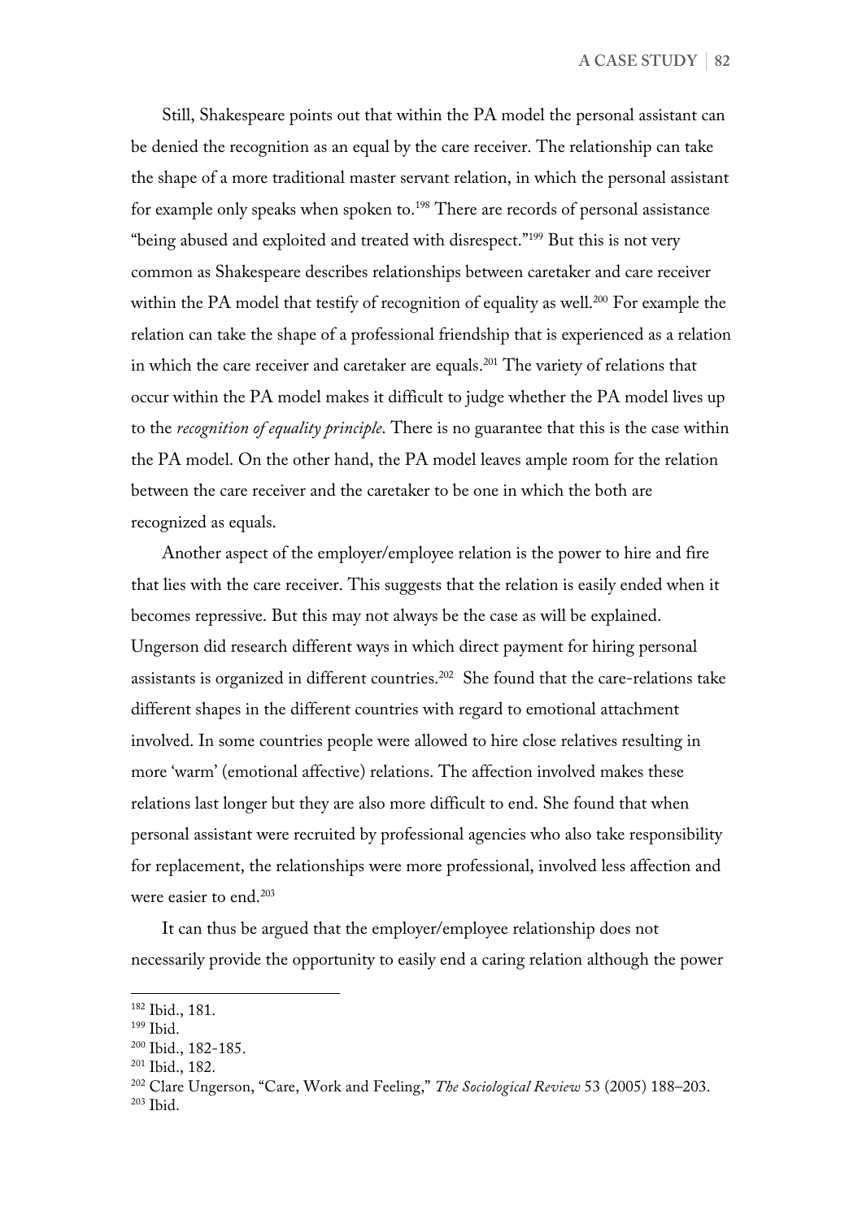Still, Shakespeare points out that within the PA model the personal assistant can be denied the recognition as an equal by the care receiver. The relationship can take the shape of a more traditional master servant relation, in which the personal assistant for example only speaks when spoken to.[198] There are records of personal assistance "being abused and exploited and treated with disrespect."[199] But this is not very common as Shakespeare describes relationships between caretaker and care receiver within the PA model that testify of recognition of equality as well.[200] For example the relation can take the shape of a professional friendship that is experienced as a relation in which the care receiver and caretaker are equals.[201] The variety of relations that occur within the PA model makes it difficult to judge whether the PA model lives up to the *recognition of equality principle*. There is no guarantee that this is the case within the PA model. On the other hand, the PA model leaves ample room for the relation between the care receiver and the caretaker to be one in which the both are recognized as equals.

Another aspect of the employer/employee relation is the power to hire and fire that lies with the care receiver. This suggests that the relation is easily ended when it becomes repressive. But this may not always be the case as will be explained. Ungerson did research different ways in which direct payment for hiring personal assistants is organized in different countries.[202] She found that the care-relations take different shapes in the different countries with regard to emotional attachment involved. In some countries people were allowed to hire close relatives resulting in more 'warm' (emotional affective) relations. The affection involved makes these relations last longer but they are also more difficult to end. She found that when personal assistant were recruited by professional agencies who also take responsibility for replacement, the relationships were more professional, involved less affection and were easier to end.[203]

It can thus be argued that the employer/employee relationship does not necessarily provide the opportunity to easily end a caring relation although the power

---

[182] Ibid., 181.

[199] Ibid.

[200] Ibid., 182-185.

[201] Ibid., 182.

[202] Clare Ungerson, "Care, Work and Feeling," *The Sociological Review* 53 (2005) 188–203.

[203] Ibid.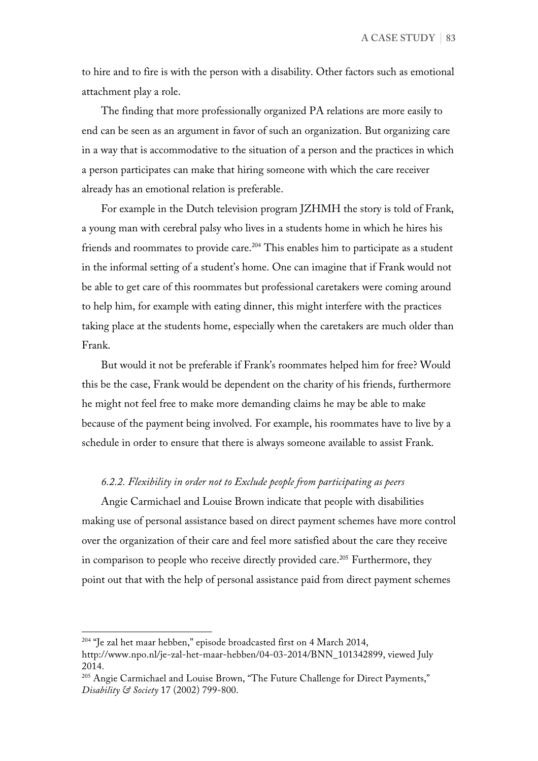to hire and to fire is with the person with a disability. Other factors such as emotional attachment play a role.

The finding that more professionally organized PA relations are more easily to end can be seen as an argument in favor of such an organization. But organizing care in a way that is accommodative to the situation of a person and the practices in which a person participates can make that hiring someone with which the care receiver already has an emotional relation is preferable.

For example in the Dutch television program JZHMH the story is told of Frank, a young man with cerebral palsy who lives in a students home in which he hires his friends and roommates to provide care.[204] This enables him to participate as a student in the informal setting of a student's home. One can imagine that if Frank would not be able to get care of this roommates but professional caretakers were coming around to help him, for example with eating dinner, this might interfere with the practices taking place at the students home, especially when the caretakers are much older than Frank.

But would it not be preferable if Frank's roommates helped him for free? Would this be the case, Frank would be dependent on the charity of his friends, furthermore he might not feel free to make more demanding claims he may be able to make because of the payment being involved. For example, his roommates have to live by a schedule in order to ensure that there is always someone available to assist Frank.

### *6.2.2. Flexibility in order not to Exclude people from participating as peers*

Angie Carmichael and Louise Brown indicate that people with disabilities making use of personal assistance based on direct payment schemes have more control over the organization of their care and feel more satisfied about the care they receive in comparison to people who receive directly provided care.[205] Furthermore, they point out that with the help of personal assistance paid from direct payment schemes

---

[204] "Je zal het maar hebben," episode broadcasted first on 4 March 2014, http://www.npo.nl/je-zal-het-maar-hebben/04-03-2014/BNN_101342899, viewed July 2014.

[205] Angie Carmichael and Louise Brown, "The Future Challenge for Direct Payments," *Disability & Society* 17 (2002) 799-800.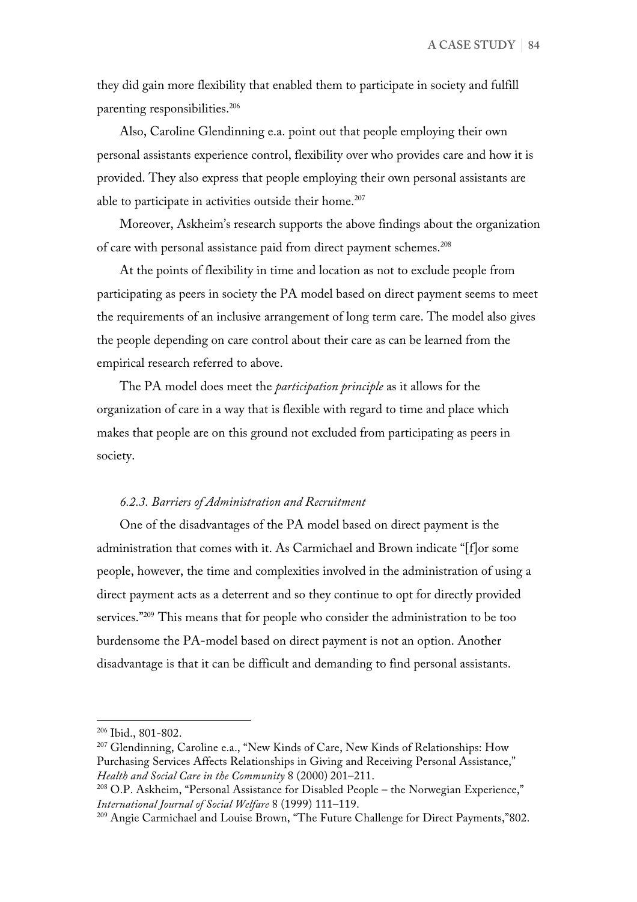they did gain more flexibility that enabled them to participate in society and fulfill parenting responsibilities.[206]

Also, Caroline Glendinning e.a. point out that people employing their own personal assistants experience control, flexibility over who provides care and how it is provided. They also express that people employing their own personal assistants are able to participate in activities outside their home.[207]

Moreover, Askheim's research supports the above findings about the organization of care with personal assistance paid from direct payment schemes.[208]

At the points of flexibility in time and location as not to exclude people from participating as peers in society the PA model based on direct payment seems to meet the requirements of an inclusive arrangement of long term care. The model also gives the people depending on care control about their care as can be learned from the empirical research referred to above.

The PA model does meet the *participation principle* as it allows for the organization of care in a way that is flexible with regard to time and place which makes that people are on this ground not excluded from participating as peers in society.

#### *6.2.3. Barriers of Administration and Recruitment*

One of the disadvantages of the PA model based on direct payment is the administration that comes with it. As Carmichael and Brown indicate "[f]or some people, however, the time and complexities involved in the administration of using a direct payment acts as a deterrent and so they continue to opt for directly provided services."[209] This means that for people who consider the administration to be too burdensome the PA-model based on direct payment is not an option. Another disadvantage is that it can be difficult and demanding to find personal assistants.

---

[206] Ibid., 801-802.

[207] Glendinning, Caroline e.a., "New Kinds of Care, New Kinds of Relationships: How Purchasing Services Affects Relationships in Giving and Receiving Personal Assistance," *Health and Social Care in the Community* 8 (2000) 201–211.

[208] O.P. Askheim, "Personal Assistance for Disabled People – the Norwegian Experience," *International Journal of Social Welfare* 8 (1999) 111–119.

[209] Angie Carmichael and Louise Brown, "The Future Challenge for Direct Payments,"802.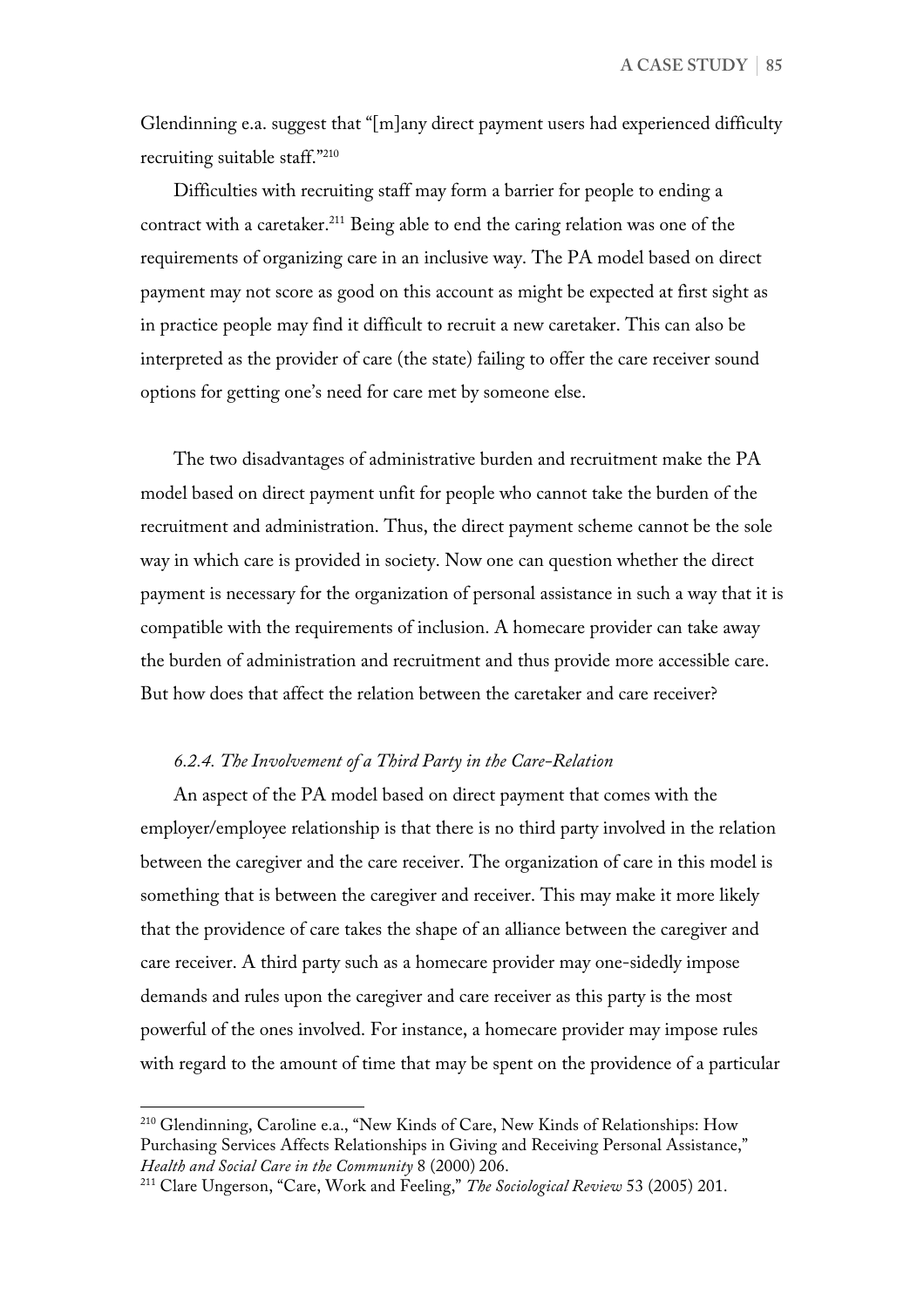Glendinning e.a. suggest that "[m]any direct payment users had experienced difficulty recruiting suitable staff."[210]

Difficulties with recruiting staff may form a barrier for people to ending a contract with a caretaker.[211] Being able to end the caring relation was one of the requirements of organizing care in an inclusive way. The PA model based on direct payment may not score as good on this account as might be expected at first sight as in practice people may find it difficult to recruit a new caretaker. This can also be interpreted as the provider of care (the state) failing to offer the care receiver sound options for getting one's need for care met by someone else.

The two disadvantages of administrative burden and recruitment make the PA model based on direct payment unfit for people who cannot take the burden of the recruitment and administration. Thus, the direct payment scheme cannot be the sole way in which care is provided in society. Now one can question whether the direct payment is necessary for the organization of personal assistance in such a way that it is compatible with the requirements of inclusion. A homecare provider can take away the burden of administration and recruitment and thus provide more accessible care. But how does that affect the relation between the caretaker and care receiver?

### *6.2.4. The Involvement of a Third Party in the Care-Relation*

An aspect of the PA model based on direct payment that comes with the employer/employee relationship is that there is no third party involved in the relation between the caregiver and the care receiver. The organization of care in this model is something that is between the caregiver and receiver. This may make it more likely that the providence of care takes the shape of an alliance between the caregiver and care receiver. A third party such as a homecare provider may one-sidedly impose demands and rules upon the caregiver and care receiver as this party is the most powerful of the ones involved. For instance, a homecare provider may impose rules with regard to the amount of time that may be spent on the providence of a particular

---

[210] Glendinning, Caroline e.a., "New Kinds of Care, New Kinds of Relationships: How Purchasing Services Affects Relationships in Giving and Receiving Personal Assistance," *Health and Social Care in the Community* 8 (2000) 206.

[211] Clare Ungerson, "Care, Work and Feeling," *The Sociological Review* 53 (2005) 201.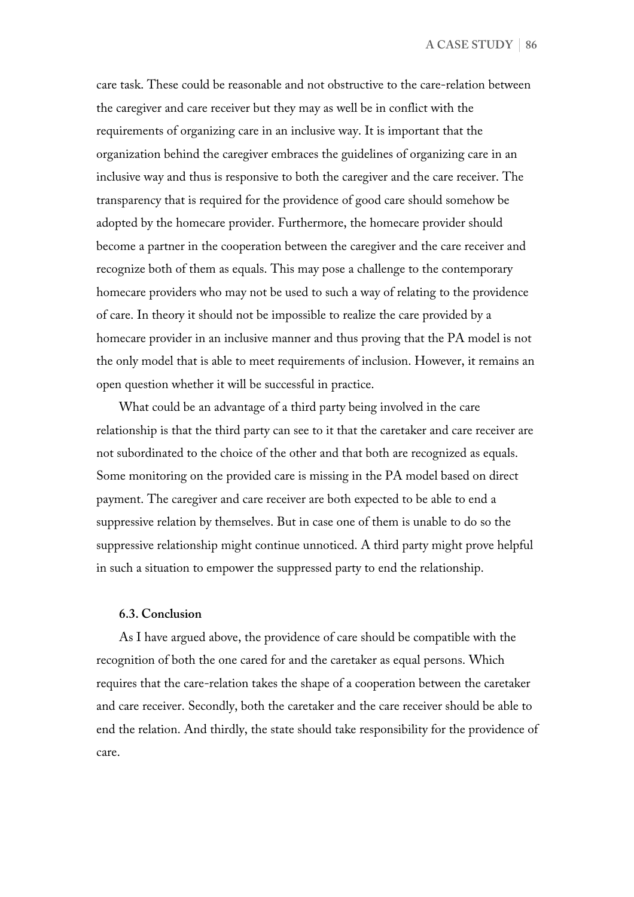care task. These could be reasonable and not obstructive to the care-relation between the caregiver and care receiver but they may as well be in conflict with the requirements of organizing care in an inclusive way. It is important that the organization behind the caregiver embraces the guidelines of organizing care in an inclusive way and thus is responsive to both the caregiver and the care receiver. The transparency that is required for the providence of good care should somehow be adopted by the homecare provider. Furthermore, the homecare provider should become a partner in the cooperation between the caregiver and the care receiver and recognize both of them as equals. This may pose a challenge to the contemporary homecare providers who may not be used to such a way of relating to the providence of care. In theory it should not be impossible to realize the care provided by a homecare provider in an inclusive manner and thus proving that the PA model is not the only model that is able to meet requirements of inclusion. However, it remains an open question whether it will be successful in practice.

What could be an advantage of a third party being involved in the care relationship is that the third party can see to it that the caretaker and care receiver are not subordinated to the choice of the other and that both are recognized as equals. Some monitoring on the provided care is missing in the PA model based on direct payment. The caregiver and care receiver are both expected to be able to end a suppressive relation by themselves. But in case one of them is unable to do so the suppressive relationship might continue unnoticed. A third party might prove helpful in such a situation to empower the suppressed party to end the relationship.

### 6.3. Conclusion

As I have argued above, the providence of care should be compatible with the recognition of both the one cared for and the caretaker as equal persons. Which requires that the care-relation takes the shape of a cooperation between the caretaker and care receiver. Secondly, both the caretaker and the care receiver should be able to end the relation. And thirdly, the state should take responsibility for the providence of care.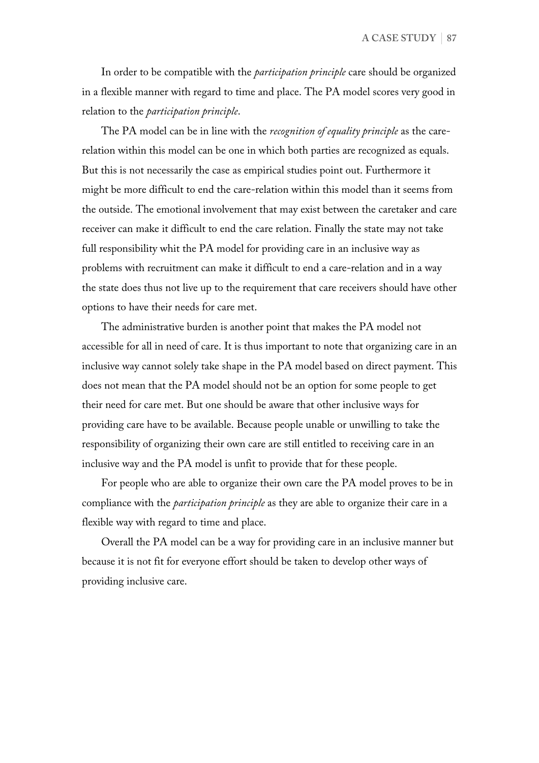In order to be compatible with the *participation principle* care should be organized in a flexible manner with regard to time and place. The PA model scores very good in relation to the *participation principle*.

The PA model can be in line with the *recognition of equality principle* as the care-relation within this model can be one in which both parties are recognized as equals. But this is not necessarily the case as empirical studies point out. Furthermore it might be more difficult to end the care-relation within this model than it seems from the outside. The emotional involvement that may exist between the caretaker and care receiver can make it difficult to end the care relation. Finally the state may not take full responsibility whit the PA model for providing care in an inclusive way as problems with recruitment can make it difficult to end a care-relation and in a way the state does thus not live up to the requirement that care receivers should have other options to have their needs for care met.

The administrative burden is another point that makes the PA model not accessible for all in need of care. It is thus important to note that organizing care in an inclusive way cannot solely take shape in the PA model based on direct payment. This does not mean that the PA model should not be an option for some people to get their need for care met. But one should be aware that other inclusive ways for providing care have to be available. Because people unable or unwilling to take the responsibility of organizing their own care are still entitled to receiving care in an inclusive way and the PA model is unfit to provide that for these people.

For people who are able to organize their own care the PA model proves to be in compliance with the *participation principle* as they are able to organize their care in a flexible way with regard to time and place.

Overall the PA model can be a way for providing care in an inclusive manner but because it is not fit for everyone effort should be taken to develop other ways of providing inclusive care.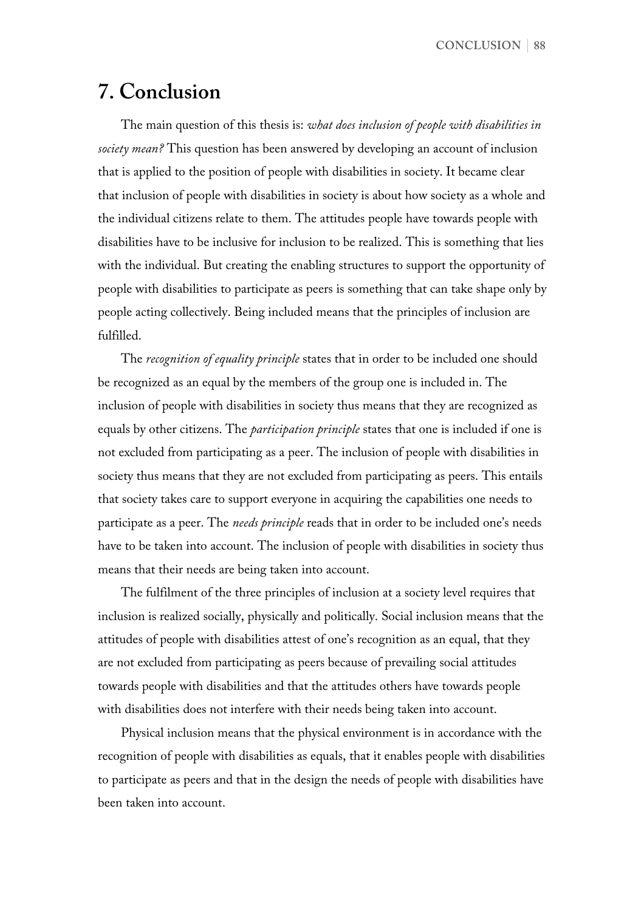# 7. Conclusion

The main question of this thesis is: *what does inclusion of people with disabilities in society mean?* This question has been answered by developing an account of inclusion that is applied to the position of people with disabilities in society. It became clear that inclusion of people with disabilities in society is about how society as a whole and the individual citizens relate to them. The attitudes people have towards people with disabilities have to be inclusive for inclusion to be realized. This is something that lies with the individual. But creating the enabling structures to support the opportunity of people with disabilities to participate as peers is something that can take shape only by people acting collectively. Being included means that the principles of inclusion are fulfilled.

The *recognition of equality principle* states that in order to be included one should be recognized as an equal by the members of the group one is included in. The inclusion of people with disabilities in society thus means that they are recognized as equals by other citizens. The *participation principle* states that one is included if one is not excluded from participating as a peer. The inclusion of people with disabilities in society thus means that they are not excluded from participating as peers. This entails that society takes care to support everyone in acquiring the capabilities one needs to participate as a peer. The *needs principle* reads that in order to be included one's needs have to be taken into account. The inclusion of people with disabilities in society thus means that their needs are being taken into account.

The fulfilment of the three principles of inclusion at a society level requires that inclusion is realized socially, physically and politically. Social inclusion means that the attitudes of people with disabilities attest of one's recognition as an equal, that they are not excluded from participating as peers because of prevailing social attitudes towards people with disabilities and that the attitudes others have towards people with disabilities does not interfere with their needs being taken into account.

Physical inclusion means that the physical environment is in accordance with the recognition of people with disabilities as equals, that it enables people with disabilities to participate as peers and that in the design the needs of people with disabilities have been taken into account.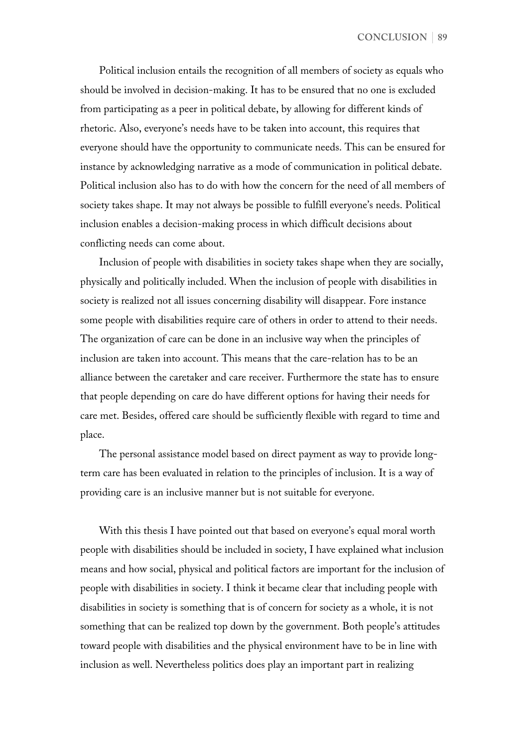Political inclusion entails the recognition of all members of society as equals who should be involved in decision-making. It has to be ensured that no one is excluded from participating as a peer in political debate, by allowing for different kinds of rhetoric. Also, everyone's needs have to be taken into account, this requires that everyone should have the opportunity to communicate needs. This can be ensured for instance by acknowledging narrative as a mode of communication in political debate. Political inclusion also has to do with how the concern for the need of all members of society takes shape. It may not always be possible to fulfill everyone's needs. Political inclusion enables a decision-making process in which difficult decisions about conflicting needs can come about.

Inclusion of people with disabilities in society takes shape when they are socially, physically and politically included. When the inclusion of people with disabilities in society is realized not all issues concerning disability will disappear. Fore instance some people with disabilities require care of others in order to attend to their needs. The organization of care can be done in an inclusive way when the principles of inclusion are taken into account. This means that the care-relation has to be an alliance between the caretaker and care receiver. Furthermore the state has to ensure that people depending on care do have different options for having their needs for care met. Besides, offered care should be sufficiently flexible with regard to time and place.

The personal assistance model based on direct payment as way to provide long-term care has been evaluated in relation to the principles of inclusion. It is a way of providing care is an inclusive manner but is not suitable for everyone.

With this thesis I have pointed out that based on everyone's equal moral worth people with disabilities should be included in society, I have explained what inclusion means and how social, physical and political factors are important for the inclusion of people with disabilities in society. I think it became clear that including people with disabilities in society is something that is of concern for society as a whole, it is not something that can be realized top down by the government. Both people's attitudes toward people with disabilities and the physical environment have to be in line with inclusion as well. Nevertheless politics does play an important part in realizing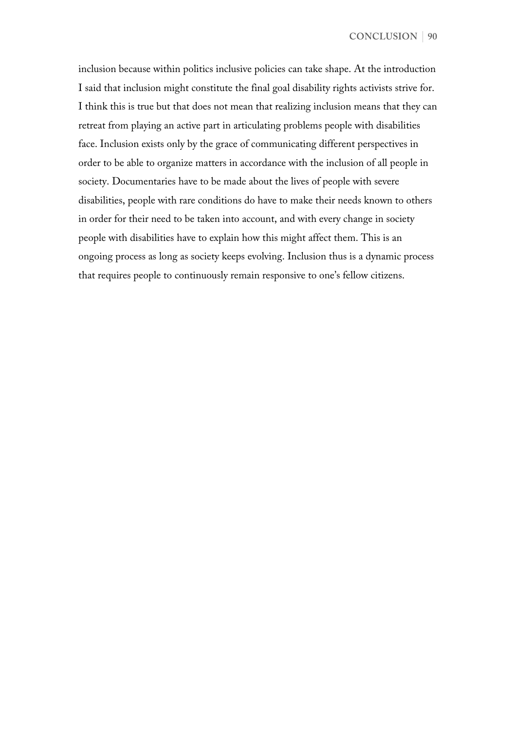inclusion because within politics inclusive policies can take shape. At the introduction I said that inclusion might constitute the final goal disability rights activists strive for. I think this is true but that does not mean that realizing inclusion means that they can retreat from playing an active part in articulating problems people with disabilities face. Inclusion exists only by the grace of communicating different perspectives in order to be able to organize matters in accordance with the inclusion of all people in society. Documentaries have to be made about the lives of people with severe disabilities, people with rare conditions do have to make their needs known to others in order for their need to be taken into account, and with every change in society people with disabilities have to explain how this might affect them. This is an ongoing process as long as society keeps evolving. Inclusion thus is a dynamic process that requires people to continuously remain responsive to one's fellow citizens.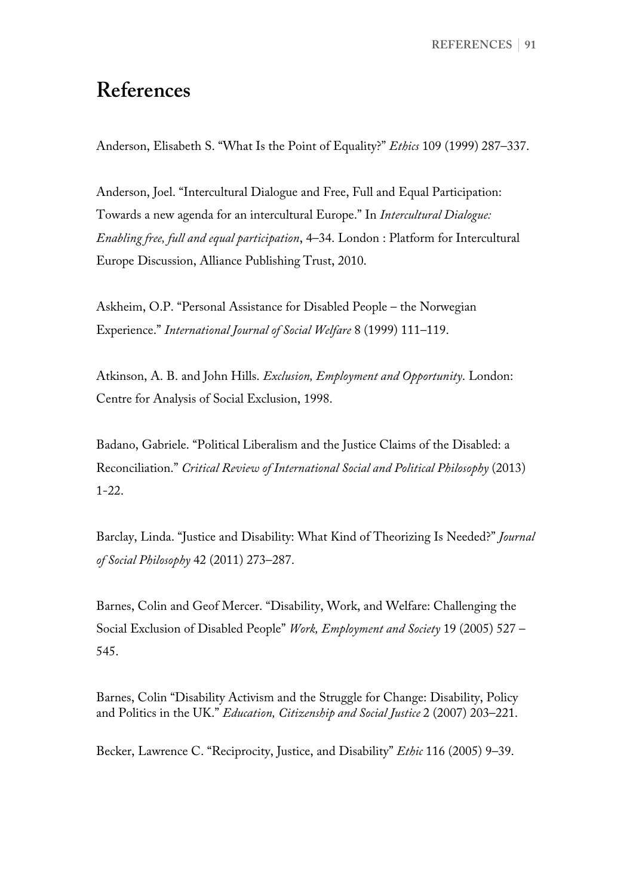# References

Anderson, Elisabeth S. "What Is the Point of Equality?" *Ethics* 109 (1999) 287–337.

Anderson, Joel. "Intercultural Dialogue and Free, Full and Equal Participation: Towards a new agenda for an intercultural Europe." In *Intercultural Dialogue: Enabling free, full and equal participation*, 4–34. London : Platform for Intercultural Europe Discussion, Alliance Publishing Trust, 2010.

Askheim, O.P. "Personal Assistance for Disabled People – the Norwegian Experience." *International Journal of Social Welfare* 8 (1999) 111–119.

Atkinson, A. B. and John Hills. *Exclusion, Employment and Opportunity*. London: Centre for Analysis of Social Exclusion, 1998.

Badano, Gabriele. "Political Liberalism and the Justice Claims of the Disabled: a Reconciliation." *Critical Review of International Social and Political Philosophy* (2013) 1-22.

Barclay, Linda. "Justice and Disability: What Kind of Theorizing Is Needed?" *Journal of Social Philosophy* 42 (2011) 273–287.

Barnes, Colin and Geof Mercer. "Disability, Work, and Welfare: Challenging the Social Exclusion of Disabled People" *Work, Employment and Society* 19 (2005) 527 – 545.

Barnes, Colin "Disability Activism and the Struggle for Change: Disability, Policy and Politics in the UK." *Education, Citizenship and Social Justice* 2 (2007) 203–221.

Becker, Lawrence C. "Reciprocity, Justice, and Disability" *Ethic* 116 (2005) 9–39.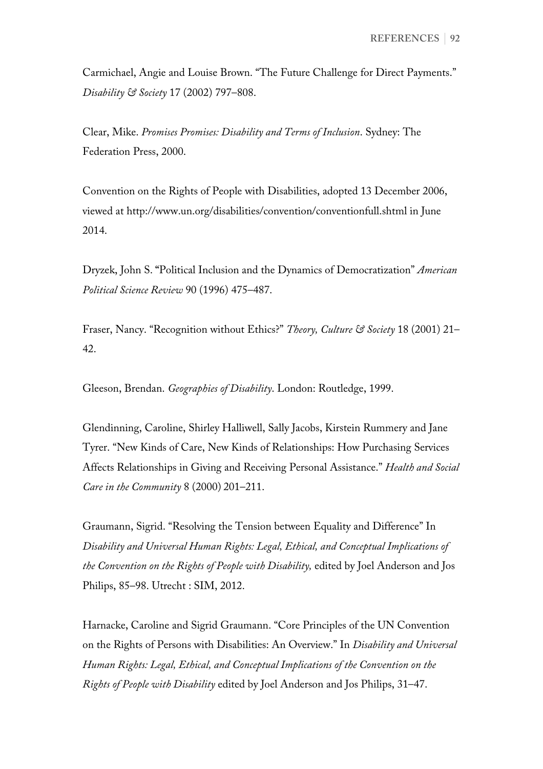Carmichael, Angie and Louise Brown. "The Future Challenge for Direct Payments." *Disability & Society* 17 (2002) 797–808.

Clear, Mike. *Promises Promises: Disability and Terms of Inclusion*. Sydney: The Federation Press, 2000.

Convention on the Rights of People with Disabilities, adopted 13 December 2006, viewed at http://www.un.org/disabilities/convention/conventionfull.shtml in June 2014.

Dryzek, John S. "Political Inclusion and the Dynamics of Democratization" *American Political Science Review* 90 (1996) 475–487.

Fraser, Nancy. "Recognition without Ethics?" *Theory, Culture & Society* 18 (2001) 21–42.

Gleeson, Brendan. *Geographies of Disability*. London: Routledge, 1999.

Glendinning, Caroline, Shirley Halliwell, Sally Jacobs, Kirstein Rummery and Jane Tyrer. "New Kinds of Care, New Kinds of Relationships: How Purchasing Services Affects Relationships in Giving and Receiving Personal Assistance." *Health and Social Care in the Community* 8 (2000) 201–211.

Graumann, Sigrid. "Resolving the Tension between Equality and Difference" In *Disability and Universal Human Rights: Legal, Ethical, and Conceptual Implications of the Convention on the Rights of People with Disability,* edited by Joel Anderson and Jos Philips, 85–98. Utrecht : SIM, 2012.

Harnacke, Caroline and Sigrid Graumann. "Core Principles of the UN Convention on the Rights of Persons with Disabilities: An Overview." In *Disability and Universal Human Rights: Legal, Ethical, and Conceptual Implications of the Convention on the Rights of People with Disability* edited by Joel Anderson and Jos Philips, 31–47.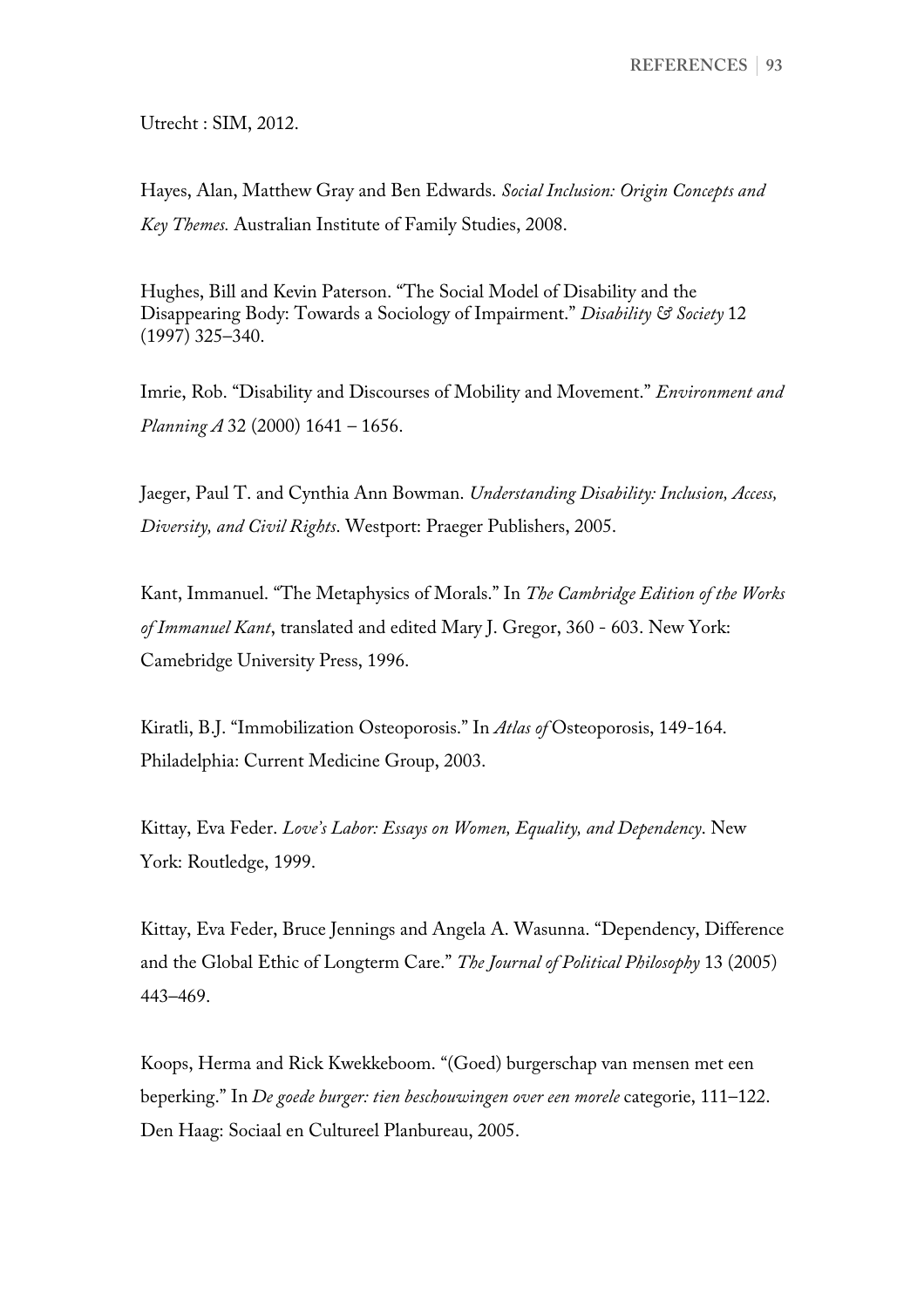Utrecht : SIM, 2012.

Hayes, Alan, Matthew Gray and Ben Edwards. *Social Inclusion: Origin Concepts and Key Themes.* Australian Institute of Family Studies, 2008.

Hughes, Bill and Kevin Paterson. "The Social Model of Disability and the Disappearing Body: Towards a Sociology of Impairment." *Disability & Society* 12 (1997) 325–340.

Imrie, Rob. "Disability and Discourses of Mobility and Movement." *Environment and Planning A* 32 (2000) 1641 – 1656.

Jaeger, Paul T. and Cynthia Ann Bowman. *Understanding Disability: Inclusion, Access, Diversity, and Civil Rights*. Westport: Praeger Publishers, 2005.

Kant, Immanuel. "The Metaphysics of Morals." In *The Cambridge Edition of the Works of Immanuel Kant*, translated and edited Mary J. Gregor, 360 - 603. New York: Camebridge University Press, 1996.

Kiratli, B.J. "Immobilization Osteoporosis." In *Atlas of* Osteoporosis, 149-164. Philadelphia: Current Medicine Group, 2003.

Kittay, Eva Feder. *Love's Labor: Essays on Women, Equality, and Dependency*. New York: Routledge, 1999.

Kittay, Eva Feder, Bruce Jennings and Angela A. Wasunna. "Dependency, Difference and the Global Ethic of Longterm Care." *The Journal of Political Philosophy* 13 (2005) 443–469.

Koops, Herma and Rick Kwekkeboom. "(Goed) burgerschap van mensen met een beperking." In *De goede burger: tien beschouwingen over een morele* categorie, 111–122. Den Haag: Sociaal en Cultureel Planbureau, 2005.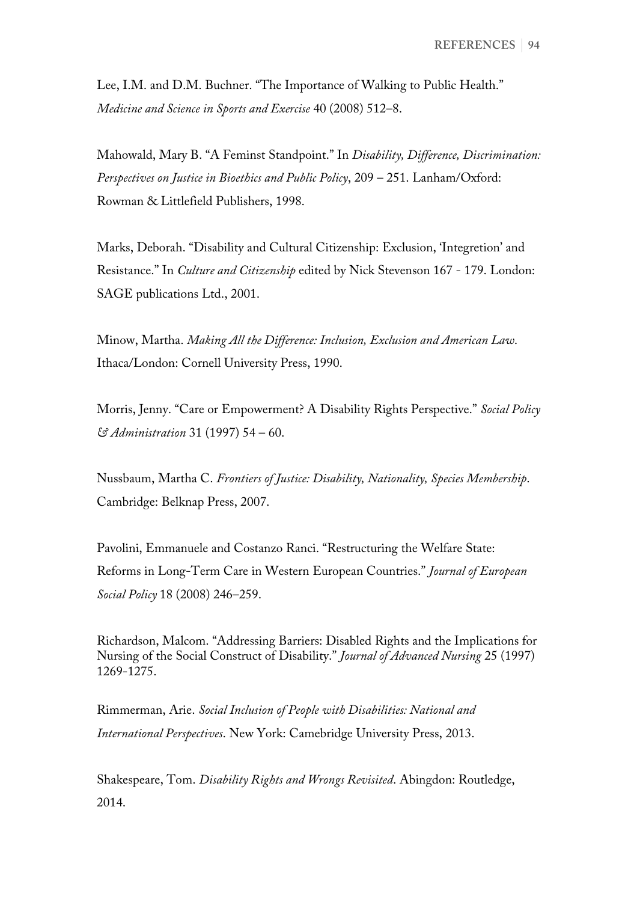Lee, I.M. and D.M. Buchner. "The Importance of Walking to Public Health." *Medicine and Science in Sports and Exercise* 40 (2008) 512–8.

Mahowald, Mary B. "A Feminst Standpoint." In *Disability, Difference, Discrimination: Perspectives on Justice in Bioethics and Public Policy*, 209 – 251. Lanham/Oxford: Rowman & Littlefield Publishers, 1998.

Marks, Deborah. "Disability and Cultural Citizenship: Exclusion, 'Integretion' and Resistance." In *Culture and Citizenship* edited by Nick Stevenson 167 - 179. London: SAGE publications Ltd., 2001.

Minow, Martha. *Making All the Difference: Inclusion, Exclusion and American Law*. Ithaca/London: Cornell University Press, 1990.

Morris, Jenny. "Care or Empowerment? A Disability Rights Perspective." *Social Policy & Administration* 31 (1997) 54 – 60.

Nussbaum, Martha C. *Frontiers of Justice: Disability, Nationality, Species Membership*. Cambridge: Belknap Press, 2007.

Pavolini, Emmanuele and Costanzo Ranci. "Restructuring the Welfare State: Reforms in Long-Term Care in Western European Countries." *Journal of European Social Policy* 18 (2008) 246–259.

Richardson, Malcom. "Addressing Barriers: Disabled Rights and the Implications for Nursing of the Social Construct of Disability." *Journal of Advanced Nursing* 25 (1997) 1269-1275.

Rimmerman, Arie. *Social Inclusion of People with Disabilities: National and International Perspectives*. New York: Camebridge University Press, 2013.

Shakespeare, Tom. *Disability Rights and Wrongs Revisited*. Abingdon: Routledge, 2014.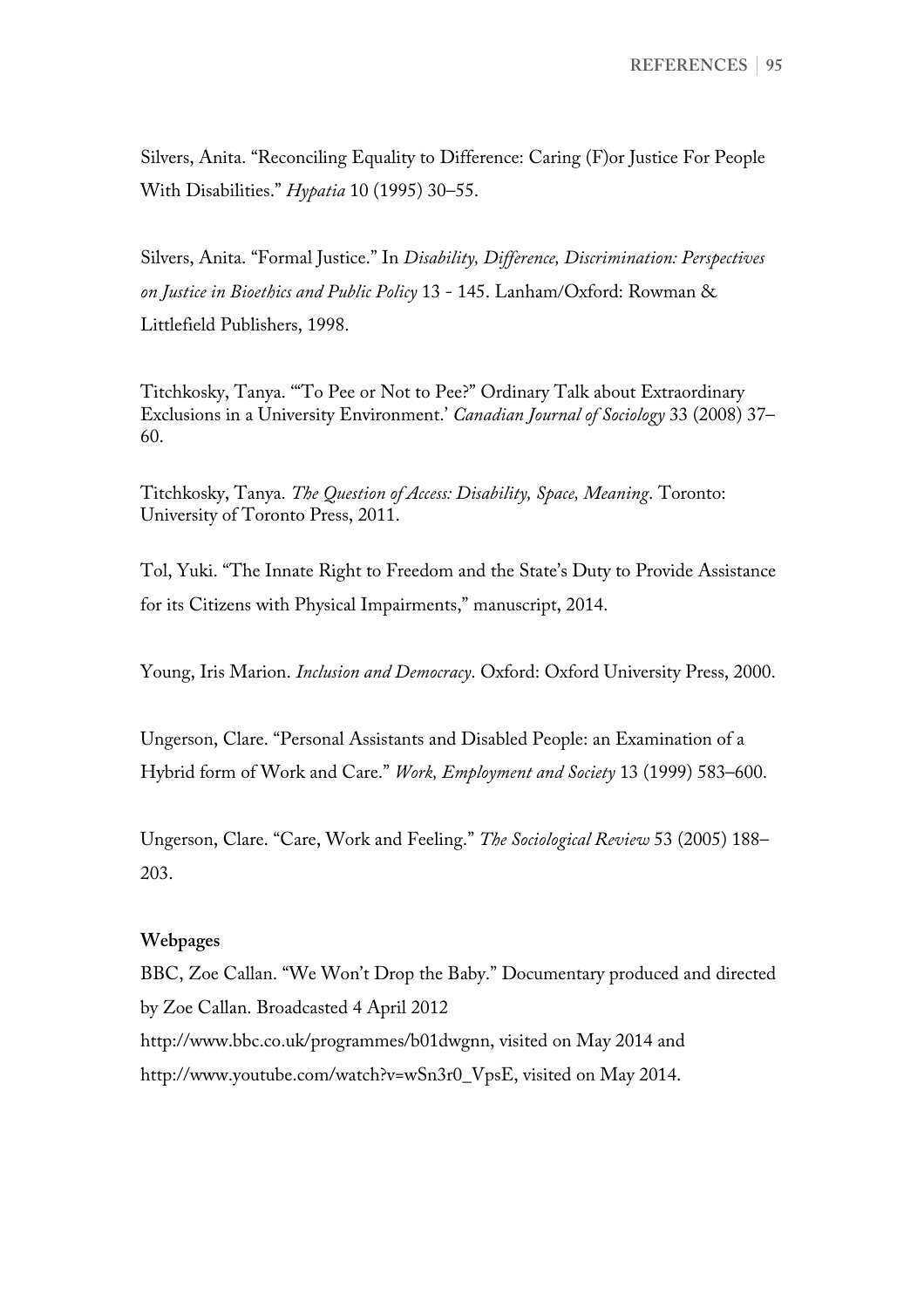Silvers, Anita. "Reconciling Equality to Difference: Caring (F)or Justice For People With Disabilities." *Hypatia* 10 (1995) 30–55.

Silvers, Anita. "Formal Justice." In *Disability, Difference, Discrimination: Perspectives on Justice in Bioethics and Public Policy* 13 - 145. Lanham/Oxford: Rowman & Littlefield Publishers, 1998.

Titchkosky, Tanya. '"To Pee or Not to Pee?" Ordinary Talk about Extraordinary Exclusions in a University Environment.' *Canadian Journal of Sociology* 33 (2008) 37–60.

Titchkosky, Tanya. *The Question of Access: Disability, Space, Meaning*. Toronto: University of Toronto Press, 2011.

Tol, Yuki. "The Innate Right to Freedom and the State's Duty to Provide Assistance for its Citizens with Physical Impairments," manuscript, 2014.

Young, Iris Marion. *Inclusion and Democracy*. Oxford: Oxford University Press, 2000.

Ungerson, Clare. "Personal Assistants and Disabled People: an Examination of a Hybrid form of Work and Care." *Work, Employment and Society* 13 (1999) 583–600.

Ungerson, Clare. "Care, Work and Feeling." *The Sociological Review* 53 (2005) 188–203.

**Webpages**

BBC, Zoe Callan. "We Won't Drop the Baby." Documentary produced and directed by Zoe Callan. Broadcasted 4 April 2012 http://www.bbc.co.uk/programmes/b01dwgnn, visited on May 2014 and http://www.youtube.com/watch?v=wSn3r0_VpsE, visited on May 2014.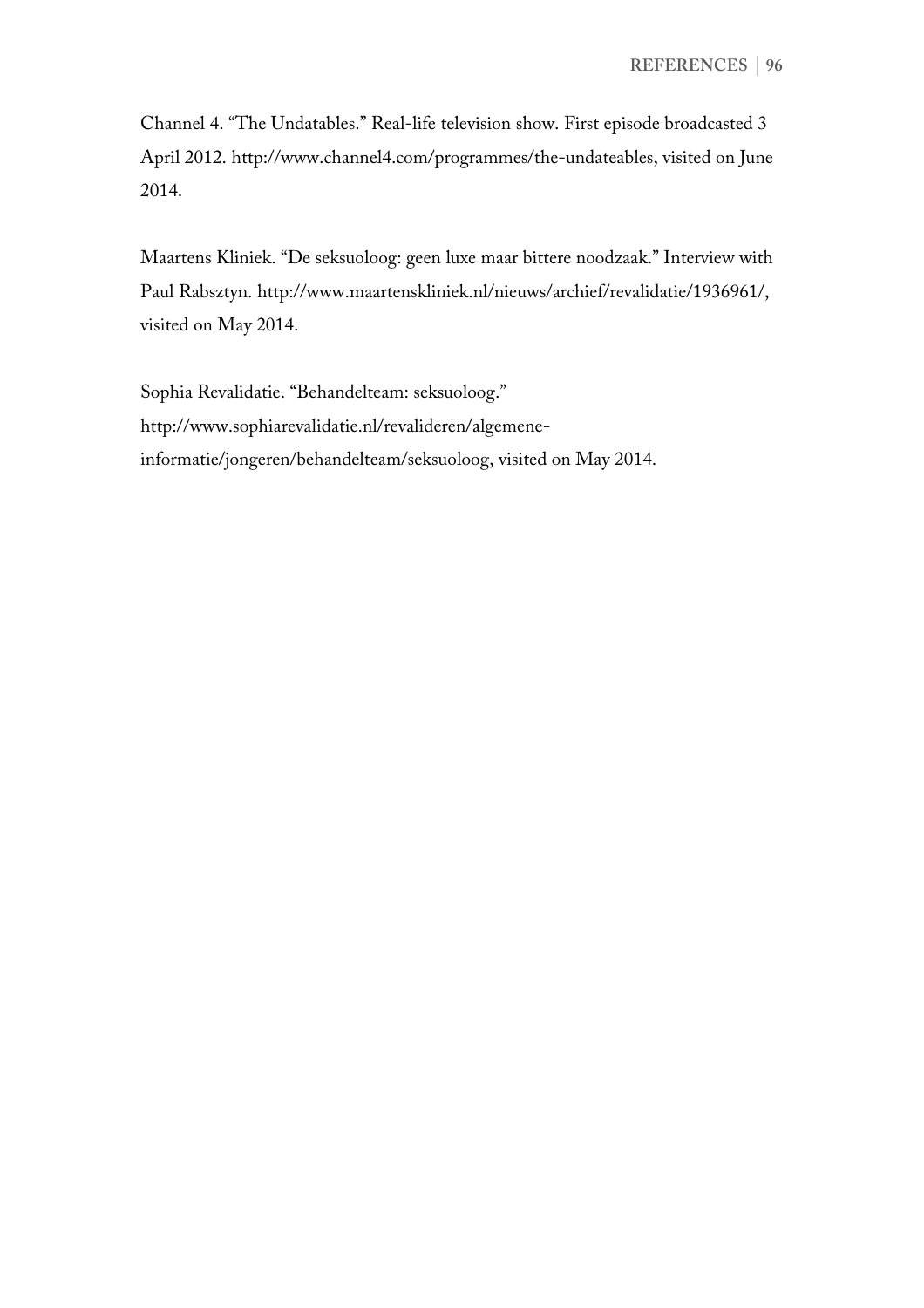Channel 4. "The Undatables." Real-life television show. First episode broadcasted 3 April 2012. http://www.channel4.com/programmes/the-undateables, visited on June 2014.

Maartens Kliniek. "De seksuoloog: geen luxe maar bittere noodzaak." Interview with Paul Rabsztyn. http://www.maartenskliniek.nl/nieuws/archief/revalidatie/1936961/, visited on May 2014.

Sophia Revalidatie. "Behandelteam: seksuoloog." http://www.sophiarevalidatie.nl/revalideren/algemene-informatie/jongeren/behandelteam/seksuoloog, visited on May 2014.